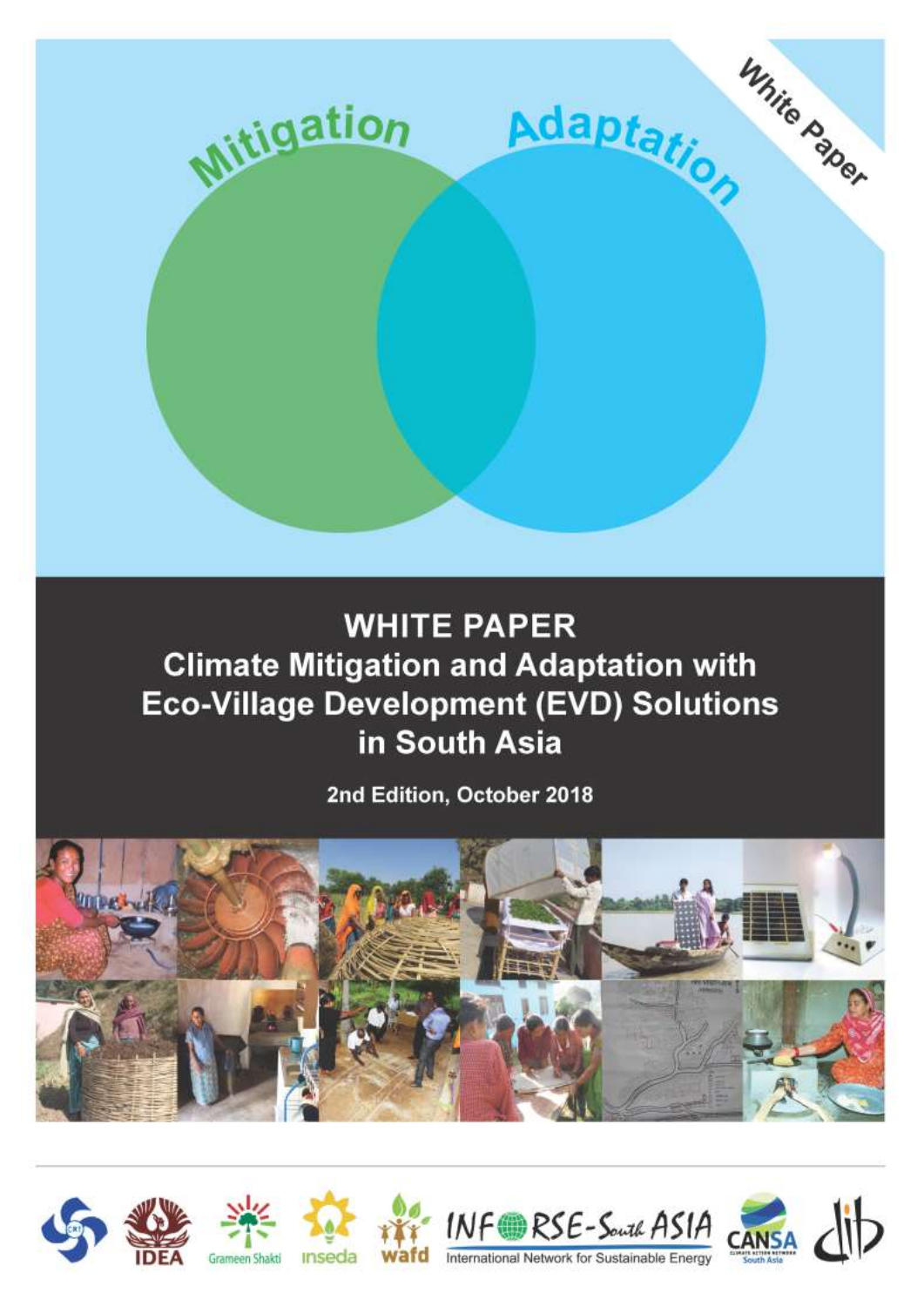Mitigation

Adaptation

White Paper

# WHITE PAPER

# Climate Mitigation and Adaptation with Eco-Village Development (EVD) Solutions in South Asia

**2nd Edition, October 2018**

IDEA · Grameen Shakti · inseda · wafd · INFORSE-South ASIA International Network for Sustainable Energy · CANSA Climate Action Network South Asia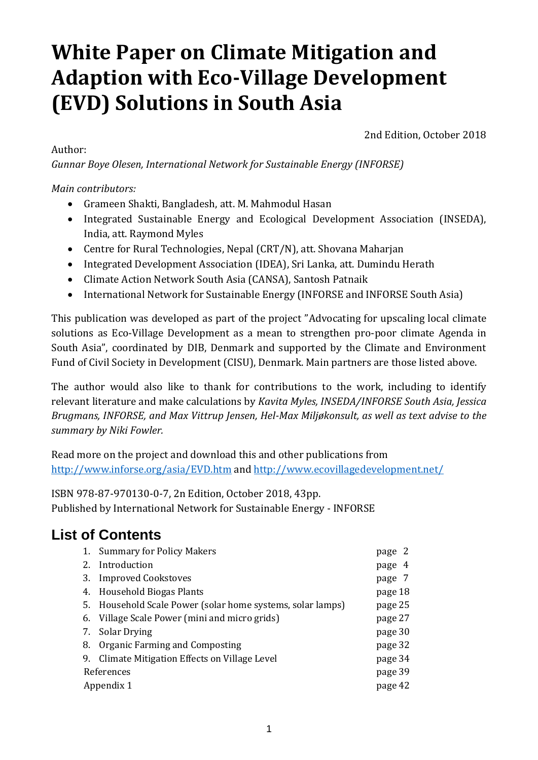# White Paper on Climate Mitigation and Adaption with Eco-Village Development (EVD) Solutions in South Asia

2nd Edition, October 2018

Author:
*Gunnar Boye Olesen, International Network for Sustainable Energy (INFORSE)*

*Main contributors:*

- Grameen Shakti, Bangladesh, att. M. Mahmodul Hasan
- Integrated Sustainable Energy and Ecological Development Association (INSEDA), India, att. Raymond Myles
- Centre for Rural Technologies, Nepal (CRT/N), att. Shovana Maharjan
- Integrated Development Association (IDEA), Sri Lanka, att. Dumindu Herath
- Climate Action Network South Asia (CANSA), Santosh Patnaik
- International Network for Sustainable Energy (INFORSE and INFORSE South Asia)

This publication was developed as part of the project "Advocating for upscaling local climate solutions as Eco-Village Development as a mean to strengthen pro-poor climate Agenda in South Asia", coordinated by DIB, Denmark and supported by the Climate and Environment Fund of Civil Society in Development (CISU), Denmark. Main partners are those listed above.

The author would also like to thank for contributions to the work, including to identify relevant literature and make calculations by *Kavita Myles, INSEDA/INFORSE South Asia, Jessica Brugmans, INFORSE, and Max Vittrup Jensen, Hel-Max Miljøkonsult, as well as text advise to the summary by Niki Fowler.*

Read more on the project and download this and other publications from
http://www.inforse.org/asia/EVD.htm and http://www.ecovillagedevelopment.net/

ISBN 978-87-970130-0-7, 2n Edition, October 2018, 43pp.
Published by International Network for Sustainable Energy - INFORSE

## List of Contents

1. Summary for Policy Makers — page 2
2. Introduction — page 4
3. Improved Cookstoves — page 7
4. Household Biogas Plants — page 18
5. Household Scale Power (solar home systems, solar lamps) — page 25
6. Village Scale Power (mini and micro grids) — page 27
7. Solar Drying — page 30
8. Organic Farming and Composting — page 32
9. Climate Mitigation Effects on Village Level — page 34

References — page 39
Appendix 1 — page 42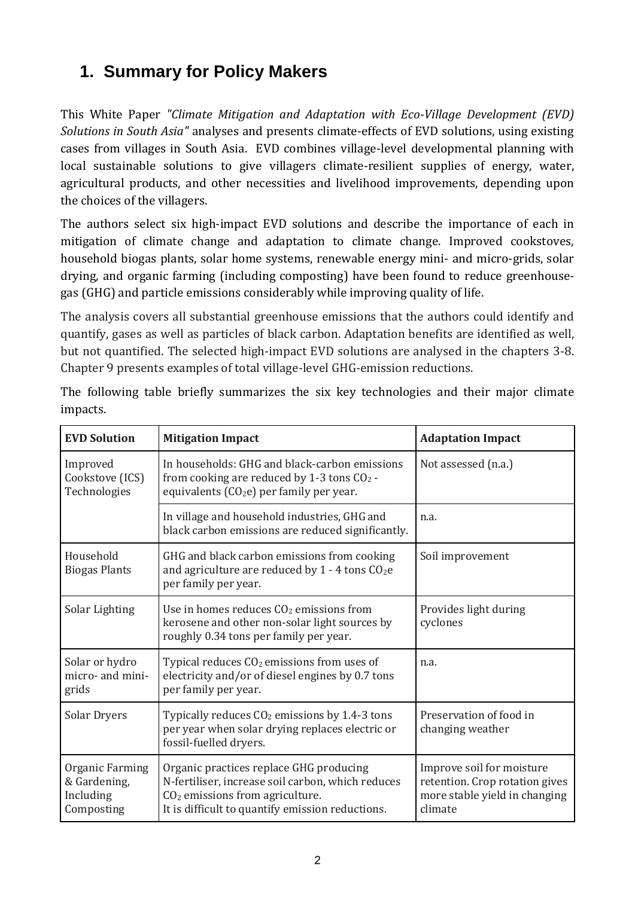# 1. Summary for Policy Makers

This White Paper *"Climate Mitigation and Adaptation with Eco-Village Development (EVD) Solutions in South Asia"* analyses and presents climate-effects of EVD solutions, using existing cases from villages in South Asia. EVD combines village-level developmental planning with local sustainable solutions to give villagers climate-resilient supplies of energy, water, agricultural products, and other necessities and livelihood improvements, depending upon the choices of the villagers.

The authors select six high-impact EVD solutions and describe the importance of each in mitigation of climate change and adaptation to climate change. Improved cookstoves, household biogas plants, solar home systems, renewable energy mini- and micro-grids, solar drying, and organic farming (including composting) have been found to reduce greenhouse-gas (GHG) and particle emissions considerably while improving quality of life.

The analysis covers all substantial greenhouse emissions that the authors could identify and quantify, gases as well as particles of black carbon. Adaptation benefits are identified as well, but not quantified. The selected high-impact EVD solutions are analysed in the chapters 3-8. Chapter 9 presents examples of total village-level GHG-emission reductions.

The following table briefly summarizes the six key technologies and their major climate impacts.

| EVD Solution | Mitigation Impact | Adaptation Impact |
|---|---|---|
| Improved Cookstove (ICS) Technologies | In households: GHG and black-carbon emissions from cooking are reduced by 1-3 tons $CO_2$ -equivalents ($CO_2$e) per family per year. | Not assessed (n.a.) |
| | In village and household industries, GHG and black carbon emissions are reduced significantly. | n.a. |
| Household Biogas Plants | GHG and black carbon emissions from cooking and agriculture are reduced by 1 - 4 tons $CO_2$e per family per year. | Soil improvement |
| Solar Lighting | Use in homes reduces $CO_2$ emissions from kerosene and other non-solar light sources by roughly 0.34 tons per family per year. | Provides light during cyclones |
| Solar or hydro micro- and mini-grids | Typical reduces $CO_2$ emissions from uses of electricity and/or of diesel engines by 0.7 tons per family per year. | n.a. |
| Solar Dryers | Typically reduces $CO_2$ emissions by 1.4-3 tons per year when solar drying replaces electric or fossil-fuelled dryers. | Preservation of food in changing weather |
| Organic Farming & Gardening, Including Composting | Organic practices replace GHG producing N-fertiliser, increase soil carbon, which reduces $CO_2$ emissions from agriculture. It is difficult to quantify emission reductions. | Improve soil for moisture retention. Crop rotation gives more stable yield in changing climate |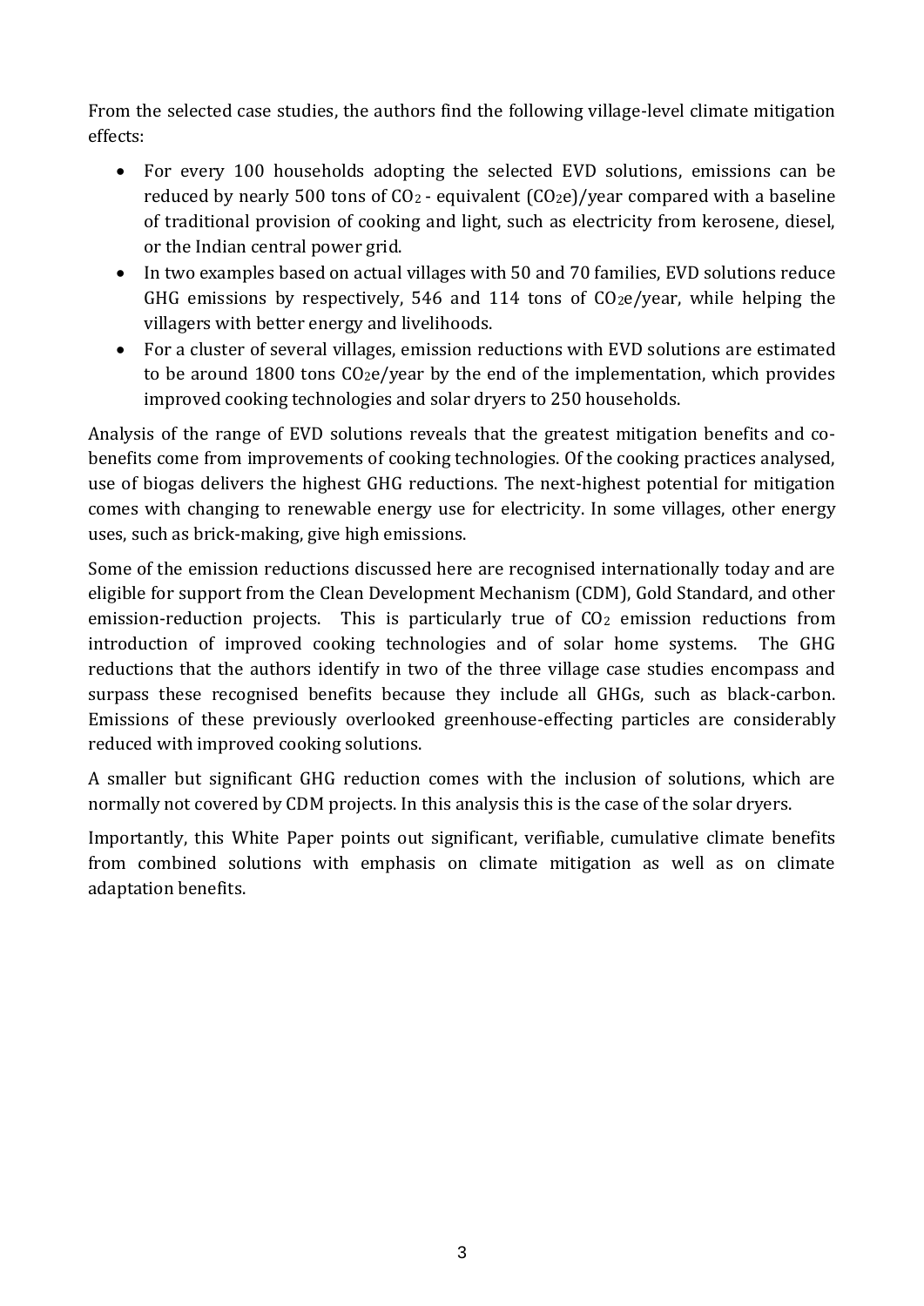From the selected case studies, the authors find the following village-level climate mitigation effects:

- For every 100 households adopting the selected EVD solutions, emissions can be reduced by nearly 500 tons of $CO_2$ - equivalent ($CO_2e$)/year compared with a baseline of traditional provision of cooking and light, such as electricity from kerosene, diesel, or the Indian central power grid.
- In two examples based on actual villages with 50 and 70 families, EVD solutions reduce GHG emissions by respectively, 546 and 114 tons of $CO_2e$/year, while helping the villagers with better energy and livelihoods.
- For a cluster of several villages, emission reductions with EVD solutions are estimated to be around 1800 tons $CO_2e$/year by the end of the implementation, which provides improved cooking technologies and solar dryers to 250 households.

Analysis of the range of EVD solutions reveals that the greatest mitigation benefits and co-benefits come from improvements of cooking technologies. Of the cooking practices analysed, use of biogas delivers the highest GHG reductions. The next-highest potential for mitigation comes with changing to renewable energy use for electricity. In some villages, other energy uses, such as brick-making, give high emissions.

Some of the emission reductions discussed here are recognised internationally today and are eligible for support from the Clean Development Mechanism (CDM), Gold Standard, and other emission-reduction projects. This is particularly true of $CO_2$ emission reductions from introduction of improved cooking technologies and of solar home systems. The GHG reductions that the authors identify in two of the three village case studies encompass and surpass these recognised benefits because they include all GHGs, such as black-carbon. Emissions of these previously overlooked greenhouse-effecting particles are considerably reduced with improved cooking solutions.

A smaller but significant GHG reduction comes with the inclusion of solutions, which are normally not covered by CDM projects. In this analysis this is the case of the solar dryers.

Importantly, this White Paper points out significant, verifiable, cumulative climate benefits from combined solutions with emphasis on climate mitigation as well as on climate adaptation benefits.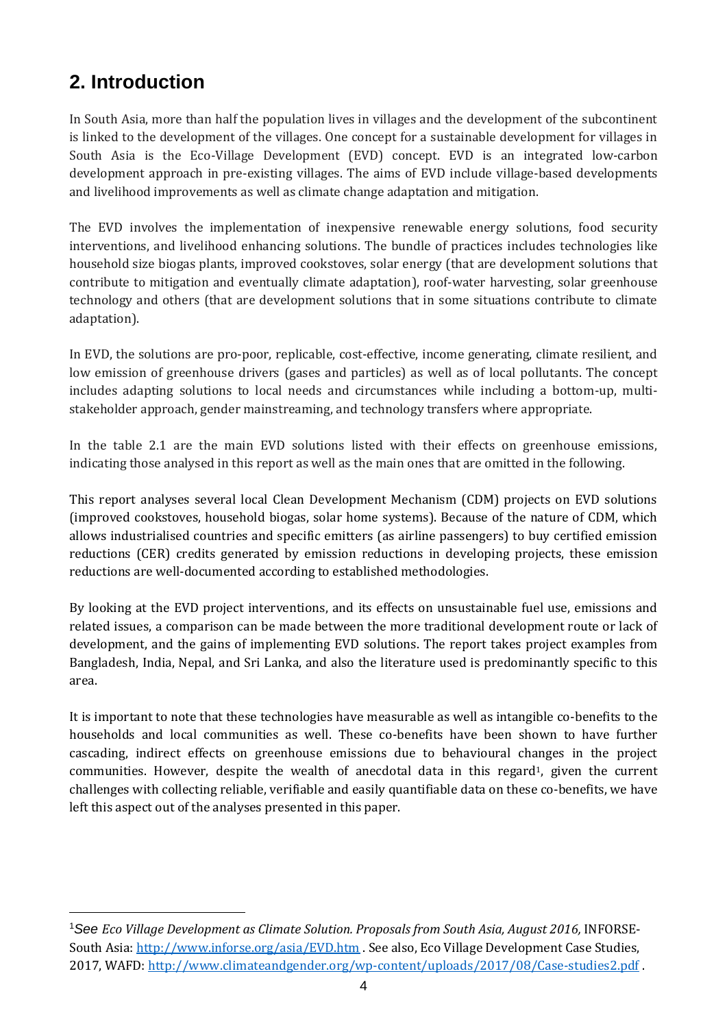## 2. Introduction

In South Asia, more than half the population lives in villages and the development of the subcontinent is linked to the development of the villages. One concept for a sustainable development for villages in South Asia is the Eco-Village Development (EVD) concept. EVD is an integrated low-carbon development approach in pre-existing villages. The aims of EVD include village-based developments and livelihood improvements as well as climate change adaptation and mitigation.

The EVD involves the implementation of inexpensive renewable energy solutions, food security interventions, and livelihood enhancing solutions. The bundle of practices includes technologies like household size biogas plants, improved cookstoves, solar energy (that are development solutions that contribute to mitigation and eventually climate adaptation), roof-water harvesting, solar greenhouse technology and others (that are development solutions that in some situations contribute to climate adaptation).

In EVD, the solutions are pro-poor, replicable, cost-effective, income generating, climate resilient, and low emission of greenhouse drivers (gases and particles) as well as of local pollutants. The concept includes adapting solutions to local needs and circumstances while including a bottom-up, multi-stakeholder approach, gender mainstreaming, and technology transfers where appropriate.

In the table 2.1 are the main EVD solutions listed with their effects on greenhouse emissions, indicating those analysed in this report as well as the main ones that are omitted in the following.

This report analyses several local Clean Development Mechanism (CDM) projects on EVD solutions (improved cookstoves, household biogas, solar home systems). Because of the nature of CDM, which allows industrialised countries and specific emitters (as airline passengers) to buy certified emission reductions (CER) credits generated by emission reductions in developing projects, these emission reductions are well-documented according to established methodologies.

By looking at the EVD project interventions, and its effects on unsustainable fuel use, emissions and related issues, a comparison can be made between the more traditional development route or lack of development, and the gains of implementing EVD solutions. The report takes project examples from Bangladesh, India, Nepal, and Sri Lanka, and also the literature used is predominantly specific to this area.

It is important to note that these technologies have measurable as well as intangible co-benefits to the households and local communities as well. These co-benefits have been shown to have further cascading, indirect effects on greenhouse emissions due to behavioural changes in the project communities. However, despite the wealth of anecdotal data in this regard[1], given the current challenges with collecting reliable, verifiable and easily quantifiable data on these co-benefits, we have left this aspect out of the analyses presented in this paper.

---

[1] See *Eco Village Development as Climate Solution. Proposals from South Asia, August 2016,* INFORSE-South Asia: http://www.inforse.org/asia/EVD.htm . See also, Eco Village Development Case Studies, 2017, WAFD: http://www.climateandgender.org/wp-content/uploads/2017/08/Case-studies2.pdf .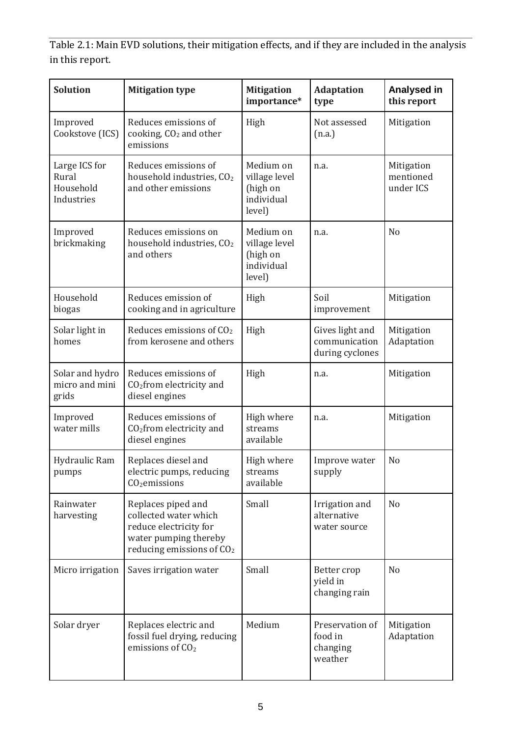Table 2.1: Main EVD solutions, their mitigation effects, and if they are included in the analysis in this report.

| Solution | Mitigation type | Mitigation importance* | Adaptation type | Analysed in this report |
|---|---|---|---|---|
| Improved Cookstove (ICS) | Reduces emissions of cooking, $CO_2$ and other emissions | High | Not assessed (n.a.) | Mitigation |
| Large ICS for Rural Household Industries | Reduces emissions of household industries, $CO_2$ and other emissions | Medium on village level (high on individual level) | n.a. | Mitigation mentioned under ICS |
| Improved brickmaking | Reduces emissions on household industries, $CO_2$ and others | Medium on village level (high on individual level) | n.a. | No |
| Household biogas | Reduces emission of cooking and in agriculture | High | Soil improvement | Mitigation |
| Solar light in homes | Reduces emissions of $CO_2$ from kerosene and others | High | Gives light and communication during cyclones | Mitigation Adaptation |
| Solar and hydro micro and mini grids | Reduces emissions of $CO_2$ from electricity and diesel engines | High | n.a. | Mitigation |
| Improved water mills | Reduces emissions of $CO_2$ from electricity and diesel engines | High where streams available | n.a. | Mitigation |
| Hydraulic Ram pumps | Replaces diesel and electric pumps, reducing $CO_2$ emissions | High where streams available | Improve water supply | No |
| Rainwater harvesting | Replaces piped and collected water which reduce electricity for water pumping thereby reducing emissions of $CO_2$ | Small | Irrigation and alternative water source | No |
| Micro irrigation | Saves irrigation water | Small | Better crop yield in changing rain | No |
| Solar dryer | Replaces electric and fossil fuel drying, reducing emissions of $CO_2$ | Medium | Preservation of food in changing weather | Mitigation Adaptation |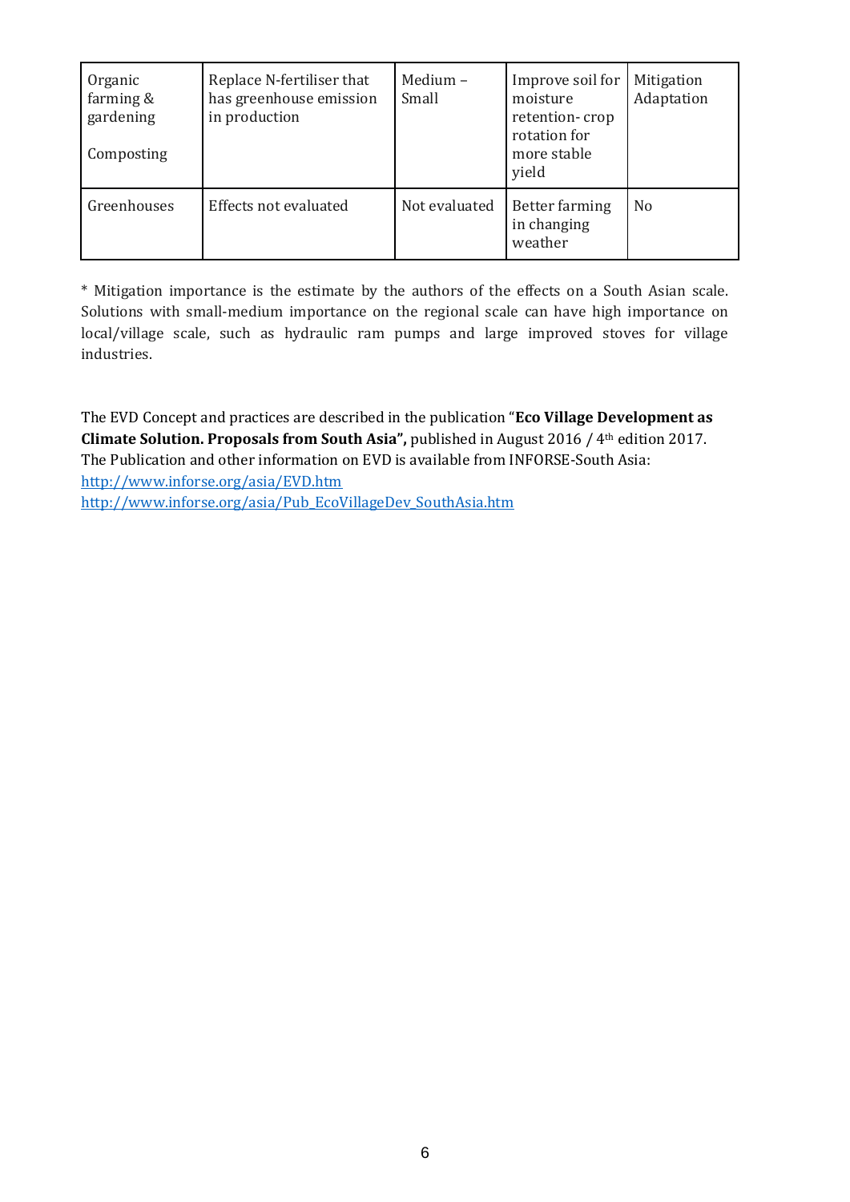| Organic farming & gardening<br><br>Composting | Replace N-fertiliser that has greenhouse emission in production | Medium – Small | Improve soil for moisture retention- crop rotation for more stable yield | Mitigation Adaptation |
|---|---|---|---|---|
| Greenhouses | Effects not evaluated | Not evaluated | Better farming in changing weather | No |

* Mitigation importance is the estimate by the authors of the effects on a South Asian scale. Solutions with small-medium importance on the regional scale can have high importance on local/village scale, such as hydraulic ram pumps and large improved stoves for village industries.

The EVD Concept and practices are described in the publication "**Eco Village Development as Climate Solution. Proposals from South Asia",** published in August 2016 / 4th edition 2017. The Publication and other information on EVD is available from INFORSE-South Asia:
[http://www.inforse.org/asia/EVD.htm](http://www.inforse.org/asia/EVD.htm)
[http://www.inforse.org/asia/Pub_EcoVillageDev_SouthAsia.htm](http://www.inforse.org/asia/Pub_EcoVillageDev_SouthAsia.htm)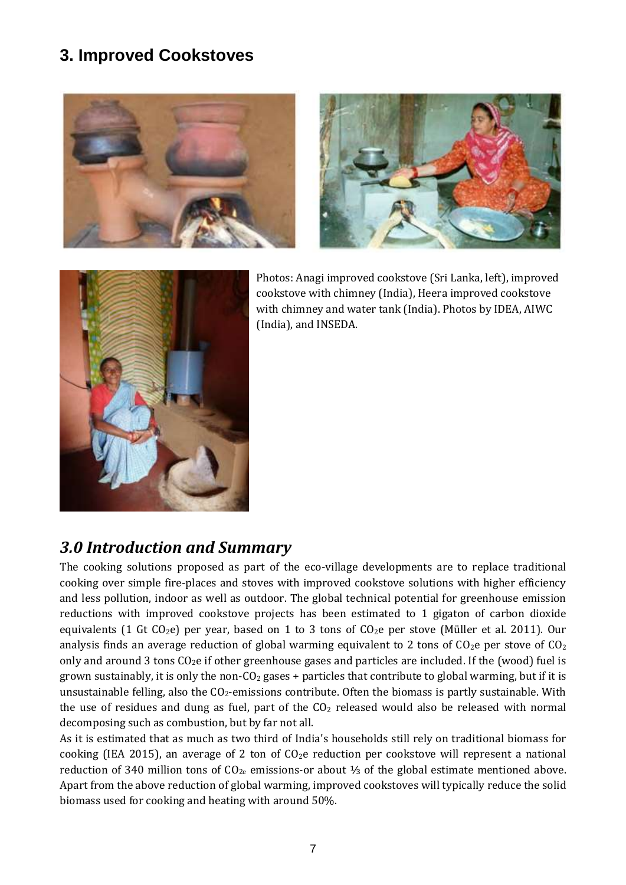# 3. Improved Cookstoves

Photos: Anagi improved cookstove (Sri Lanka, left), improved cookstove with chimney (India), Heera improved cookstove with chimney and water tank (India). Photos by IDEA, AIWC (India), and INSEDA.

## *3.0 Introduction and Summary*

The cooking solutions proposed as part of the eco-village developments are to replace traditional cooking over simple fire-places and stoves with improved cookstove solutions with higher efficiency and less pollution, indoor as well as outdoor. The global technical potential for greenhouse emission reductions with improved cookstove projects has been estimated to 1 gigaton of carbon dioxide equivalents (1 Gt $CO_{2}e$) per year, based on 1 to 3 tons of $CO_{2}e$ per stove (Müller et al. 2011). Our analysis finds an average reduction of global warming equivalent to 2 tons of $CO_{2}e$ per stove of $CO_{2}$ only and around 3 tons $CO_{2}e$ if other greenhouse gases and particles are included. If the (wood) fuel is grown sustainably, it is only the non-$CO_{2}$ gases + particles that contribute to global warming, but if it is unsustainable felling, also the $CO_{2}$-emissions contribute. Often the biomass is partly sustainable. With the use of residues and dung as fuel, part of the $CO_{2}$ released would also be released with normal decomposing such as combustion, but by far not all.

As it is estimated that as much as two third of India's households still rely on traditional biomass for cooking (IEA 2015), an average of 2 ton of $CO_{2}e$ reduction per cookstove will represent a national reduction of 340 million tons of $CO_{2e}$ emissions-or about ⅓ of the global estimate mentioned above. Apart from the above reduction of global warming, improved cookstoves will typically reduce the solid biomass used for cooking and heating with around 50%.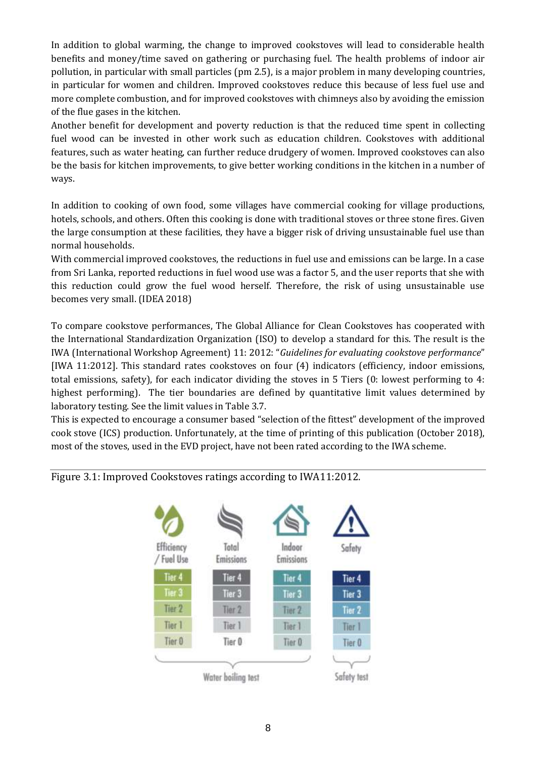In addition to global warming, the change to improved cookstoves will lead to considerable health benefits and money/time saved on gathering or purchasing fuel. The health problems of indoor air pollution, in particular with small particles (pm 2.5), is a major problem in many developing countries, in particular for women and children. Improved cookstoves reduce this because of less fuel use and more complete combustion, and for improved cookstoves with chimneys also by avoiding the emission of the flue gases in the kitchen.

Another benefit for development and poverty reduction is that the reduced time spent in collecting fuel wood can be invested in other work such as education children. Cookstoves with additional features, such as water heating, can further reduce drudgery of women. Improved cookstoves can also be the basis for kitchen improvements, to give better working conditions in the kitchen in a number of ways.

In addition to cooking of own food, some villages have commercial cooking for village productions, hotels, schools, and others. Often this cooking is done with traditional stoves or three stone fires. Given the large consumption at these facilities, they have a bigger risk of driving unsustainable fuel use than normal households.

With commercial improved cookstoves, the reductions in fuel use and emissions can be large. In a case from Sri Lanka, reported reductions in fuel wood use was a factor 5, and the user reports that she with this reduction could grow the fuel wood herself. Therefore, the risk of using unsustainable use becomes very small. (IDEA 2018)

To compare cookstove performances, The Global Alliance for Clean Cookstoves has cooperated with the International Standardization Organization (ISO) to develop a standard for this. The result is the IWA (International Workshop Agreement) 11: 2012: "*Guidelines for evaluating cookstove performance*" [IWA 11:2012]. This standard rates cookstoves on four (4) indicators (efficiency, indoor emissions, total emissions, safety), for each indicator dividing the stoves in 5 Tiers (0: lowest performing to 4: highest performing). The tier boundaries are defined by quantitative limit values determined by laboratory testing. See the limit values in Table 3.7.

This is expected to encourage a consumer based "selection of the fittest" development of the improved cook stove (ICS) production. Unfortunately, at the time of printing of this publication (October 2018), most of the stoves, used in the EVD project, have not been rated according to the IWA scheme.

Figure 3.1: Improved Cookstoves ratings according to IWA11:2012.

| Efficiency / Fuel Use | Total Emissions | Indoor Emissions | Safety |
|---|---|---|---|
| Tier 4 | Tier 4 | Tier 4 | Tier 4 |
| Tier 3 | Tier 3 | Tier 3 | Tier 3 |
| Tier 2 | Tier 2 | Tier 2 | Tier 2 |
| Tier 1 | Tier 1 | Tier 1 | Tier 1 |
| Tier 0 | Tier 0 | Tier 0 | Tier 0 |
| Water boiling test | | | Safety test |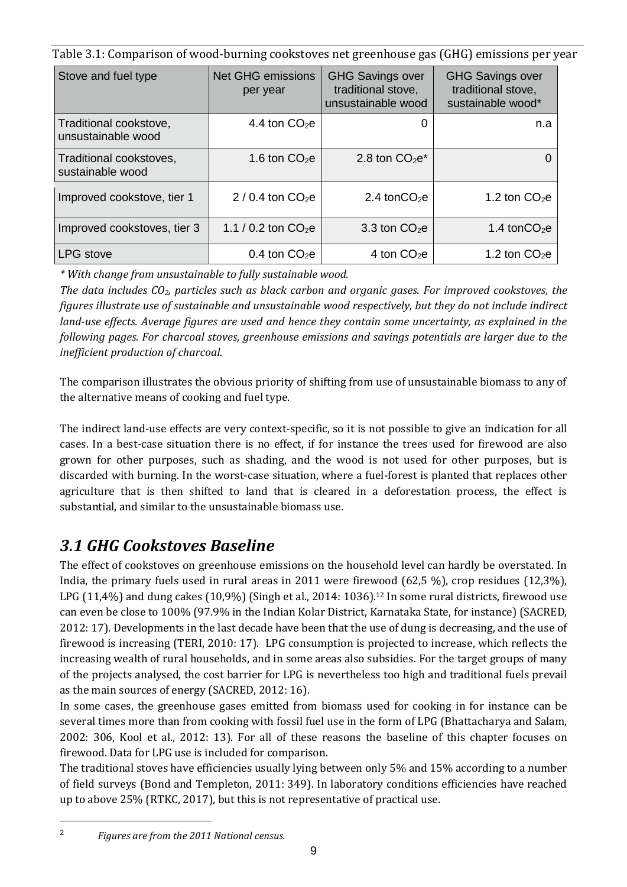Table 3.1: Comparison of wood-burning cookstoves net greenhouse gas (GHG) emissions per year

| Stove and fuel type | Net GHG emissions per year | GHG Savings over traditional stove, unsustainable wood | GHG Savings over traditional stove, sustainable wood* |
|---|---|---|---|
| Traditional cookstove, unsustainable wood | 4.4 ton $CO_2$e | 0 | n.a |
| Traditional cookstoves, sustainable wood | 1.6 ton $CO_2$e | 2.8 ton $CO_2$e* | 0 |
| Improved cookstove, tier 1 | 2 / 0.4 ton $CO_2$e | 2.4 ton$CO_2$e | 1.2 ton $CO_2$e |
| Improved cookstoves, tier 3 | 1.1 / 0.2 ton $CO_2$e | 3.3 ton $CO_2$e | 1.4 ton$CO_2$e |
| LPG stove | 0.4 ton $CO_2$e | 4 ton $CO_2$e | 1.2 ton $CO_2$e |

*\* With change from unsustainable to fully sustainable wood.*

*The data includes $CO_2$, particles such as black carbon and organic gases. For improved cookstoves, the figures illustrate use of sustainable and unsustainable wood respectively, but they do not include indirect land-use effects. Average figures are used and hence they contain some uncertainty, as explained in the following pages. For charcoal stoves, greenhouse emissions and savings potentials are larger due to the inefficient production of charcoal.*

The comparison illustrates the obvious priority of shifting from use of unsustainable biomass to any of the alternative means of cooking and fuel type.

The indirect land-use effects are very context-specific, so it is not possible to give an indication for all cases. In a best-case situation there is no effect, if for instance the trees used for firewood are also grown for other purposes, such as shading, and the wood is not used for other purposes, but is discarded with burning. In the worst-case situation, where a fuel-forest is planted that replaces other agriculture that is then shifted to land that is cleared in a deforestation process, the effect is substantial, and similar to the unsustainable biomass use.

## *3.1 GHG Cookstoves Baseline*

The effect of cookstoves on greenhouse emissions on the household level can hardly be overstated. In India, the primary fuels used in rural areas in 2011 were firewood (62,5 %), crop residues (12,3%), LPG (11,4%) and dung cakes (10,9%) (Singh et al., 2014: 1036).[12] In some rural districts, firewood use can even be close to 100% (97.9% in the Indian Kolar District, Karnataka State, for instance) (SACRED, 2012: 17). Developments in the last decade have been that the use of dung is decreasing, and the use of firewood is increasing (TERI, 2010: 17). LPG consumption is projected to increase, which reflects the increasing wealth of rural households, and in some areas also subsidies. For the target groups of many of the projects analysed, the cost barrier for LPG is nevertheless too high and traditional fuels prevail as the main sources of energy (SACRED, 2012: 16).

In some cases, the greenhouse gases emitted from biomass used for cooking in for instance can be several times more than from cooking with fossil fuel use in the form of LPG (Bhattacharya and Salam, 2002: 306, Kool et al., 2012: 13). For all of these reasons the baseline of this chapter focuses on firewood. Data for LPG use is included for comparison.

The traditional stoves have efficiencies usually lying between only 5% and 15% according to a number of field surveys (Bond and Templeton, 2011: 349). In laboratory conditions efficiencies have reached up to above 25% (RTKC, 2017), but this is not representative of practical use.

[2] *Figures are from the 2011 National census.*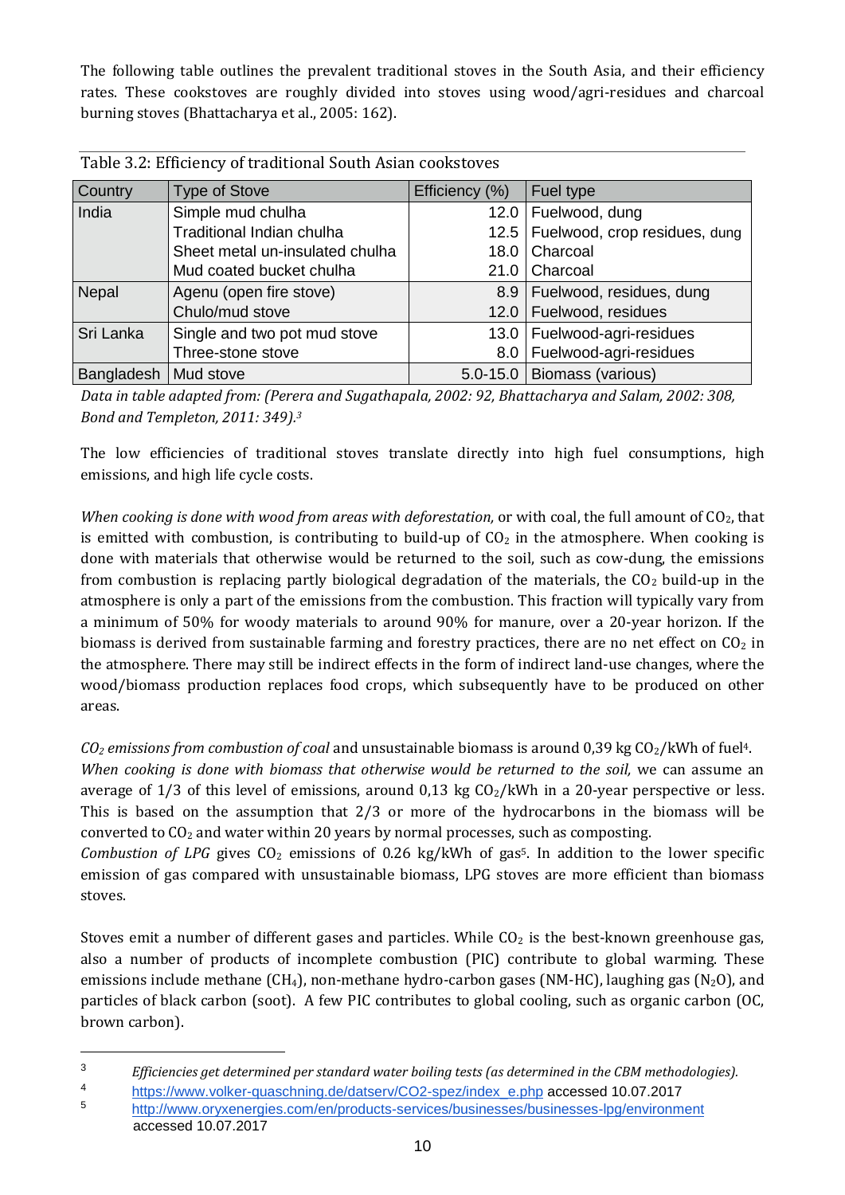The following table outlines the prevalent traditional stoves in the South Asia, and their efficiency rates. These cookstoves are roughly divided into stoves using wood/agri-residues and charcoal burning stoves (Bhattacharya et al., 2005: 162).

Table 3.2: Efficiency of traditional South Asian cookstoves

| Country | Type of Stove | Efficiency (%) | Fuel type |
|---|---|---|---|
| India | Simple mud chulha | 12.0 | Fuelwood, dung |
| | Traditional Indian chulha | 12.5 | Fuelwood, crop residues, dung |
| | Sheet metal un-insulated chulha | 18.0 | Charcoal |
| | Mud coated bucket chulha | 21.0 | Charcoal |
| Nepal | Agenu (open fire stove) | 8.9 | Fuelwood, residues, dung |
| | Chulo/mud stove | 12.0 | Fuelwood, residues |
| Sri Lanka | Single and two pot mud stove | 13.0 | Fuelwood-agri-residues |
| | Three-stone stove | 8.0 | Fuelwood-agri-residues |
| Bangladesh | Mud stove | 5.0-15.0 | Biomass (various) |

*Data in table adapted from: (Perera and Sugathapala, 2002: 92, Bhattacharya and Salam, 2002: 308, Bond and Templeton, 2011: 349).*[3]

The low efficiencies of traditional stoves translate directly into high fuel consumptions, high emissions, and high life cycle costs.

*When cooking is done with wood from areas with deforestation,* or with coal, the full amount of $CO_2$, that is emitted with combustion, is contributing to build-up of $CO_2$ in the atmosphere. When cooking is done with materials that otherwise would be returned to the soil, such as cow-dung, the emissions from combustion is replacing partly biological degradation of the materials, the $CO_2$ build-up in the atmosphere is only a part of the emissions from the combustion. This fraction will typically vary from a minimum of 50% for woody materials to around 90% for manure, over a 20-year horizon. If the biomass is derived from sustainable farming and forestry practices, there are no net effect on $CO_2$ in the atmosphere. There may still be indirect effects in the form of indirect land-use changes, where the wood/biomass production replaces food crops, which subsequently have to be produced on other areas.

*$CO_2$ emissions from combustion of coal* and unsustainable biomass is around 0,39 kg $CO_2$/kWh of fuel[4].
*When cooking is done with biomass that otherwise would be returned to the soil,* we can assume an average of 1/3 of this level of emissions, around 0,13 kg $CO_2$/kWh in a 20-year perspective or less. This is based on the assumption that 2/3 or more of the hydrocarbons in the biomass will be converted to $CO_2$ and water within 20 years by normal processes, such as composting.
*Combustion of LPG* gives $CO_2$ emissions of 0.26 kg/kWh of gas[5]. In addition to the lower specific emission of gas compared with unsustainable biomass, LPG stoves are more efficient than biomass stoves.

Stoves emit a number of different gases and particles. While $CO_2$ is the best-known greenhouse gas, also a number of products of incomplete combustion (PIC) contribute to global warming. These emissions include methane ($CH_4$), non-methane hydro-carbon gases (NM-HC), laughing gas ($N_2O$), and particles of black carbon (soot). A few PIC contributes to global cooling, such as organic carbon (OC, brown carbon).

---

[3] *Efficiencies get determined per standard water boiling tests (as determined in the CBM methodologies).*

[4] https://www.volker-quaschning.de/datserv/CO2-spez/index_e.php accessed 10.07.2017

[5] http://www.oryxenergies.com/en/products-services/businesses/businesses-lpg/environment accessed 10.07.2017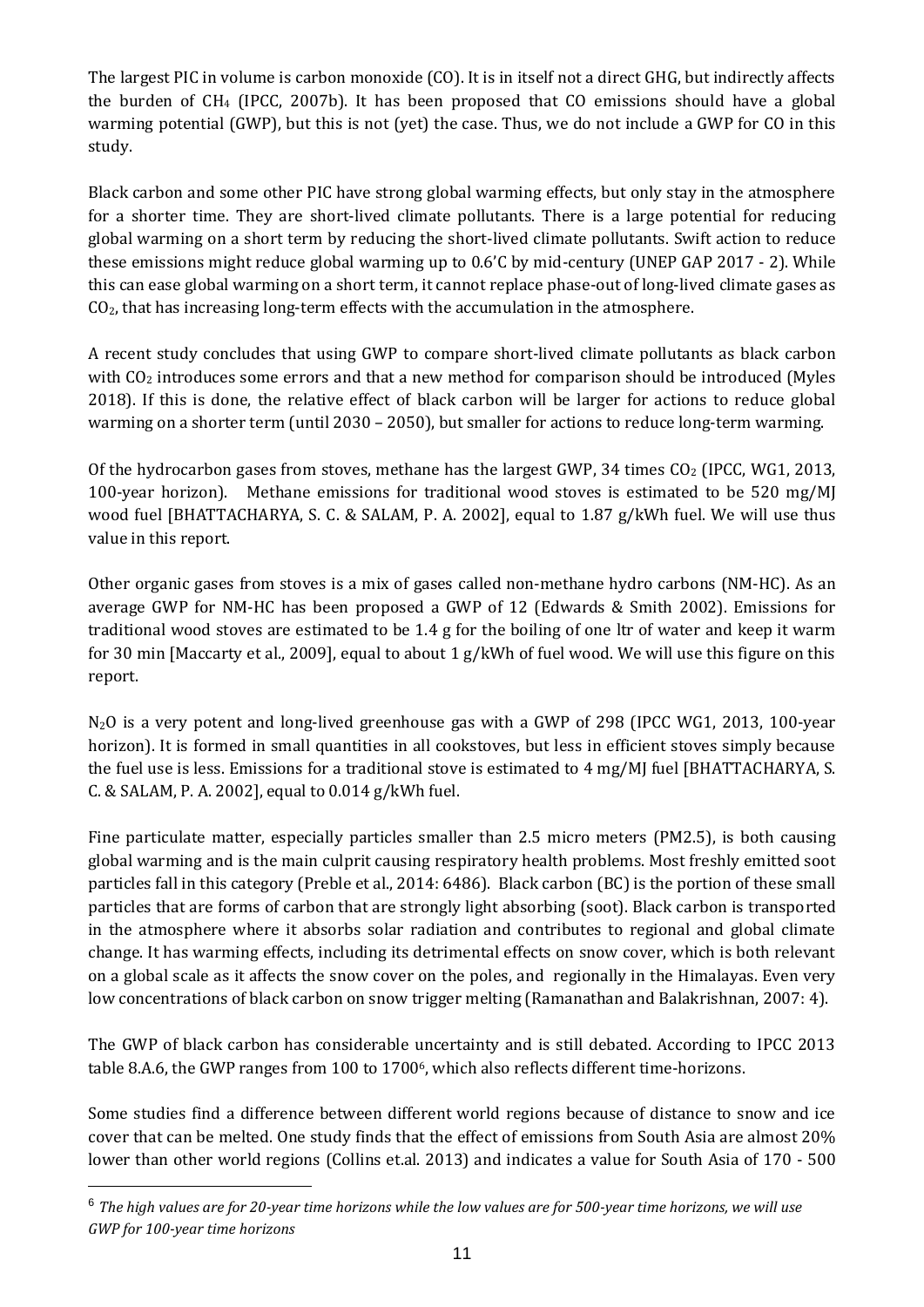The largest PIC in volume is carbon monoxide (CO). It is in itself not a direct GHG, but indirectly affects the burden of $CH_4$ (IPCC, 2007b). It has been proposed that CO emissions should have a global warming potential (GWP), but this is not (yet) the case. Thus, we do not include a GWP for CO in this study.

Black carbon and some other PIC have strong global warming effects, but only stay in the atmosphere for a shorter time. They are short-lived climate pollutants. There is a large potential for reducing global warming on a short term by reducing the short-lived climate pollutants. Swift action to reduce these emissions might reduce global warming up to 0.6'C by mid-century (UNEP GAP 2017 - 2). While this can ease global warming on a short term, it cannot replace phase-out of long-lived climate gases as $CO_2$, that has increasing long-term effects with the accumulation in the atmosphere.

A recent study concludes that using GWP to compare short-lived climate pollutants as black carbon with $CO_2$ introduces some errors and that a new method for comparison should be introduced (Myles 2018). If this is done, the relative effect of black carbon will be larger for actions to reduce global warming on a shorter term (until 2030 – 2050), but smaller for actions to reduce long-term warming.

Of the hydrocarbon gases from stoves, methane has the largest GWP, 34 times $CO_2$ (IPCC, WG1, 2013, 100-year horizon). Methane emissions for traditional wood stoves is estimated to be 520 mg/MJ wood fuel [BHATTACHARYA, S. C. & SALAM, P. A. 2002], equal to 1.87 g/kWh fuel. We will use thus value in this report.

Other organic gases from stoves is a mix of gases called non-methane hydro carbons (NM-HC). As an average GWP for NM-HC has been proposed a GWP of 12 (Edwards & Smith 2002). Emissions for traditional wood stoves are estimated to be 1.4 g for the boiling of one ltr of water and keep it warm for 30 min [Maccarty et al., 2009], equal to about 1 g/kWh of fuel wood. We will use this figure on this report.

$N_2O$ is a very potent and long-lived greenhouse gas with a GWP of 298 (IPCC WG1, 2013, 100-year horizon). It is formed in small quantities in all cookstoves, but less in efficient stoves simply because the fuel use is less. Emissions for a traditional stove is estimated to 4 mg/MJ fuel [BHATTACHARYA, S. C. & SALAM, P. A. 2002], equal to 0.014 g/kWh fuel.

Fine particulate matter, especially particles smaller than 2.5 micro meters (PM2.5), is both causing global warming and is the main culprit causing respiratory health problems. Most freshly emitted soot particles fall in this category (Preble et al., 2014: 6486). Black carbon (BC) is the portion of these small particles that are forms of carbon that are strongly light absorbing (soot). Black carbon is transported in the atmosphere where it absorbs solar radiation and contributes to regional and global climate change. It has warming effects, including its detrimental effects on snow cover, which is both relevant on a global scale as it affects the snow cover on the poles, and regionally in the Himalayas. Even very low concentrations of black carbon on snow trigger melting (Ramanathan and Balakrishnan, 2007: 4).

The GWP of black carbon has considerable uncertainty and is still debated. According to IPCC 2013 table 8.A.6, the GWP ranges from 100 to 1700[6], which also reflects different time-horizons.

Some studies find a difference between different world regions because of distance to snow and ice cover that can be melted. One study finds that the effect of emissions from South Asia are almost 20% lower than other world regions (Collins et.al. 2013) and indicates a value for South Asia of 170 - 500

[6] *The high values are for 20-year time horizons while the low values are for 500-year time horizons, we will use GWP for 100-year time horizons*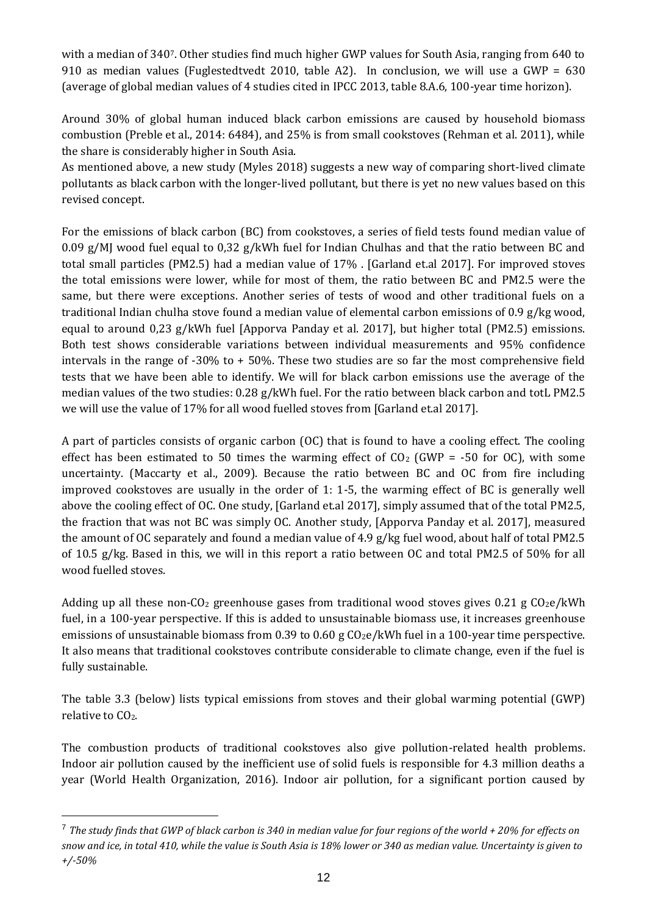with a median of 340[7]. Other studies find much higher GWP values for South Asia, ranging from 640 to 910 as median values (Fuglestedtvedt 2010, table A2). In conclusion, we will use a GWP = 630 (average of global median values of 4 studies cited in IPCC 2013, table 8.A.6, 100-year time horizon).

Around 30% of global human induced black carbon emissions are caused by household biomass combustion (Preble et al., 2014: 6484), and 25% is from small cookstoves (Rehman et al. 2011), while the share is considerably higher in South Asia.
As mentioned above, a new study (Myles 2018) suggests a new way of comparing short-lived climate pollutants as black carbon with the longer-lived pollutant, but there is yet no new values based on this revised concept.

For the emissions of black carbon (BC) from cookstoves, a series of field tests found median value of 0.09 g/MJ wood fuel equal to 0,32 g/kWh fuel for Indian Chulhas and that the ratio between BC and total small particles (PM2.5) had a median value of 17% . [Garland et.al 2017]. For improved stoves the total emissions were lower, while for most of them, the ratio between BC and PM2.5 were the same, but there were exceptions. Another series of tests of wood and other traditional fuels on a traditional Indian chulha stove found a median value of elemental carbon emissions of 0.9 g/kg wood, equal to around 0,23 g/kWh fuel [Apporva Panday et al. 2017], but higher total (PM2.5) emissions. Both test shows considerable variations between individual measurements and 95% confidence intervals in the range of -30% to + 50%. These two studies are so far the most comprehensive field tests that we have been able to identify. We will for black carbon emissions use the average of the median values of the two studies: 0.28 g/kWh fuel. For the ratio between black carbon and totL PM2.5 we will use the value of 17% for all wood fuelled stoves from [Garland et.al 2017].

A part of particles consists of organic carbon (OC) that is found to have a cooling effect. The cooling effect has been estimated to 50 times the warming effect of $CO_2$ (GWP = -50 for OC), with some uncertainty. (Maccarty et al., 2009). Because the ratio between BC and OC from fire including improved cookstoves are usually in the order of 1: 1-5, the warming effect of BC is generally well above the cooling effect of OC. One study, [Garland et.al 2017], simply assumed that of the total PM2.5, the fraction that was not BC was simply OC. Another study, [Apporva Panday et al. 2017], measured the amount of OC separately and found a median value of 4.9 g/kg fuel wood, about half of total PM2.5 of 10.5 g/kg. Based in this, we will in this report a ratio between OC and total PM2.5 of 50% for all wood fuelled stoves.

Adding up all these non-$CO_2$ greenhouse gases from traditional wood stoves gives 0.21 g $CO_2e$/kWh fuel, in a 100-year perspective. If this is added to unsustainable biomass use, it increases greenhouse emissions of unsustainable biomass from 0.39 to 0.60 g $CO_2e$/kWh fuel in a 100-year time perspective. It also means that traditional cookstoves contribute considerable to climate change, even if the fuel is fully sustainable.

The table 3.3 (below) lists typical emissions from stoves and their global warming potential (GWP) relative to $CO_2$.

The combustion products of traditional cookstoves also give pollution-related health problems. Indoor air pollution caused by the inefficient use of solid fuels is responsible for 4.3 million deaths a year (World Health Organization, 2016). Indoor air pollution, for a significant portion caused by

---

[7] *The study finds that GWP of black carbon is 340 in median value for four regions of the world + 20% for effects on snow and ice, in total 410, while the value is South Asia is 18% lower or 340 as median value. Uncertainty is given to +/-50%*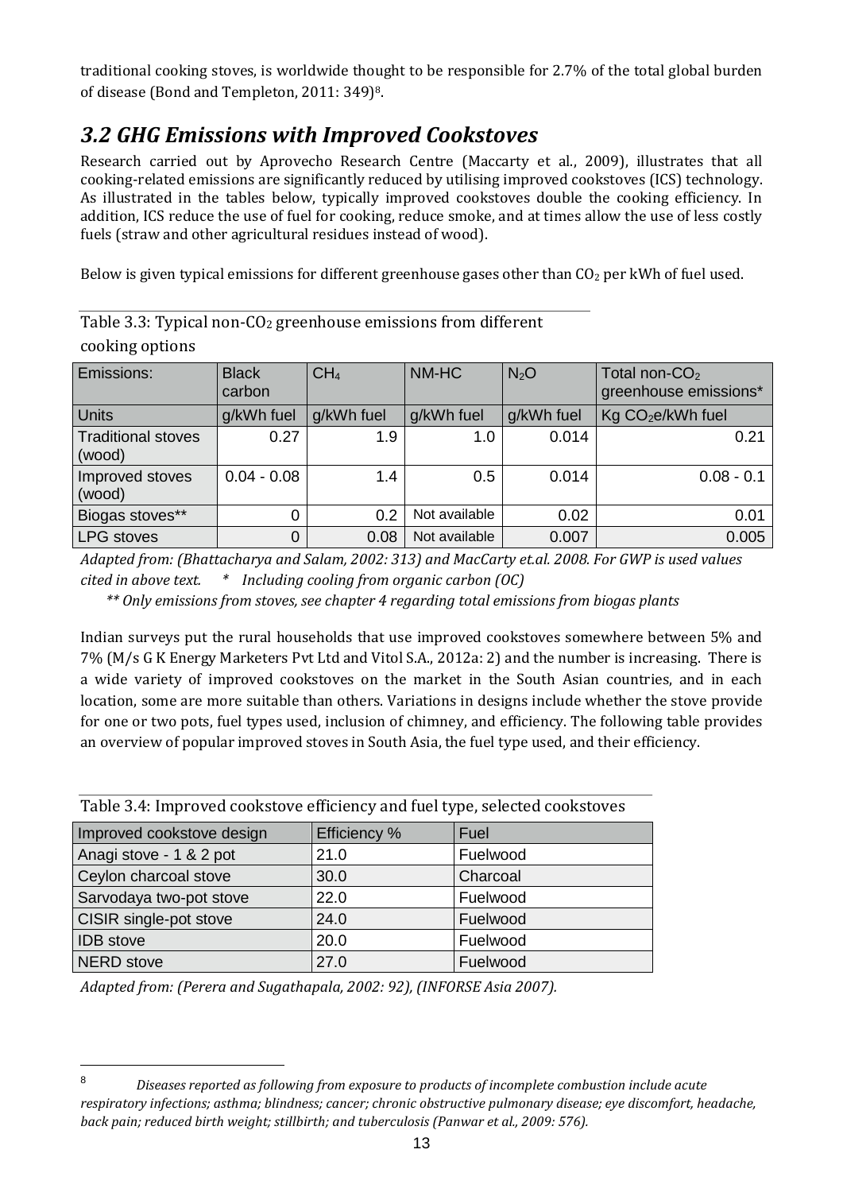traditional cooking stoves, is worldwide thought to be responsible for 2.7% of the total global burden of disease (Bond and Templeton, 2011: 349)[8].

## 3.2 GHG Emissions with Improved Cookstoves

Research carried out by Aprovecho Research Centre (Maccarty et al., 2009), illustrates that all cooking-related emissions are significantly reduced by utilising improved cookstoves (ICS) technology. As illustrated in the tables below, typically improved cookstoves double the cooking efficiency. In addition, ICS reduce the use of fuel for cooking, reduce smoke, and at times allow the use of less costly fuels (straw and other agricultural residues instead of wood).

Below is given typical emissions for different greenhouse gases other than $CO_2$ per kWh of fuel used.

Table 3.3: Typical non-$CO_2$ greenhouse emissions from different cooking options

| Emissions: | Black carbon | $CH_4$ | NM-HC | $N_2O$ | Total non-$CO_2$ greenhouse emissions* |
|---|---|---|---|---|---|
| Units | g/kWh fuel | g/kWh fuel | g/kWh fuel | g/kWh fuel | Kg $CO_2$e/kWh fuel |
| Traditional stoves (wood) | 0.27 | 1.9 | 1.0 | 0.014 | 0.21 |
| Improved stoves (wood) | 0.04 - 0.08 | 1.4 | 0.5 | 0.014 | 0.08 - 0.1 |
| Biogas stoves** | 0 | 0.2 | Not available | 0.02 | 0.01 |
| LPG stoves | 0 | 0.08 | Not available | 0.007 | 0.005 |

*Adapted from: (Bhattacharya and Salam, 2002: 313) and MacCarty et.al. 2008. For GWP is used values cited in above text. * Including cooling from organic carbon (OC)*

*** Only emissions from stoves, see chapter 4 regarding total emissions from biogas plants*

Indian surveys put the rural households that use improved cookstoves somewhere between 5% and 7% (M/s G K Energy Marketers Pvt Ltd and Vitol S.A., 2012a: 2) and the number is increasing. There is a wide variety of improved cookstoves on the market in the South Asian countries, and in each location, some are more suitable than others. Variations in designs include whether the stove provide for one or two pots, fuel types used, inclusion of chimney, and efficiency. The following table provides an overview of popular improved stoves in South Asia, the fuel type used, and their efficiency.

Table 3.4: Improved cookstove efficiency and fuel type, selected cookstoves

| Improved cookstove design | Efficiency % | Fuel |
|---|---|---|
| Anagi stove - 1 & 2 pot | 21.0 | Fuelwood |
| Ceylon charcoal stove | 30.0 | Charcoal |
| Sarvodaya two-pot stove | 22.0 | Fuelwood |
| CISIR single-pot stove | 24.0 | Fuelwood |
| IDB stove | 20.0 | Fuelwood |
| NERD stove | 27.0 | Fuelwood |

*Adapted from: (Perera and Sugathapala, 2002: 92), (INFORSE Asia 2007).*

[8] *Diseases reported as following from exposure to products of incomplete combustion include acute respiratory infections; asthma; blindness; cancer; chronic obstructive pulmonary disease; eye discomfort, headache, back pain; reduced birth weight; stillbirth; and tuberculosis (Panwar et al., 2009: 576).*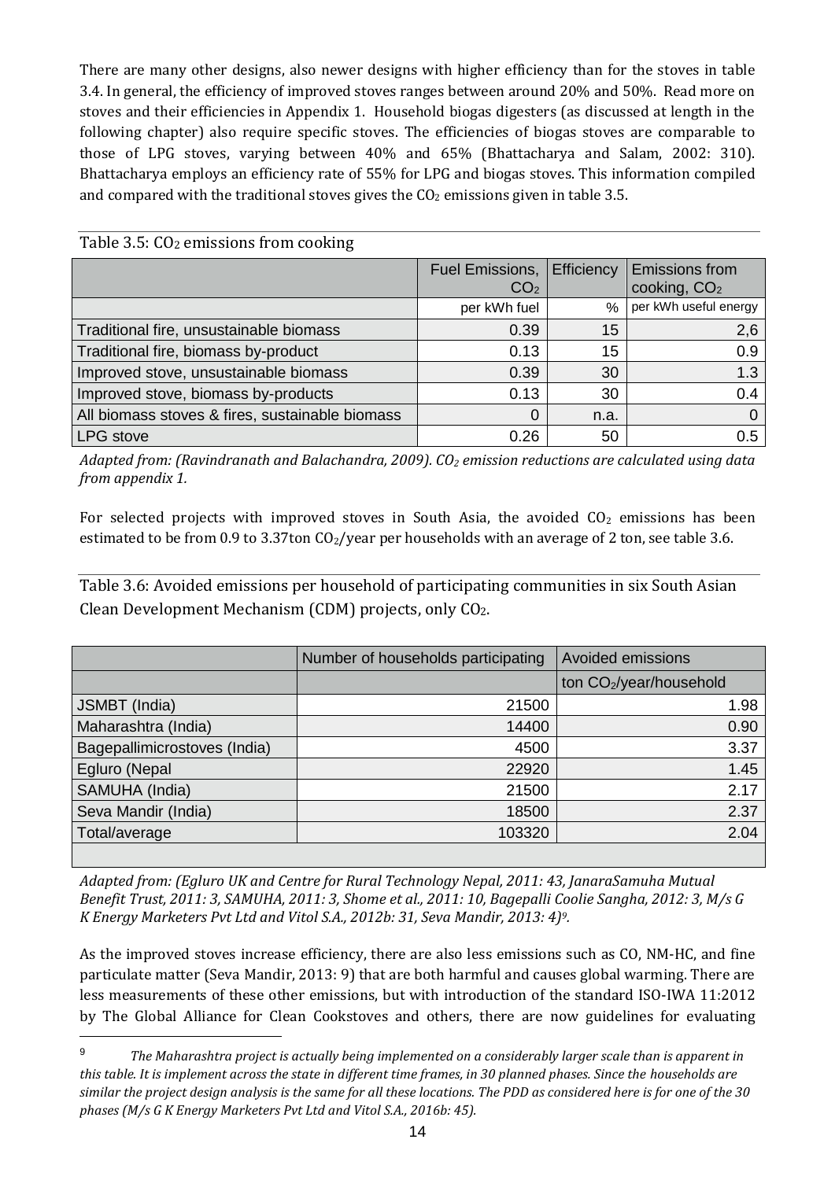There are many other designs, also newer designs with higher efficiency than for the stoves in table 3.4. In general, the efficiency of improved stoves ranges between around 20% and 50%. Read more on stoves and their efficiencies in Appendix 1. Household biogas digesters (as discussed at length in the following chapter) also require specific stoves. The efficiencies of biogas stoves are comparable to those of LPG stoves, varying between 40% and 65% (Bhattacharya and Salam, 2002: 310). Bhattacharya employs an efficiency rate of 55% for LPG and biogas stoves. This information compiled and compared with the traditional stoves gives the $CO_2$ emissions given in table 3.5.

Table 3.5: $CO_2$ emissions from cooking

| | Fuel Emissions, $CO_2$ | Efficiency | Emissions from cooking, $CO_2$ |
|---|---|---|---|
| | per kWh fuel | % | per kWh useful energy |
| Traditional fire, unsustainable biomass | 0.39 | 15 | 2,6 |
| Traditional fire, biomass by-product | 0.13 | 15 | 0.9 |
| Improved stove, unsustainable biomass | 0.39 | 30 | 1.3 |
| Improved stove, biomass by-products | 0.13 | 30 | 0.4 |
| All biomass stoves & fires, sustainable biomass | 0 | n.a. | 0 |
| LPG stove | 0.26 | 50 | 0.5 |

*Adapted from: (Ravindranath and Balachandra, 2009). $CO_2$ emission reductions are calculated using data from appendix 1.*

For selected projects with improved stoves in South Asia, the avoided $CO_2$ emissions has been estimated to be from 0.9 to 3.37ton $CO_2$/year per households with an average of 2 ton, see table 3.6.

Table 3.6: Avoided emissions per household of participating communities in six South Asian Clean Development Mechanism (CDM) projects, only $CO_2$.

| | Number of households participating | Avoided emissions |
|---|---|---|
| | | ton $CO_2$/year/household |
| JSMBT (India) | 21500 | 1.98 |
| Maharashtra (India) | 14400 | 0.90 |
| Bagepallimicrostoves (India) | 4500 | 3.37 |
| Egluro (Nepal | 22920 | 1.45 |
| SAMUHA (India) | 21500 | 2.17 |
| Seva Mandir (India) | 18500 | 2.37 |
| Total/average | 103320 | 2.04 |

*Adapted from: (Egluro UK and Centre for Rural Technology Nepal, 2011: 43, JanaraSamuha Mutual Benefit Trust, 2011: 3, SAMUHA, 2011: 3, Shome et al., 2011: 10, Bagepalli Coolie Sangha, 2012: 3, M/s G K Energy Marketers Pvt Ltd and Vitol S.A., 2012b: 31, Seva Mandir, 2013: 4)[9].*

As the improved stoves increase efficiency, there are also less emissions such as CO, NM-HC, and fine particulate matter (Seva Mandir, 2013: 9) that are both harmful and causes global warming. There are less measurements of these other emissions, but with introduction of the standard ISO-IWA 11:2012 by The Global Alliance for Clean Cookstoves and others, there are now guidelines for evaluating

[9] *The Maharashtra project is actually being implemented on a considerably larger scale than is apparent in this table. It is implement across the state in different time frames, in 30 planned phases. Since the households are similar the project design analysis is the same for all these locations. The PDD as considered here is for one of the 30 phases (M/s G K Energy Marketers Pvt Ltd and Vitol S.A., 2016b: 45).*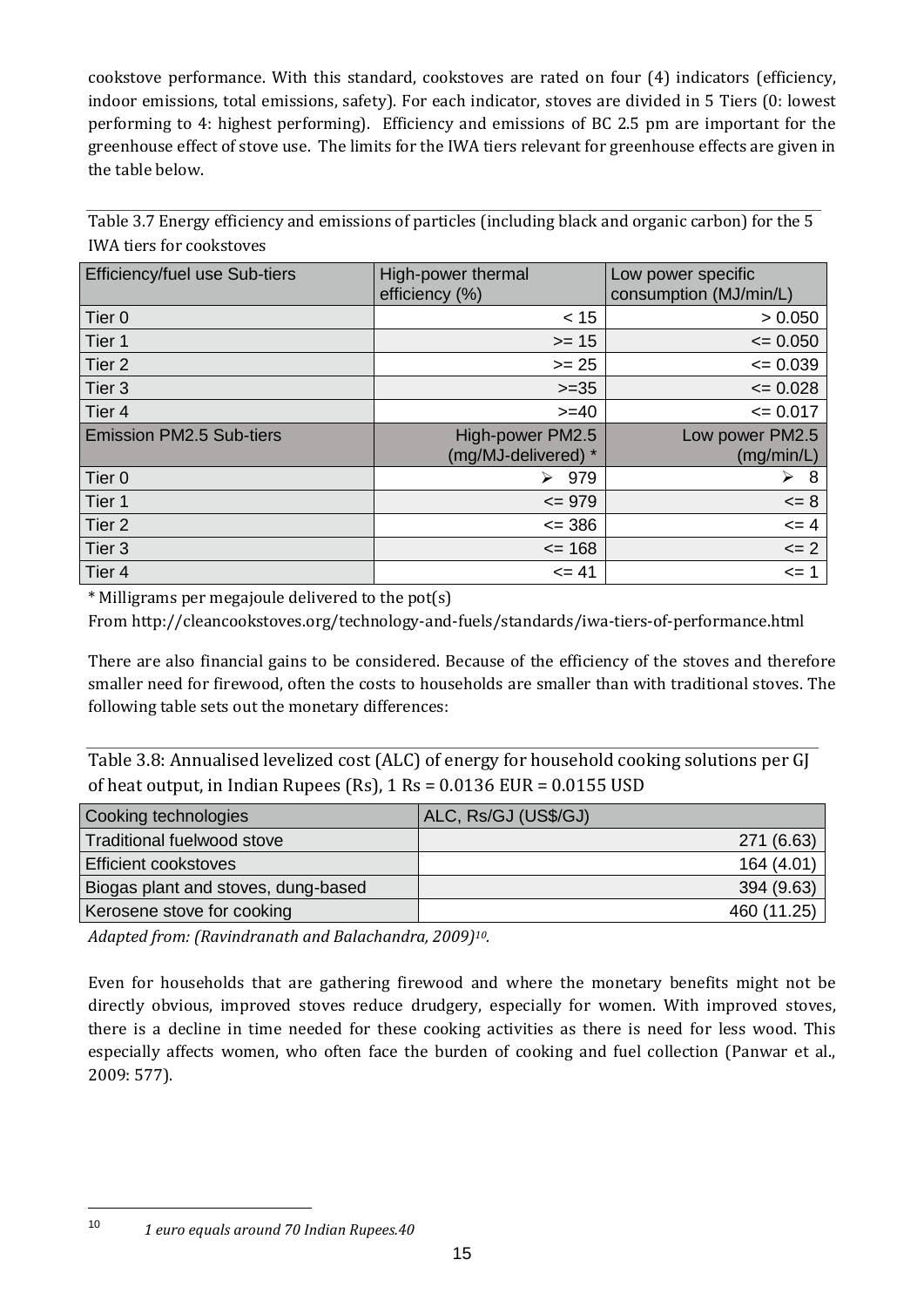cookstove performance. With this standard, cookstoves are rated on four (4) indicators (efficiency, indoor emissions, total emissions, safety). For each indicator, stoves are divided in 5 Tiers (0: lowest performing to 4: highest performing). Efficiency and emissions of BC 2.5 pm are important for the greenhouse effect of stove use. The limits for the IWA tiers relevant for greenhouse effects are given in the table below.

Table 3.7 Energy efficiency and emissions of particles (including black and organic carbon) for the 5 IWA tiers for cookstoves

| Efficiency/fuel use Sub-tiers | High-power thermal efficiency (%) | Low power specific consumption (MJ/min/L) |
|---|---|---|
| Tier 0 | < 15 | > 0.050 |
| Tier 1 | >= 15 | <= 0.050 |
| Tier 2 | >= 25 | <= 0.039 |
| Tier 3 | >=35 | <= 0.028 |
| Tier 4 | >=40 | <= 0.017 |
| **Emission PM2.5 Sub-tiers** | **High-power PM2.5 (mg/MJ-delivered) \*** | **Low power PM2.5 (mg/min/L)** |
| Tier 0 | ➢ 979 | ➢ 8 |
| Tier 1 | <= 979 | <= 8 |
| Tier 2 | <= 386 | <= 4 |
| Tier 3 | <= 168 | <= 2 |
| Tier 4 | <= 41 | <= 1 |

\* Milligrams per megajoule delivered to the pot(s)

From http://cleancookstoves.org/technology-and-fuels/standards/iwa-tiers-of-performance.html

There are also financial gains to be considered. Because of the efficiency of the stoves and therefore smaller need for firewood, often the costs to households are smaller than with traditional stoves. The following table sets out the monetary differences:

Table 3.8: Annualised levelized cost (ALC) of energy for household cooking solutions per GJ of heat output, in Indian Rupees (Rs), 1 Rs = 0.0136 EUR = 0.0155 USD

| Cooking technologies | ALC, Rs/GJ (US$/GJ) |
|---|---|
| Traditional fuelwood stove | 271 (6.63) |
| Efficient cookstoves | 164 (4.01) |
| Biogas plant and stoves, dung-based | 394 (9.63) |
| Kerosene stove for cooking | 460 (11.25) |

*Adapted from: (Ravindranath and Balachandra, 2009)[10].*

Even for households that are gathering firewood and where the monetary benefits might not be directly obvious, improved stoves reduce drudgery, especially for women. With improved stoves, there is a decline in time needed for these cooking activities as there is need for less wood. This especially affects women, who often face the burden of cooking and fuel collection (Panwar et al., 2009: 577).

[10] *1 euro equals around 70 Indian Rupees.40*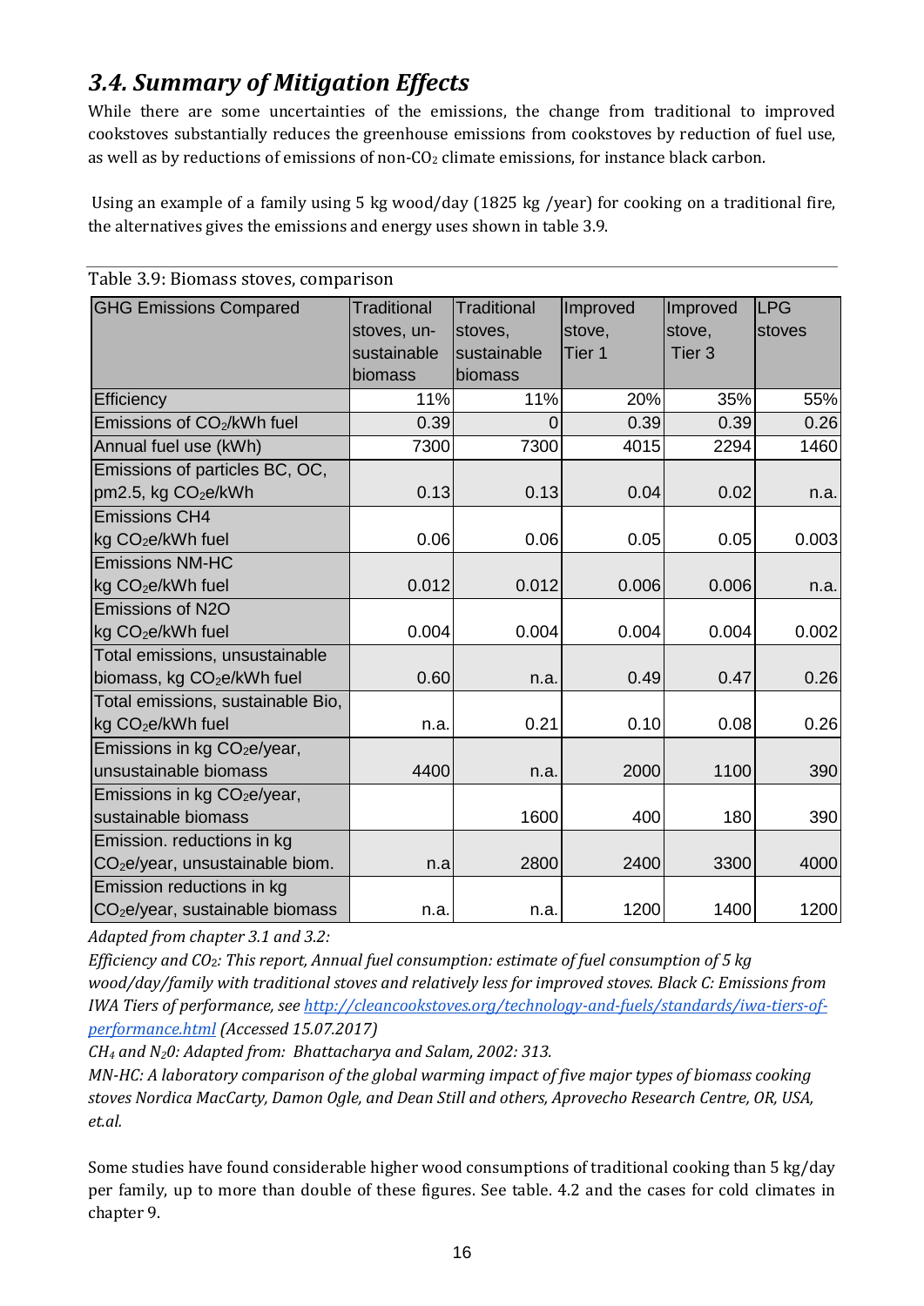## *3.4. Summary of Mitigation Effects*

While there are some uncertainties of the emissions, the change from traditional to improved cookstoves substantially reduces the greenhouse emissions from cookstoves by reduction of fuel use, as well as by reductions of emissions of non-$CO_2$ climate emissions, for instance black carbon.

Using an example of a family using 5 kg wood/day (1825 kg /year) for cooking on a traditional fire, the alternatives gives the emissions and energy uses shown in table 3.9.

Table 3.9: Biomass stoves, comparison

| GHG Emissions Compared | Traditional stoves, un-sustainable biomass | Traditional stoves, sustainable biomass | Improved stove, Tier 1 | Improved stove, Tier 3 | LPG stoves |
|---|---|---|---|---|---|
| Efficiency | 11% | 11% | 20% | 35% | 55% |
| Emissions of $CO_2$/kWh fuel | 0.39 | 0 | 0.39 | 0.39 | 0.26 |
| Annual fuel use (kWh) | 7300 | 7300 | 4015 | 2294 | 1460 |
| Emissions of particles BC, OC, pm2.5, kg $CO_2$e/kWh | 0.13 | 0.13 | 0.04 | 0.02 | n.a. |
| Emissions CH4 kg $CO_2$e/kWh fuel | 0.06 | 0.06 | 0.05 | 0.05 | 0.003 |
| Emissions NM-HC kg $CO_2$e/kWh fuel | 0.012 | 0.012 | 0.006 | 0.006 | n.a. |
| Emissions of N2O kg $CO_2$e/kWh fuel | 0.004 | 0.004 | 0.004 | 0.004 | 0.002 |
| Total emissions, unsustainable biomass, kg $CO_2$e/kWh fuel | 0.60 | n.a. | 0.49 | 0.47 | 0.26 |
| Total emissions, sustainable Bio, kg $CO_2$e/kWh fuel | n.a. | 0.21 | 0.10 | 0.08 | 0.26 |
| Emissions in kg $CO_2$e/year, unsustainable biomass | 4400 | n.a. | 2000 | 1100 | 390 |
| Emissions in kg $CO_2$e/year, sustainable biomass | | 1600 | 400 | 180 | 390 |
| Emission. reductions in kg $CO_2$e/year, unsustainable biom. | n.a | 2800 | 2400 | 3300 | 4000 |
| Emission reductions in kg $CO_2$e/year, sustainable biomass | n.a. | n.a. | 1200 | 1400 | 1200 |

*Adapted from chapter 3.1 and 3.2:*

*Efficiency and $CO_2$: This report, Annual fuel consumption: estimate of fuel consumption of 5 kg wood/day/family with traditional stoves and relatively less for improved stoves. Black C: Emissions from IWA Tiers of performance, see [http://cleancookstoves.org/technology-and-fuels/standards/iwa-tiers-of-performance.html](http://cleancookstoves.org/technology-and-fuels/standards/iwa-tiers-of-performance.html) (Accessed 15.07.2017)*

*$CH_4$ and $N_20$: Adapted from: Bhattacharya and Salam, 2002: 313.*

*MN-HC: A laboratory comparison of the global warming impact of five major types of biomass cooking stoves Nordica MacCarty, Damon Ogle, and Dean Still and others, Aprovecho Research Centre, OR, USA, et.al.*

Some studies have found considerable higher wood consumptions of traditional cooking than 5 kg/day per family, up to more than double of these figures. See table. 4.2 and the cases for cold climates in chapter 9.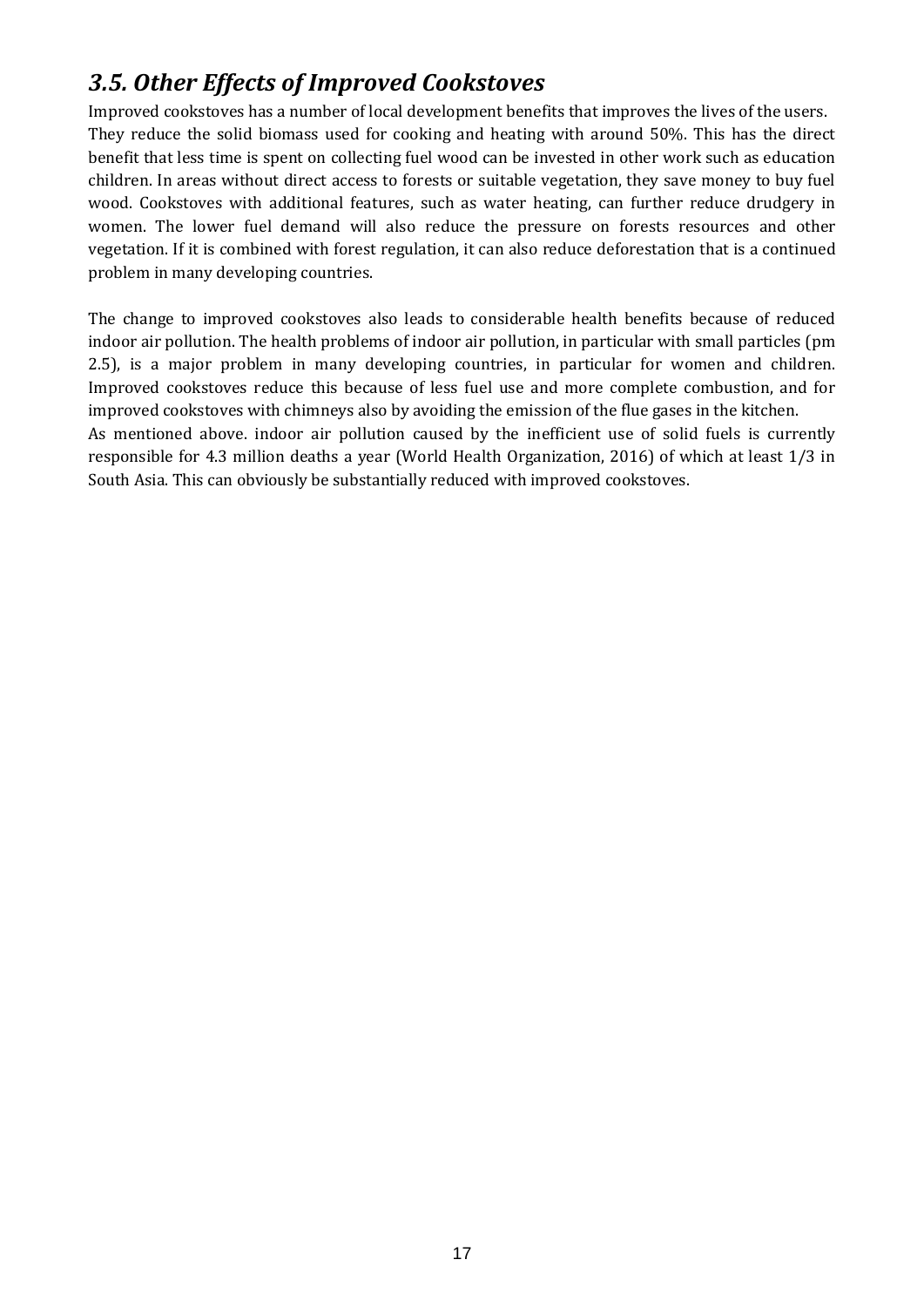## *3.5. Other Effects of Improved Cookstoves*

Improved cookstoves has a number of local development benefits that improves the lives of the users. They reduce the solid biomass used for cooking and heating with around 50%. This has the direct benefit that less time is spent on collecting fuel wood can be invested in other work such as education children. In areas without direct access to forests or suitable vegetation, they save money to buy fuel wood. Cookstoves with additional features, such as water heating, can further reduce drudgery in women. The lower fuel demand will also reduce the pressure on forests resources and other vegetation. If it is combined with forest regulation, it can also reduce deforestation that is a continued problem in many developing countries.

The change to improved cookstoves also leads to considerable health benefits because of reduced indoor air pollution. The health problems of indoor air pollution, in particular with small particles (pm 2.5), is a major problem in many developing countries, in particular for women and children. Improved cookstoves reduce this because of less fuel use and more complete combustion, and for improved cookstoves with chimneys also by avoiding the emission of the flue gases in the kitchen.
As mentioned above. indoor air pollution caused by the inefficient use of solid fuels is currently responsible for 4.3 million deaths a year (World Health Organization, 2016) of which at least 1/3 in South Asia. This can obviously be substantially reduced with improved cookstoves.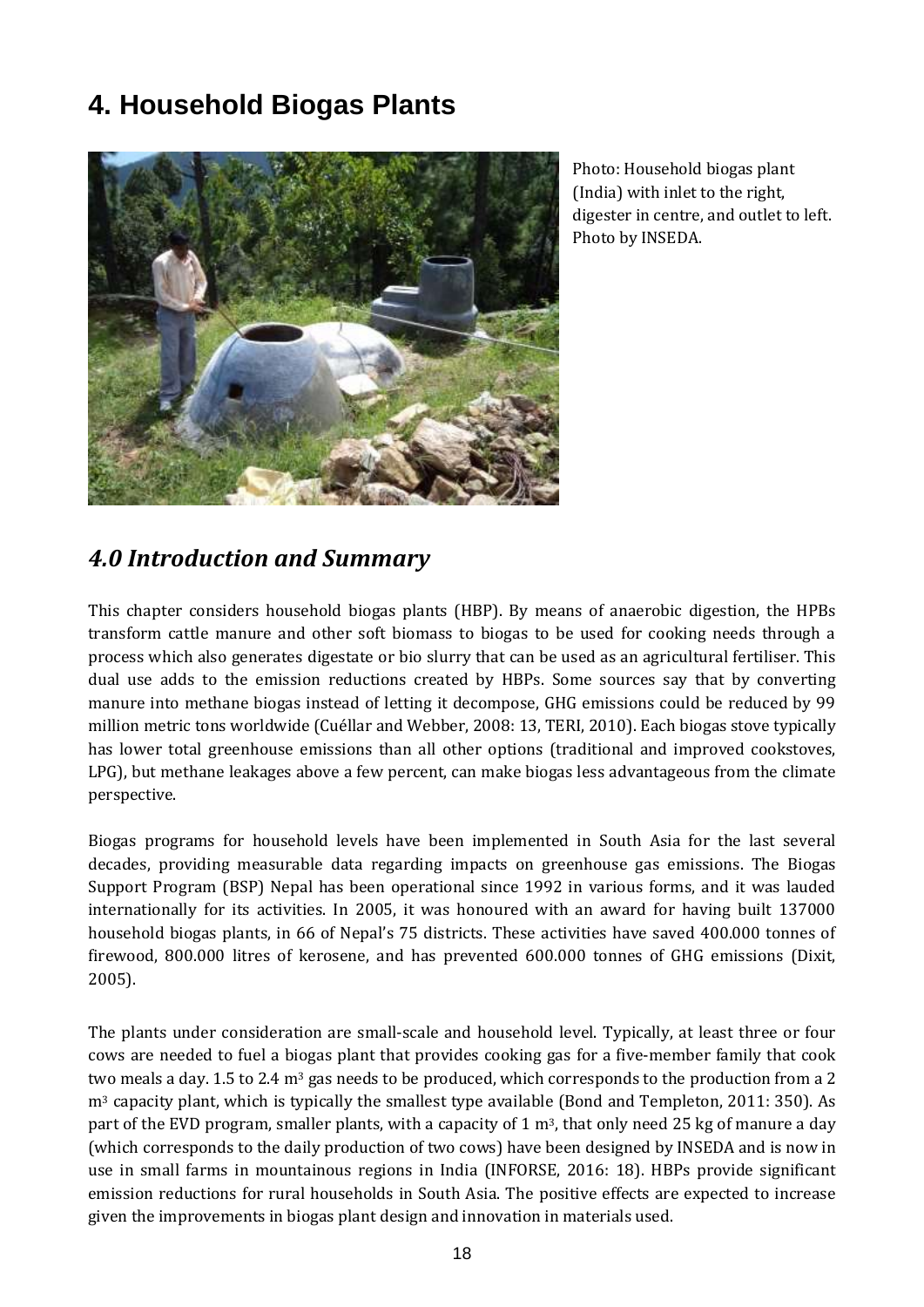# 4. Household Biogas Plants

Photo: Household biogas plant (India) with inlet to the right, digester in centre, and outlet to left. Photo by INSEDA.

## *4.0 Introduction and Summary*

This chapter considers household biogas plants (HBP). By means of anaerobic digestion, the HPBs transform cattle manure and other soft biomass to biogas to be used for cooking needs through a process which also generates digestate or bio slurry that can be used as an agricultural fertiliser. This dual use adds to the emission reductions created by HBPs. Some sources say that by converting manure into methane biogas instead of letting it decompose, GHG emissions could be reduced by 99 million metric tons worldwide (Cuéllar and Webber, 2008: 13, TERI, 2010). Each biogas stove typically has lower total greenhouse emissions than all other options (traditional and improved cookstoves, LPG), but methane leakages above a few percent, can make biogas less advantageous from the climate perspective.

Biogas programs for household levels have been implemented in South Asia for the last several decades, providing measurable data regarding impacts on greenhouse gas emissions. The Biogas Support Program (BSP) Nepal has been operational since 1992 in various forms, and it was lauded internationally for its activities. In 2005, it was honoured with an award for having built 137000 household biogas plants, in 66 of Nepal's 75 districts. These activities have saved 400.000 tonnes of firewood, 800.000 litres of kerosene, and has prevented 600.000 tonnes of GHG emissions (Dixit, 2005).

The plants under consideration are small-scale and household level. Typically, at least three or four cows are needed to fuel a biogas plant that provides cooking gas for a five-member family that cook two meals a day. 1.5 to 2.4 $m^3$ gas needs to be produced, which corresponds to the production from a 2 $m^3$ capacity plant, which is typically the smallest type available (Bond and Templeton, 2011: 350). As part of the EVD program, smaller plants, with a capacity of 1 $m^3$, that only need 25 kg of manure a day (which corresponds to the daily production of two cows) have been designed by INSEDA and is now in use in small farms in mountainous regions in India (INFORSE, 2016: 18). HBPs provide significant emission reductions for rural households in South Asia. The positive effects are expected to increase given the improvements in biogas plant design and innovation in materials used.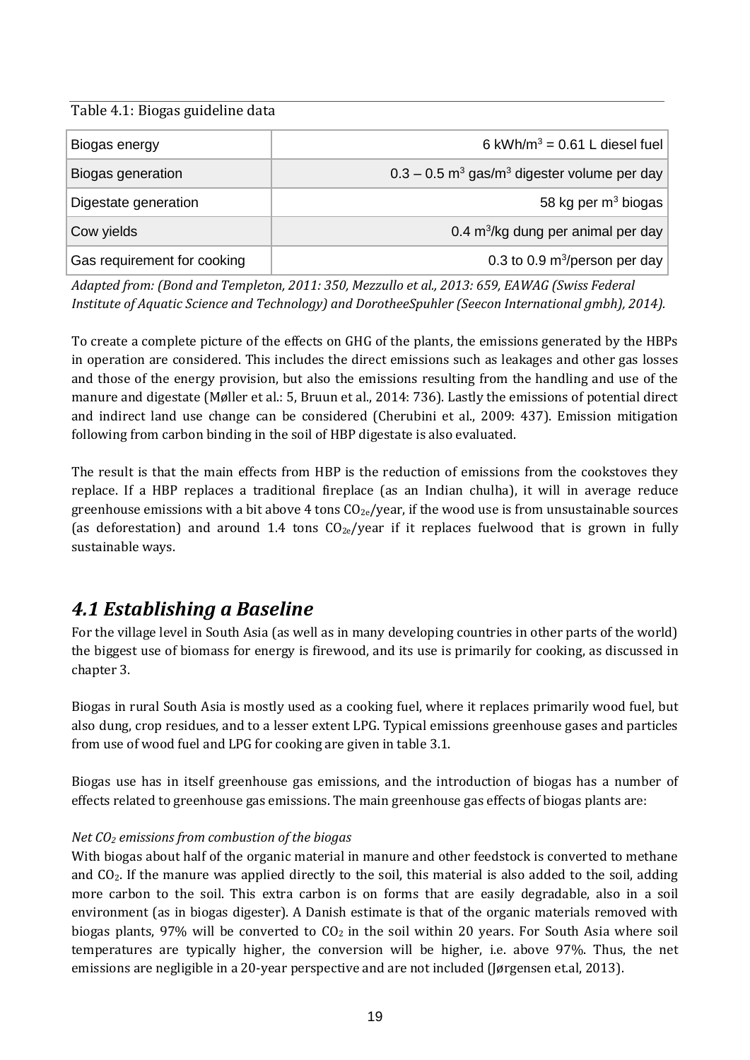Table 4.1: Biogas guideline data

| | |
|---|---|
| Biogas energy | 6 kWh/m$^3$ = 0.61 L diesel fuel |
| Biogas generation | 0.3 – 0.5 m$^3$ gas/m$^3$ digester volume per day |
| Digestate generation | 58 kg per m$^3$ biogas |
| Cow yields | 0.4 m$^3$/kg dung per animal per day |
| Gas requirement for cooking | 0.3 to 0.9 m$^3$/person per day |

*Adapted from: (Bond and Templeton, 2011: 350, Mezzullo et al., 2013: 659, EAWAG (Swiss Federal Institute of Aquatic Science and Technology) and DorotheeSpuhler (Seecon International gmbh), 2014).*

To create a complete picture of the effects on GHG of the plants, the emissions generated by the HBPs in operation are considered. This includes the direct emissions such as leakages and other gas losses and those of the energy provision, but also the emissions resulting from the handling and use of the manure and digestate (Møller et al.: 5, Bruun et al., 2014: 736). Lastly the emissions of potential direct and indirect land use change can be considered (Cherubini et al., 2009: 437). Emission mitigation following from carbon binding in the soil of HBP digestate is also evaluated.

The result is that the main effects from HBP is the reduction of emissions from the cookstoves they replace. If a HBP replaces a traditional fireplace (as an Indian chulha), it will in average reduce greenhouse emissions with a bit above 4 tons $CO_{2e}$/year, if the wood use is from unsustainable sources (as deforestation) and around 1.4 tons $CO_{2e}$/year if it replaces fuelwood that is grown in fully sustainable ways.

## *4.1 Establishing a Baseline*

For the village level in South Asia (as well as in many developing countries in other parts of the world) the biggest use of biomass for energy is firewood, and its use is primarily for cooking, as discussed in chapter 3.

Biogas in rural South Asia is mostly used as a cooking fuel, where it replaces primarily wood fuel, but also dung, crop residues, and to a lesser extent LPG. Typical emissions greenhouse gases and particles from use of wood fuel and LPG for cooking are given in table 3.1.

Biogas use has in itself greenhouse gas emissions, and the introduction of biogas has a number of effects related to greenhouse gas emissions. The main greenhouse gas effects of biogas plants are:

*Net $CO_2$ emissions from combustion of the biogas*

With biogas about half of the organic material in manure and other feedstock is converted to methane and $CO_2$. If the manure was applied directly to the soil, this material is also added to the soil, adding more carbon to the soil. This extra carbon is on forms that are easily degradable, also in a soil environment (as in biogas digester). A Danish estimate is that of the organic materials removed with biogas plants, 97% will be converted to $CO_2$ in the soil within 20 years. For South Asia where soil temperatures are typically higher, the conversion will be higher, i.e. above 97%. Thus, the net emissions are negligible in a 20-year perspective and are not included (Jørgensen et.al, 2013).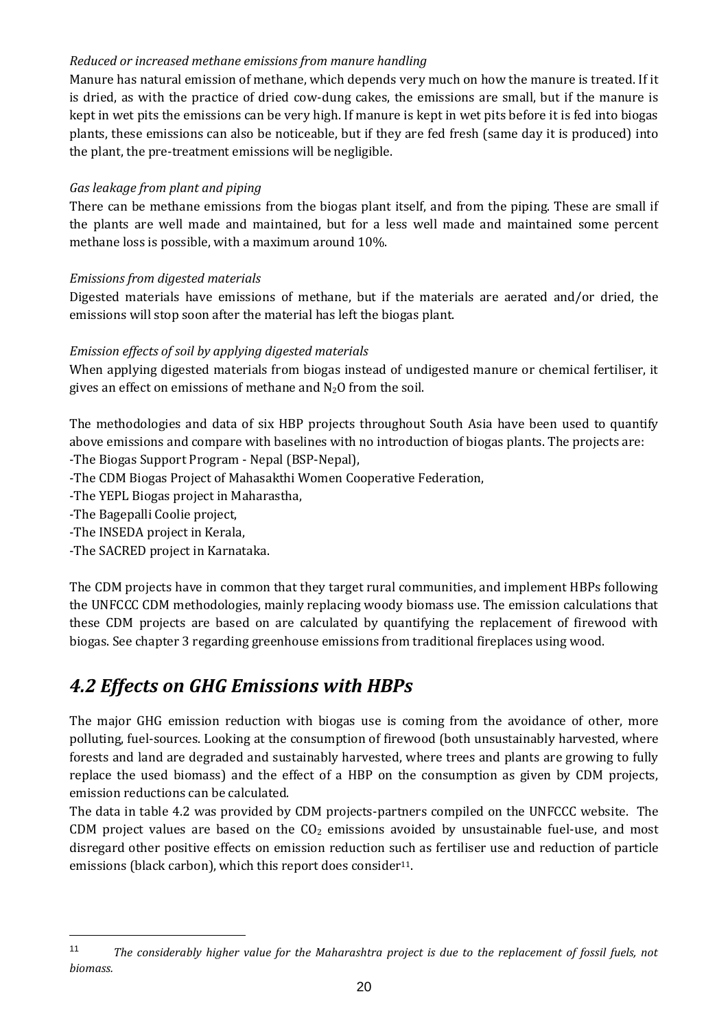*Reduced or increased methane emissions from manure handling*

Manure has natural emission of methane, which depends very much on how the manure is treated. If it is dried, as with the practice of dried cow-dung cakes, the emissions are small, but if the manure is kept in wet pits the emissions can be very high. If manure is kept in wet pits before it is fed into biogas plants, these emissions can also be noticeable, but if they are fed fresh (same day it is produced) into the plant, the pre-treatment emissions will be negligible.

*Gas leakage from plant and piping*

There can be methane emissions from the biogas plant itself, and from the piping. These are small if the plants are well made and maintained, but for a less well made and maintained some percent methane loss is possible, with a maximum around 10%.

*Emissions from digested materials*

Digested materials have emissions of methane, but if the materials are aerated and/or dried, the emissions will stop soon after the material has left the biogas plant.

*Emission effects of soil by applying digested materials*

When applying digested materials from biogas instead of undigested manure or chemical fertiliser, it gives an effect on emissions of methane and $N_2O$ from the soil.

The methodologies and data of six HBP projects throughout South Asia have been used to quantify above emissions and compare with baselines with no introduction of biogas plants. The projects are:

-The Biogas Support Program - Nepal (BSP-Nepal),
-The CDM Biogas Project of Mahasakthi Women Cooperative Federation,
-The YEPL Biogas project in Maharastha,
-The Bagepalli Coolie project,
-The INSEDA project in Kerala,
-The SACRED project in Karnataka.

The CDM projects have in common that they target rural communities, and implement HBPs following the UNFCCC CDM methodologies, mainly replacing woody biomass use. The emission calculations that these CDM projects are based on are calculated by quantifying the replacement of firewood with biogas. See chapter 3 regarding greenhouse emissions from traditional fireplaces using wood.

## *4.2 Effects on GHG Emissions with HBPs*

The major GHG emission reduction with biogas use is coming from the avoidance of other, more polluting, fuel-sources. Looking at the consumption of firewood (both unsustainably harvested, where forests and land are degraded and sustainably harvested, where trees and plants are growing to fully replace the used biomass) and the effect of a HBP on the consumption as given by CDM projects, emission reductions can be calculated.

The data in table 4.2 was provided by CDM projects-partners compiled on the UNFCCC website. The CDM project values are based on the $CO_2$ emissions avoided by unsustainable fuel-use, and most disregard other positive effects on emission reduction such as fertiliser use and reduction of particle emissions (black carbon), which this report does consider[11].

[11] *The considerably higher value for the Maharashtra project is due to the replacement of fossil fuels, not biomass.*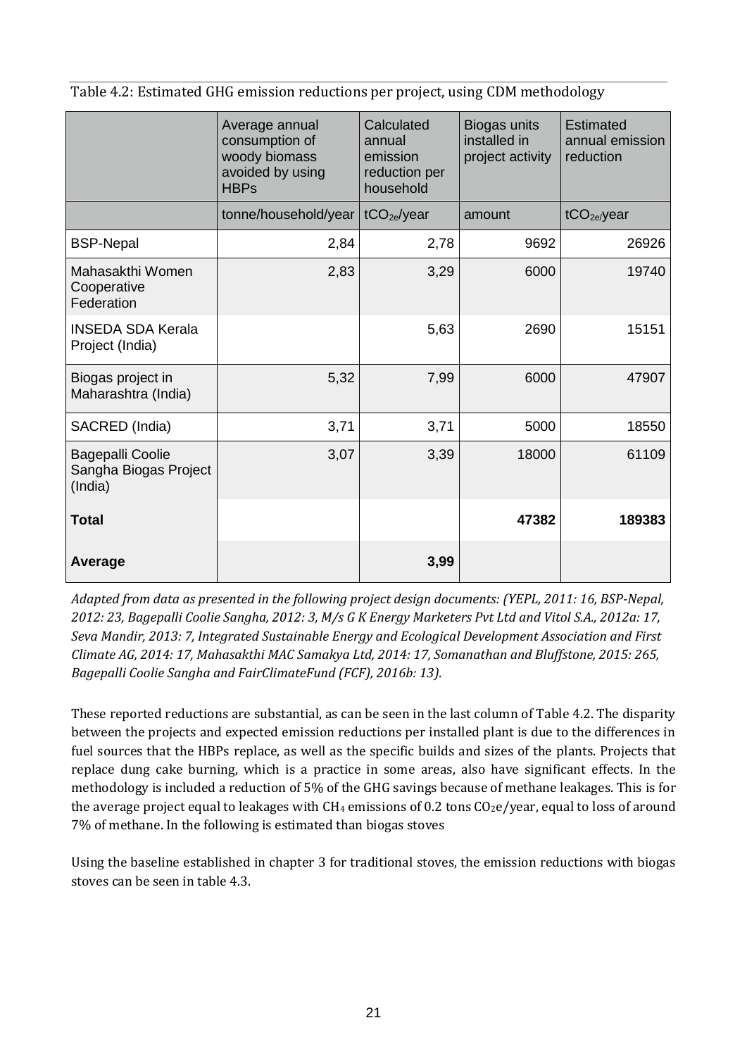Table 4.2: Estimated GHG emission reductions per project, using CDM methodology

| | Average annual consumption of woody biomass avoided by using HBPs | Calculated annual emission reduction per household | Biogas units installed in project activity | Estimated annual emission reduction |
|---|---|---|---|---|
| | tonne/household/year | $tCO_{2e}$/year | amount | $tCO_{2e}$/year |
| BSP-Nepal | 2,84 | 2,78 | 9692 | 26926 |
| Mahasakthi Women Cooperative Federation | 2,83 | 3,29 | 6000 | 19740 |
| INSEDA SDA Kerala Project (India) | | 5,63 | 2690 | 15151 |
| Biogas project in Maharashtra (India) | 5,32 | 7,99 | 6000 | 47907 |
| SACRED (India) | 3,71 | 3,71 | 5000 | 18550 |
| Bagepalli Coolie Sangha Biogas Project (India) | 3,07 | 3,39 | 18000 | 61109 |
| **Total** | | | **47382** | **189383** |
| **Average** | | **3,99** | | |

*Adapted from data as presented in the following project design documents: (YEPL, 2011: 16, BSP-Nepal, 2012: 23, Bagepalli Coolie Sangha, 2012: 3, M/s G K Energy Marketers Pvt Ltd and Vitol S.A., 2012a: 17, Seva Mandir, 2013: 7, Integrated Sustainable Energy and Ecological Development Association and First Climate AG, 2014: 17, Mahasakthi MAC Samakya Ltd, 2014: 17, Somanathan and Bluffstone, 2015: 265, Bagepalli Coolie Sangha and FairClimateFund (FCF), 2016b: 13).*

These reported reductions are substantial, as can be seen in the last column of Table 4.2. The disparity between the projects and expected emission reductions per installed plant is due to the differences in fuel sources that the HBPs replace, as well as the specific builds and sizes of the plants. Projects that replace dung cake burning, which is a practice in some areas, also have significant effects. In the methodology is included a reduction of 5% of the GHG savings because of methane leakages. This is for the average project equal to leakages with $CH_4$ emissions of 0.2 tons $CO_2$e/year, equal to loss of around 7% of methane. In the following is estimated than biogas stoves

Using the baseline established in chapter 3 for traditional stoves, the emission reductions with biogas stoves can be seen in table 4.3.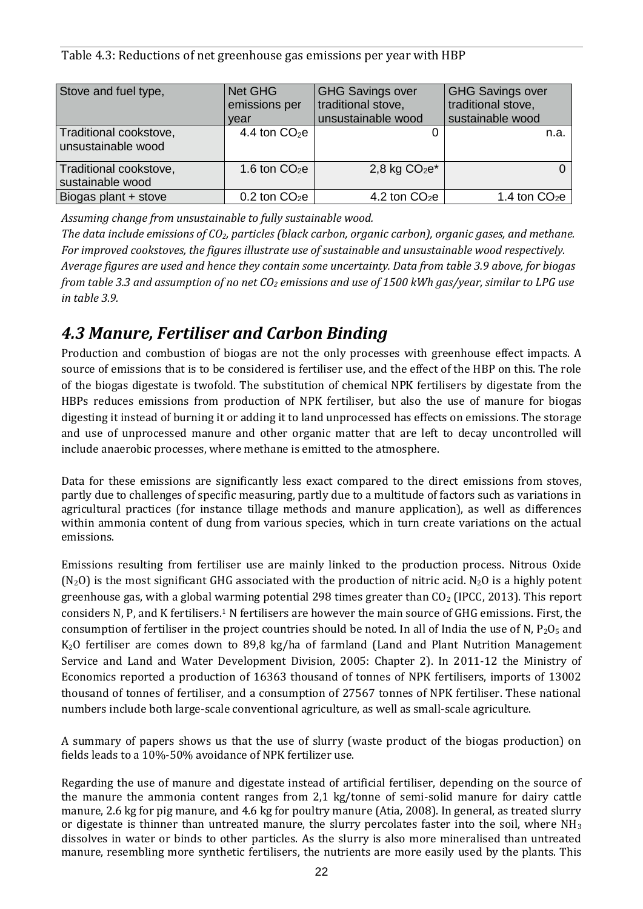Table 4.3: Reductions of net greenhouse gas emissions per year with HBP

| Stove and fuel type, | Net GHG emissions per year | GHG Savings over traditional stove, unsustainable wood | GHG Savings over traditional stove, sustainable wood |
|---|---|---|---|
| Traditional cookstove, unsustainable wood | 4.4 ton $CO_2e$ | 0 | n.a. |
| Traditional cookstove, sustainable wood | 1.6 ton $CO_2e$ | 2,8 kg $CO_2e$* | 0 |
| Biogas plant + stove | 0.2 ton $CO_2e$ | 4.2 ton $CO_2e$ | 1.4 ton $CO_2e$ |

*Assuming change from unsustainable to fully sustainable wood.*
*The data include emissions of $CO_2$, particles (black carbon, organic carbon), organic gases, and methane. For improved cookstoves, the figures illustrate use of sustainable and unsustainable wood respectively. Average figures are used and hence they contain some uncertainty. Data from table 3.9 above, for biogas from table 3.3 and assumption of no net $CO_2$ emissions and use of 1500 kWh gas/year, similar to LPG use in table 3.9.*

## 4.3 Manure, Fertiliser and Carbon Binding

Production and combustion of biogas are not the only processes with greenhouse effect impacts. A source of emissions that is to be considered is fertiliser use, and the effect of the HBP on this. The role of the biogas digestate is twofold. The substitution of chemical NPK fertilisers by digestate from the HBPs reduces emissions from production of NPK fertiliser, but also the use of manure for biogas digesting it instead of burning it or adding it to land unprocessed has effects on emissions. The storage and use of unprocessed manure and other organic matter that are left to decay uncontrolled will include anaerobic processes, where methane is emitted to the atmosphere.

Data for these emissions are significantly less exact compared to the direct emissions from stoves, partly due to challenges of specific measuring, partly due to a multitude of factors such as variations in agricultural practices (for instance tillage methods and manure application), as well as differences within ammonia content of dung from various species, which in turn create variations on the actual emissions.

Emissions resulting from fertiliser use are mainly linked to the production process. Nitrous Oxide ($N_2O$) is the most significant GHG associated with the production of nitric acid. $N_2O$ is a highly potent greenhouse gas, with a global warming potential 298 times greater than $CO_2$ (IPCC, 2013). This report considers N, P, and K fertilisers.[1] N fertilisers are however the main source of GHG emissions. First, the consumption of fertiliser in the project countries should be noted. In all of India the use of N, $P_2O_5$ and $K_2O$ fertiliser are comes down to 89,8 kg/ha of farmland (Land and Plant Nutrition Management Service and Land and Water Development Division, 2005: Chapter 2). In 2011-12 the Ministry of Economics reported a production of 16363 thousand of tonnes of NPK fertilisers, imports of 13002 thousand of tonnes of fertiliser, and a consumption of 27567 tonnes of NPK fertiliser. These national numbers include both large-scale conventional agriculture, as well as small-scale agriculture.

A summary of papers shows us that the use of slurry (waste product of the biogas production) on fields leads to a 10%-50% avoidance of NPK fertilizer use.

Regarding the use of manure and digestate instead of artificial fertiliser, depending on the source of the manure the ammonia content ranges from 2,1 kg/tonne of semi-solid manure for dairy cattle manure, 2.6 kg for pig manure, and 4.6 kg for poultry manure (Atia, 2008). In general, as treated slurry or digestate is thinner than untreated manure, the slurry percolates faster into the soil, where $NH_3$ dissolves in water or binds to other particles. As the slurry is also more mineralised than untreated manure, resembling more synthetic fertilisers, the nutrients are more easily used by the plants. This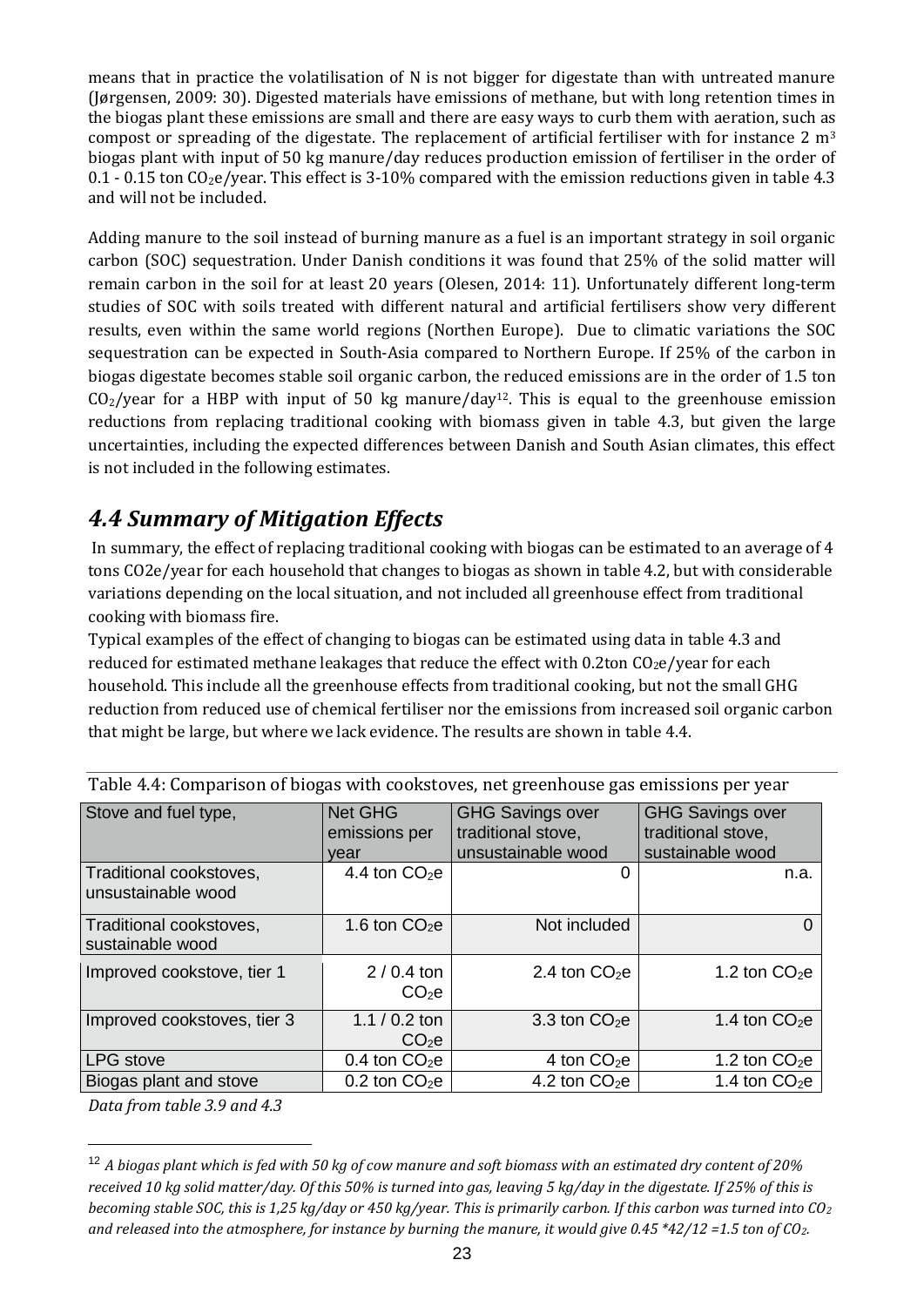means that in practice the volatilisation of N is not bigger for digestate than with untreated manure (Jørgensen, 2009: 30). Digested materials have emissions of methane, but with long retention times in the biogas plant these emissions are small and there are easy ways to curb them with aeration, such as compost or spreading of the digestate. The replacement of artificial fertiliser with for instance 2 $m^3$ biogas plant with input of 50 kg manure/day reduces production emission of fertiliser in the order of 0.1 - 0.15 ton $CO_2e$/year. This effect is 3-10% compared with the emission reductions given in table 4.3 and will not be included.

Adding manure to the soil instead of burning manure as a fuel is an important strategy in soil organic carbon (SOC) sequestration. Under Danish conditions it was found that 25% of the solid matter will remain carbon in the soil for at least 20 years (Olesen, 2014: 11). Unfortunately different long-term studies of SOC with soils treated with different natural and artificial fertilisers show very different results, even within the same world regions (Northen Europe). Due to climatic variations the SOC sequestration can be expected in South-Asia compared to Northern Europe. If 25% of the carbon in biogas digestate becomes stable soil organic carbon, the reduced emissions are in the order of 1.5 ton $CO_2$/year for a HBP with input of 50 kg manure/day[12]. This is equal to the greenhouse emission reductions from replacing traditional cooking with biomass given in table 4.3, but given the large uncertainties, including the expected differences between Danish and South Asian climates, this effect is not included in the following estimates.

## *4.4 Summary of Mitigation Effects*

In summary, the effect of replacing traditional cooking with biogas can be estimated to an average of 4 tons CO2e/year for each household that changes to biogas as shown in table 4.2, but with considerable variations depending on the local situation, and not included all greenhouse effect from traditional cooking with biomass fire.

Typical examples of the effect of changing to biogas can be estimated using data in table 4.3 and reduced for estimated methane leakages that reduce the effect with 0.2ton $CO_2e$/year for each household. This include all the greenhouse effects from traditional cooking, but not the small GHG reduction from reduced use of chemical fertiliser nor the emissions from increased soil organic carbon that might be large, but where we lack evidence. The results are shown in table 4.4.

Table 4.4: Comparison of biogas with cookstoves, net greenhouse gas emissions per year

| Stove and fuel type, | Net GHG emissions per year | GHG Savings over traditional stove, unsustainable wood | GHG Savings over traditional stove, sustainable wood |
|---|---|---|---|
| Traditional cookstoves, unsustainable wood | 4.4 ton $CO_2e$ | 0 | n.a. |
| Traditional cookstoves, sustainable wood | 1.6 ton $CO_2e$ | Not included | 0 |
| Improved cookstove, tier 1 | 2 / 0.4 ton $CO_2e$ | 2.4 ton $CO_2e$ | 1.2 ton $CO_2e$ |
| Improved cookstoves, tier 3 | 1.1 / 0.2 ton $CO_2e$ | 3.3 ton $CO_2e$ | 1.4 ton $CO_2e$ |
| LPG stove | 0.4 ton $CO_2e$ | 4 ton $CO_2e$ | 1.2 ton $CO_2e$ |
| Biogas plant and stove | 0.2 ton $CO_2e$ | 4.2 ton $CO_2e$ | 1.4 ton $CO_2e$ |

*Data from table 3.9 and 4.3*

[12] *A biogas plant which is fed with 50 kg of cow manure and soft biomass with an estimated dry content of 20% received 10 kg solid matter/day. Of this 50% is turned into gas, leaving 5 kg/day in the digestate. If 25% of this is becoming stable SOC, this is 1,25 kg/day or 450 kg/year. This is primarily carbon. If this carbon was turned into $CO_2$ and released into the atmosphere, for instance by burning the manure, it would give 0.45 \*42/12 =1.5 ton of $CO_2$.*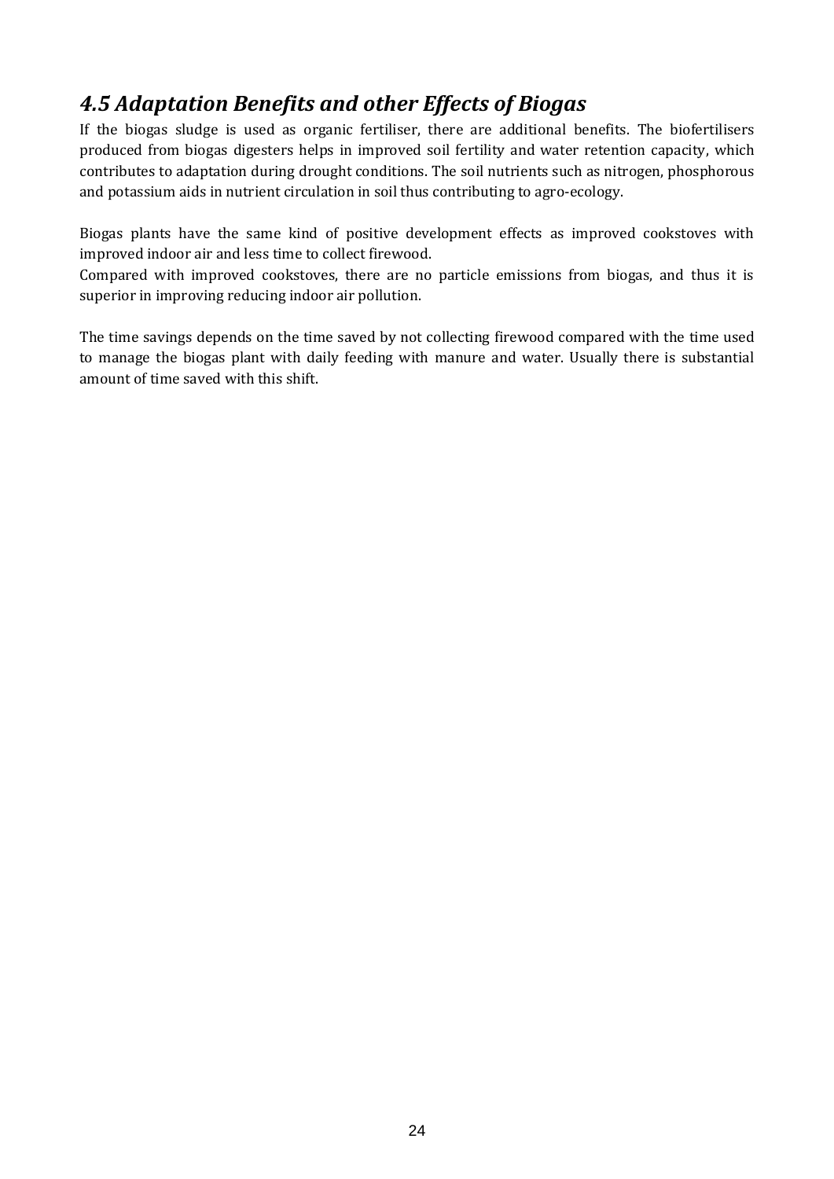## *4.5 Adaptation Benefits and other Effects of Biogas*

If the biogas sludge is used as organic fertiliser, there are additional benefits. The biofertilisers produced from biogas digesters helps in improved soil fertility and water retention capacity, which contributes to adaptation during drought conditions. The soil nutrients such as nitrogen, phosphorous and potassium aids in nutrient circulation in soil thus contributing to agro-ecology.

Biogas plants have the same kind of positive development effects as improved cookstoves with improved indoor air and less time to collect firewood.
Compared with improved cookstoves, there are no particle emissions from biogas, and thus it is superior in improving reducing indoor air pollution.

The time savings depends on the time saved by not collecting firewood compared with the time used to manage the biogas plant with daily feeding with manure and water. Usually there is substantial amount of time saved with this shift.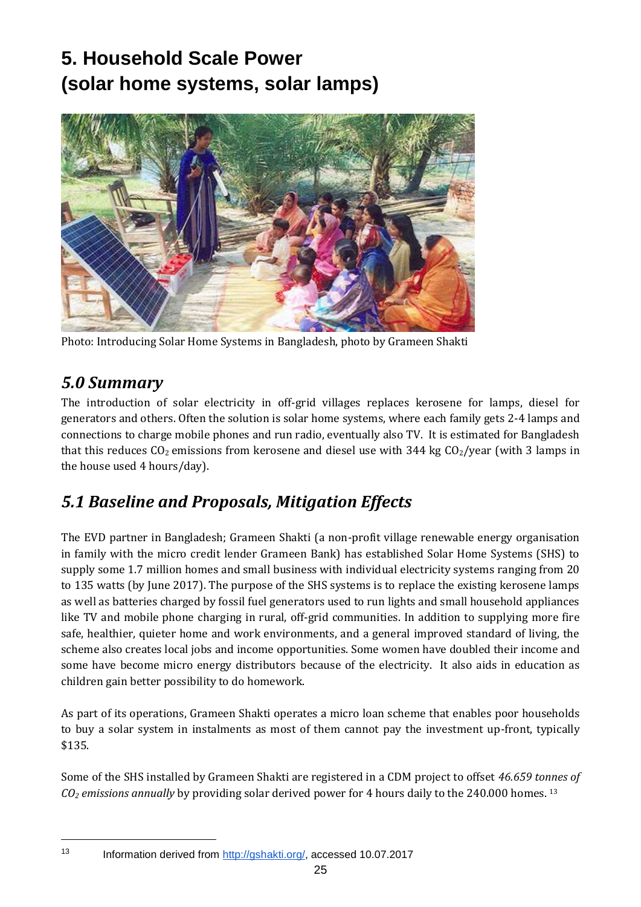# 5. Household Scale Power (solar home systems, solar lamps)

Photo: Introducing Solar Home Systems in Bangladesh, photo by Grameen Shakti

## *5.0 Summary*

The introduction of solar electricity in off-grid villages replaces kerosene for lamps, diesel for generators and others. Often the solution is solar home systems, where each family gets 2-4 lamps and connections to charge mobile phones and run radio, eventually also TV. It is estimated for Bangladesh that this reduces $CO_2$ emissions from kerosene and diesel use with 344 kg $CO_2$/year (with 3 lamps in the house used 4 hours/day).

## *5.1 Baseline and Proposals, Mitigation Effects*

The EVD partner in Bangladesh; Grameen Shakti (a non-profit village renewable energy organisation in family with the micro credit lender Grameen Bank) has established Solar Home Systems (SHS) to supply some 1.7 million homes and small business with individual electricity systems ranging from 20 to 135 watts (by June 2017). The purpose of the SHS systems is to replace the existing kerosene lamps as well as batteries charged by fossil fuel generators used to run lights and small household appliances like TV and mobile phone charging in rural, off-grid communities. In addition to supplying more fire safe, healthier, quieter home and work environments, and a general improved standard of living, the scheme also creates local jobs and income opportunities. Some women have doubled their income and some have become micro energy distributors because of the electricity. It also aids in education as children gain better possibility to do homework.

As part of its operations, Grameen Shakti operates a micro loan scheme that enables poor households to buy a solar system in instalments as most of them cannot pay the investment up-front, typically $135.

Some of the SHS installed by Grameen Shakti are registered in a CDM project to offset *46.659 tonnes of $CO_2$ emissions annually* by providing solar derived power for 4 hours daily to the 240.000 homes. [13]

---

[13] Information derived from http://gshakti.org/, accessed 10.07.2017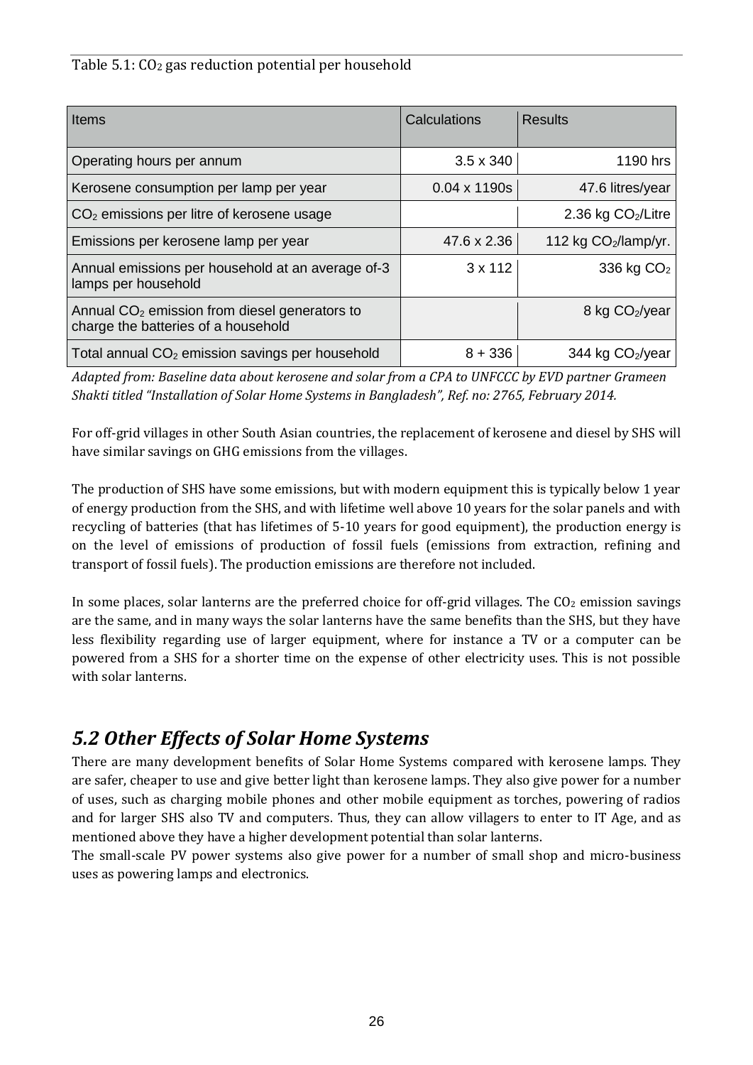Table 5.1: $CO_2$ gas reduction potential per household

| Items | Calculations | Results |
|---|---|---|
| Operating hours per annum | 3.5 x 340 | 1190 hrs |
| Kerosene consumption per lamp per year | 0.04 x 1190s | 47.6 litres/year |
| $CO_2$ emissions per litre of kerosene usage | | 2.36 kg $CO_2$/Litre |
| Emissions per kerosene lamp per year | 47.6 x 2.36 | 112 kg $CO_2$/lamp/yr. |
| Annual emissions per household at an average of-3 lamps per household | 3 x 112 | 336 kg $CO_2$ |
| Annual $CO_2$ emission from diesel generators to charge the batteries of a household | | 8 kg $CO_2$/year |
| Total annual $CO_2$ emission savings per household | 8 + 336 | 344 kg $CO_2$/year |

*Adapted from: Baseline data about kerosene and solar from a CPA to UNFCCC by EVD partner Grameen Shakti titled "Installation of Solar Home Systems in Bangladesh", Ref. no: 2765, February 2014.*

For off-grid villages in other South Asian countries, the replacement of kerosene and diesel by SHS will have similar savings on GHG emissions from the villages.

The production of SHS have some emissions, but with modern equipment this is typically below 1 year of energy production from the SHS, and with lifetime well above 10 years for the solar panels and with recycling of batteries (that has lifetimes of 5-10 years for good equipment), the production energy is on the level of emissions of production of fossil fuels (emissions from extraction, refining and transport of fossil fuels). The production emissions are therefore not included.

In some places, solar lanterns are the preferred choice for off-grid villages. The $CO_2$ emission savings are the same, and in many ways the solar lanterns have the same benefits than the SHS, but they have less flexibility regarding use of larger equipment, where for instance a TV or a computer can be powered from a SHS for a shorter time on the expense of other electricity uses. This is not possible with solar lanterns.

## *5.2 Other Effects of Solar Home Systems*

There are many development benefits of Solar Home Systems compared with kerosene lamps. They are safer, cheaper to use and give better light than kerosene lamps. They also give power for a number of uses, such as charging mobile phones and other mobile equipment as torches, powering of radios and for larger SHS also TV and computers. Thus, they can allow villagers to enter to IT Age, and as mentioned above they have a higher development potential than solar lanterns.

The small-scale PV power systems also give power for a number of small shop and micro-business uses as powering lamps and electronics.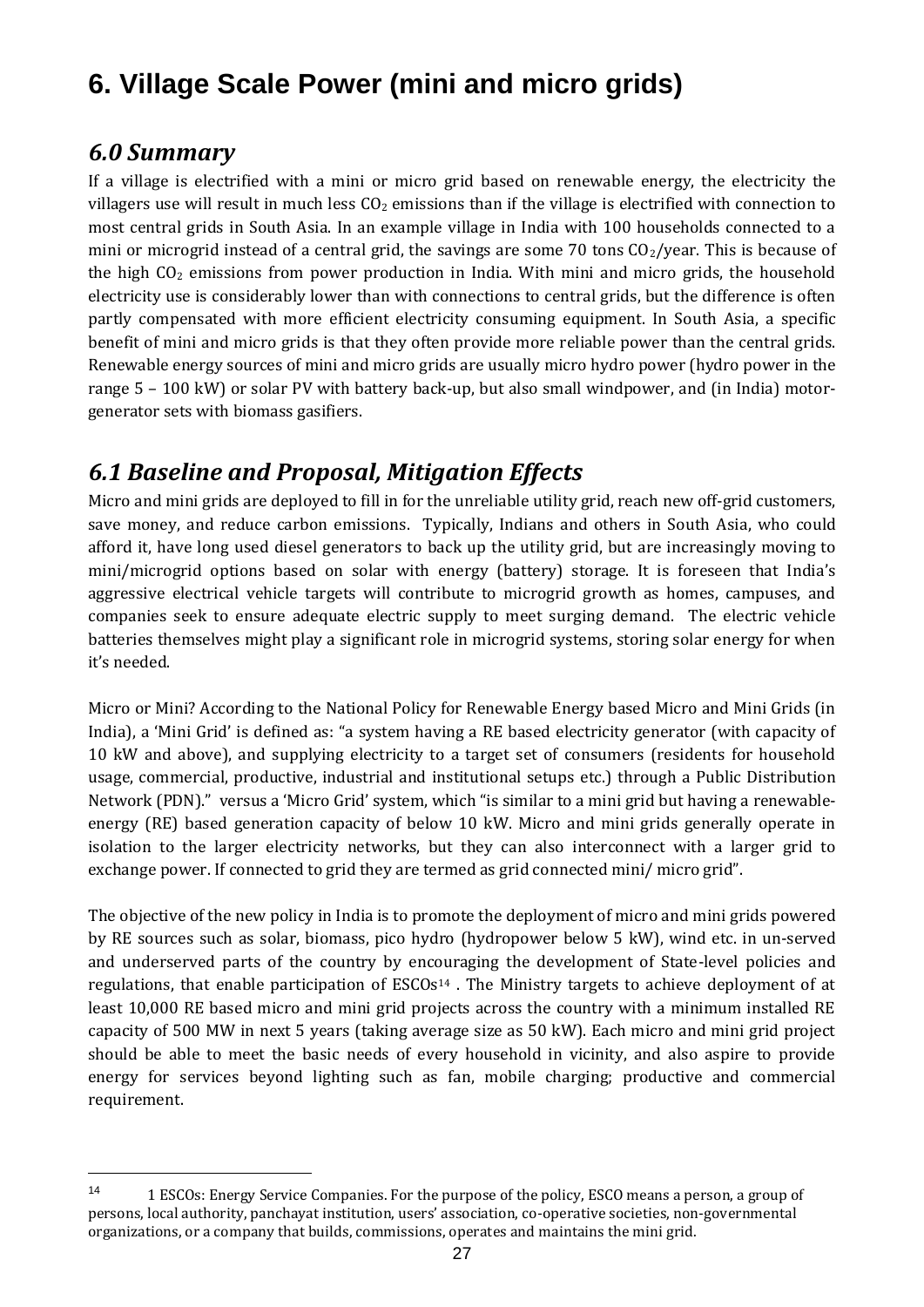# 6. Village Scale Power (mini and micro grids)

## *6.0 Summary*

If a village is electrified with a mini or micro grid based on renewable energy, the electricity the villagers use will result in much less $CO_2$ emissions than if the village is electrified with connection to most central grids in South Asia. In an example village in India with 100 households connected to a mini or microgrid instead of a central grid, the savings are some 70 tons $CO_2$/year. This is because of the high $CO_2$ emissions from power production in India. With mini and micro grids, the household electricity use is considerably lower than with connections to central grids, but the difference is often partly compensated with more efficient electricity consuming equipment. In South Asia, a specific benefit of mini and micro grids is that they often provide more reliable power than the central grids. Renewable energy sources of mini and micro grids are usually micro hydro power (hydro power in the range 5 – 100 kW) or solar PV with battery back-up, but also small windpower, and (in India) motor-generator sets with biomass gasifiers.

## *6.1 Baseline and Proposal, Mitigation Effects*

Micro and mini grids are deployed to fill in for the unreliable utility grid, reach new off-grid customers, save money, and reduce carbon emissions. Typically, Indians and others in South Asia, who could afford it, have long used diesel generators to back up the utility grid, but are increasingly moving to mini/microgrid options based on solar with energy (battery) storage. It is foreseen that India's aggressive electrical vehicle targets will contribute to microgrid growth as homes, campuses, and companies seek to ensure adequate electric supply to meet surging demand. The electric vehicle batteries themselves might play a significant role in microgrid systems, storing solar energy for when it's needed.

Micro or Mini? According to the National Policy for Renewable Energy based Micro and Mini Grids (in India), a 'Mini Grid' is defined as: "a system having a RE based electricity generator (with capacity of 10 kW and above), and supplying electricity to a target set of consumers (residents for household usage, commercial, productive, industrial and institutional setups etc.) through a Public Distribution Network (PDN)." versus a 'Micro Grid' system, which "is similar to a mini grid but having a renewable-energy (RE) based generation capacity of below 10 kW. Micro and mini grids generally operate in isolation to the larger electricity networks, but they can also interconnect with a larger grid to exchange power. If connected to grid they are termed as grid connected mini/ micro grid".

The objective of the new policy in India is to promote the deployment of micro and mini grids powered by RE sources such as solar, biomass, pico hydro (hydropower below 5 kW), wind etc. in un-served and underserved parts of the country by encouraging the development of State-level policies and regulations, that enable participation of ESCOs[14] . The Ministry targets to achieve deployment of at least 10,000 RE based micro and mini grid projects across the country with a minimum installed RE capacity of 500 MW in next 5 years (taking average size as 50 kW). Each micro and mini grid project should be able to meet the basic needs of every household in vicinity, and also aspire to provide energy for services beyond lighting such as fan, mobile charging; productive and commercial requirement.

---

[14] 1 ESCOs: Energy Service Companies. For the purpose of the policy, ESCO means a person, a group of persons, local authority, panchayat institution, users' association, co-operative societies, non-governmental organizations, or a company that builds, commissions, operates and maintains the mini grid.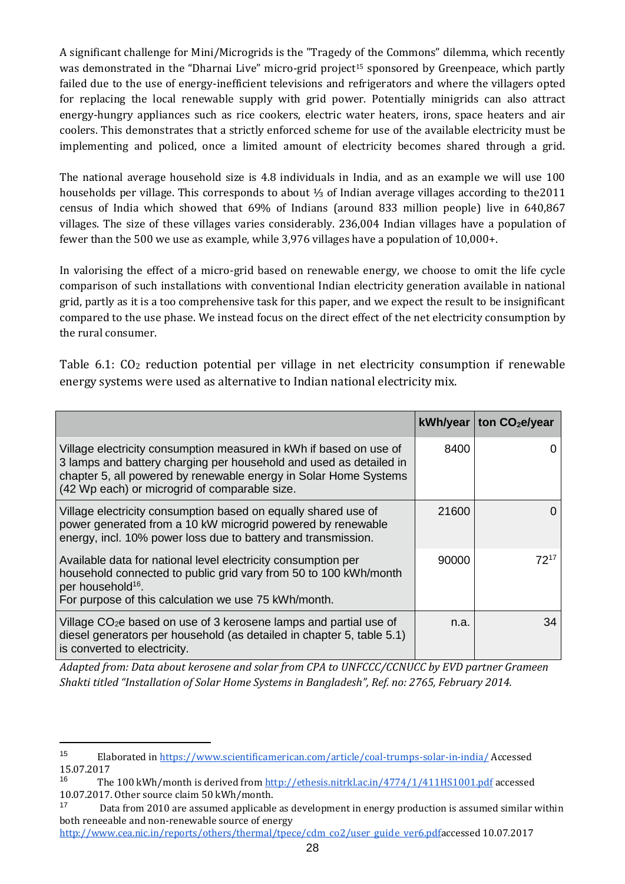A significant challenge for Mini/Microgrids is the "Tragedy of the Commons" dilemma, which recently was demonstrated in the "Dharnai Live" micro-grid project[15] sponsored by Greenpeace, which partly failed due to the use of energy-inefficient televisions and refrigerators and where the villagers opted for replacing the local renewable supply with grid power. Potentially minigrids can also attract energy-hungry appliances such as rice cookers, electric water heaters, irons, space heaters and air coolers. This demonstrates that a strictly enforced scheme for use of the available electricity must be implementing and policed, once a limited amount of electricity becomes shared through a grid.

The national average household size is 4.8 individuals in India, and as an example we will use 100 households per village. This corresponds to about ⅓ of Indian average villages according to the2011 census of India which showed that 69% of Indians (around 833 million people) live in 640,867 villages. The size of these villages varies considerably. 236,004 Indian villages have a population of fewer than the 500 we use as example, while 3,976 villages have a population of 10,000+.

In valorising the effect of a micro-grid based on renewable energy, we choose to omit the life cycle comparison of such installations with conventional Indian electricity generation available in national grid, partly as it is a too comprehensive task for this paper, and we expect the result to be insignificant compared to the use phase. We instead focus on the direct effect of the net electricity consumption by the rural consumer.

Table 6.1: $CO_2$ reduction potential per village in net electricity consumption if renewable energy systems were used as alternative to Indian national electricity mix.

| | kWh/year | ton $CO_2$e/year |
|---|---|---|
| Village electricity consumption measured in kWh if based on use of 3 lamps and battery charging per household and used as detailed in chapter 5, all powered by renewable energy in Solar Home Systems (42 Wp each) or microgrid of comparable size. | 8400 | 0 |
| Village electricity consumption based on equally shared use of power generated from a 10 kW microgrid powered by renewable energy, incl. 10% power loss due to battery and transmission. | 21600 | 0 |
| Available data for national level electricity consumption per household connected to public grid vary from 50 to 100 kWh/month per household[16]. For purpose of this calculation we use 75 kWh/month. | 90000 | 72[17] |
| Village $CO_2$e based on use of 3 kerosene lamps and partial use of diesel generators per household (as detailed in chapter 5, table 5.1) is converted to electricity. | n.a. | 34 |

*Adapted from: Data about kerosene and solar from CPA to UNFCCC/CCNUCC by EVD partner Grameen Shakti titled "Installation of Solar Home Systems in Bangladesh", Ref. no: 2765, February 2014.*

---

[15] Elaborated in https://www.scientificamerican.com/article/coal-trumps-solar-in-india/ Accessed 15.07.2017

[16] The 100 kWh/month is derived from http://ethesis.nitrkl.ac.in/4774/1/411HS1001.pdf accessed 10.07.2017. Other source claim 50 kWh/month.

[17] Data from 2010 are assumed applicable as development in energy production is assumed similar within both reneeable and non-renewable source of energy http://www.cea.nic.in/reports/others/thermal/tpece/cdm_co2/user_guide_ver6.pdfaccessed 10.07.2017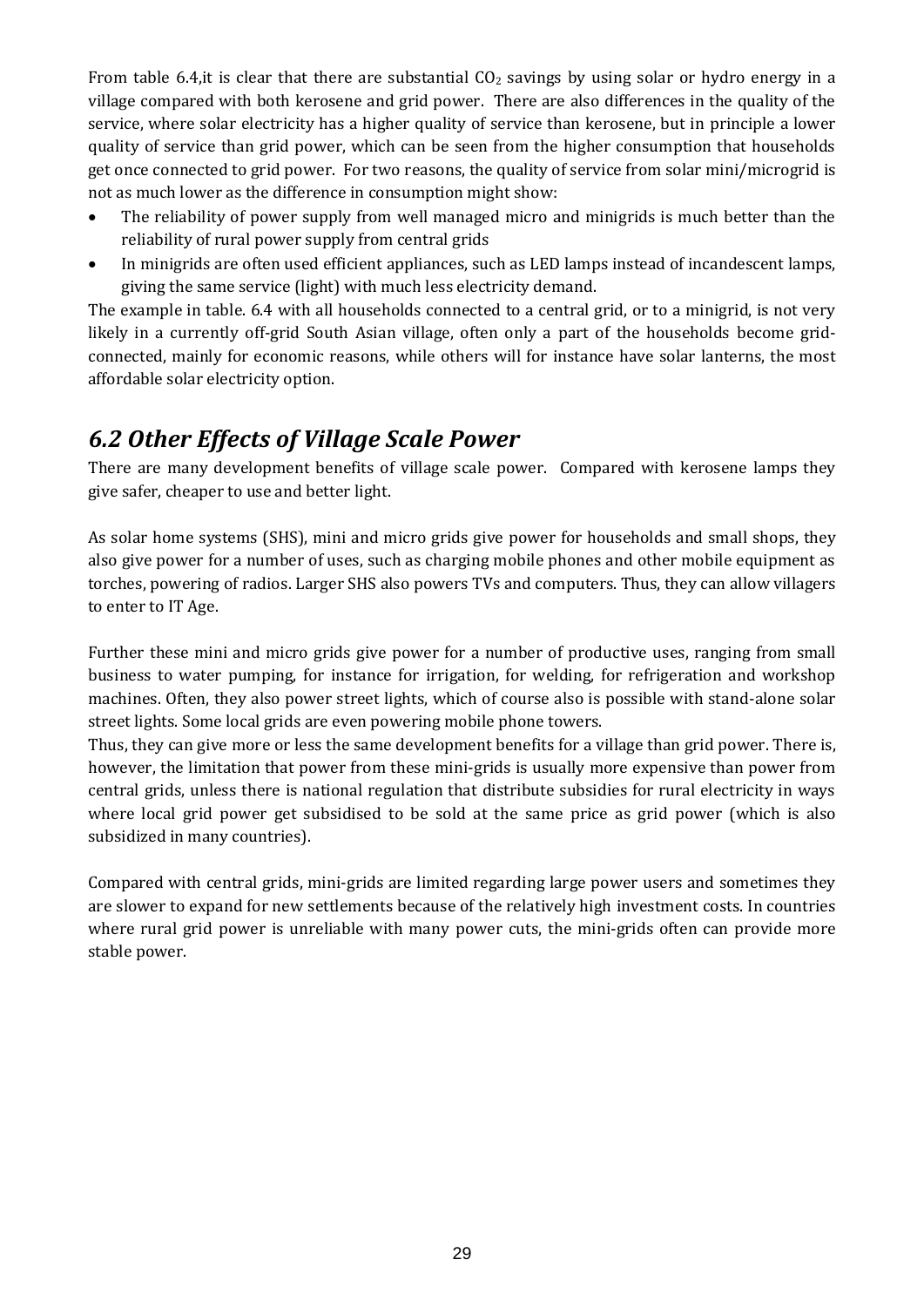From table 6.4,it is clear that there are substantial $CO_2$ savings by using solar or hydro energy in a village compared with both kerosene and grid power. There are also differences in the quality of the service, where solar electricity has a higher quality of service than kerosene, but in principle a lower quality of service than grid power, which can be seen from the higher consumption that households get once connected to grid power. For two reasons, the quality of service from solar mini/microgrid is not as much lower as the difference in consumption might show:

- The reliability of power supply from well managed micro and minigrids is much better than the reliability of rural power supply from central grids
- In minigrids are often used efficient appliances, such as LED lamps instead of incandescent lamps, giving the same service (light) with much less electricity demand.

The example in table. 6.4 with all households connected to a central grid, or to a minigrid, is not very likely in a currently off-grid South Asian village, often only a part of the households become grid-connected, mainly for economic reasons, while others will for instance have solar lanterns, the most affordable solar electricity option.

## *6.2 Other Effects of Village Scale Power*

There are many development benefits of village scale power. Compared with kerosene lamps they give safer, cheaper to use and better light.

As solar home systems (SHS), mini and micro grids give power for households and small shops, they also give power for a number of uses, such as charging mobile phones and other mobile equipment as torches, powering of radios. Larger SHS also powers TVs and computers. Thus, they can allow villagers to enter to IT Age.

Further these mini and micro grids give power for a number of productive uses, ranging from small business to water pumping, for instance for irrigation, for welding, for refrigeration and workshop machines. Often, they also power street lights, which of course also is possible with stand-alone solar street lights. Some local grids are even powering mobile phone towers.

Thus, they can give more or less the same development benefits for a village than grid power. There is, however, the limitation that power from these mini-grids is usually more expensive than power from central grids, unless there is national regulation that distribute subsidies for rural electricity in ways where local grid power get subsidised to be sold at the same price as grid power (which is also subsidized in many countries).

Compared with central grids, mini-grids are limited regarding large power users and sometimes they are slower to expand for new settlements because of the relatively high investment costs. In countries where rural grid power is unreliable with many power cuts, the mini-grids often can provide more stable power.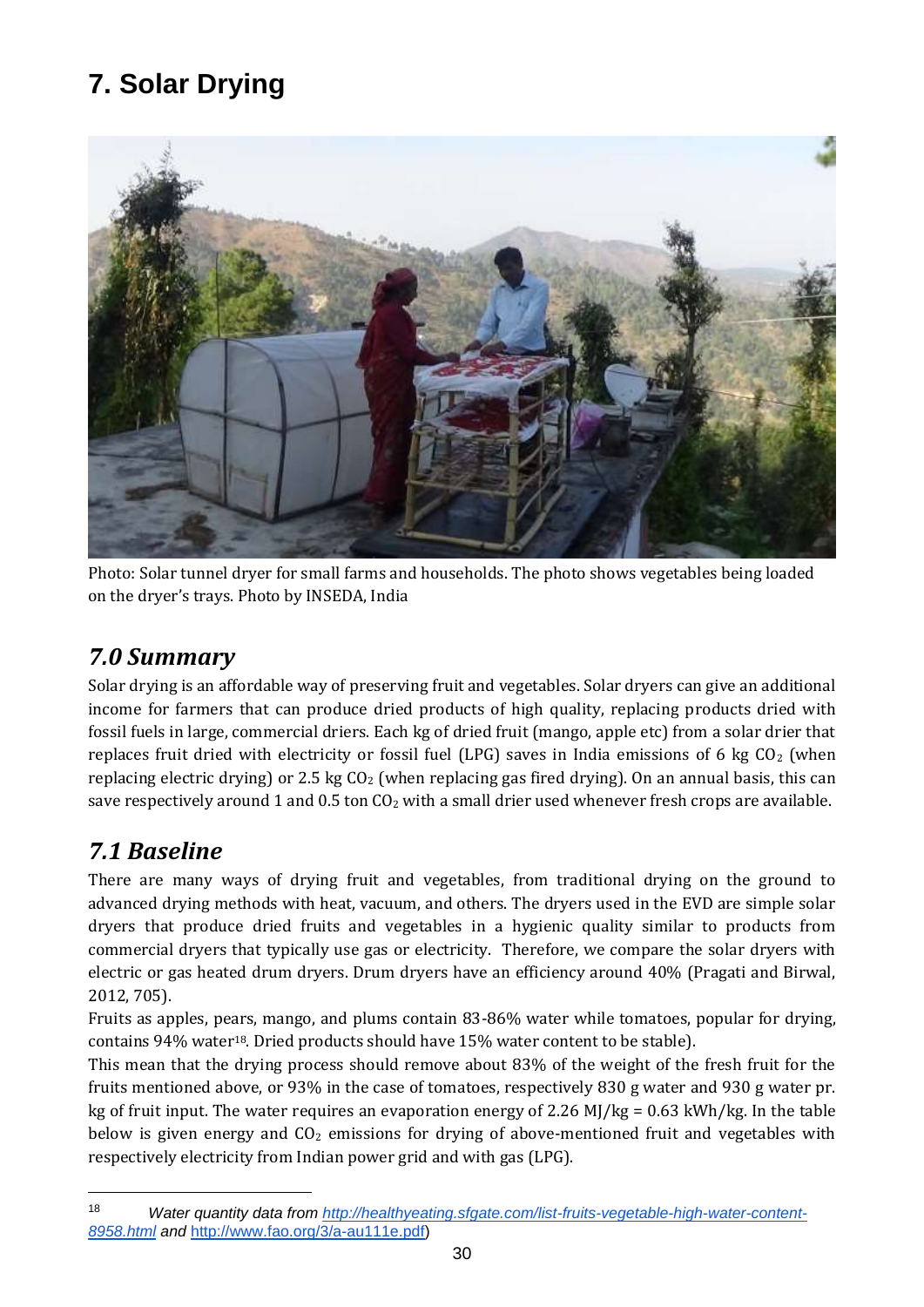# 7. Solar Drying

Photo: Solar tunnel dryer for small farms and households. The photo shows vegetables being loaded on the dryer's trays. Photo by INSEDA, India

## *7.0 Summary*

Solar drying is an affordable way of preserving fruit and vegetables. Solar dryers can give an additional income for farmers that can produce dried products of high quality, replacing products dried with fossil fuels in large, commercial driers. Each kg of dried fruit (mango, apple etc) from a solar drier that replaces fruit dried with electricity or fossil fuel (LPG) saves in India emissions of 6 kg $CO_2$ (when replacing electric drying) or 2.5 kg $CO_2$ (when replacing gas fired drying). On an annual basis, this can save respectively around 1 and 0.5 ton $CO_2$ with a small drier used whenever fresh crops are available.

## *7.1 Baseline*

There are many ways of drying fruit and vegetables, from traditional drying on the ground to advanced drying methods with heat, vacuum, and others. The dryers used in the EVD are simple solar dryers that produce dried fruits and vegetables in a hygienic quality similar to products from commercial dryers that typically use gas or electricity. Therefore, we compare the solar dryers with electric or gas heated drum dryers. Drum dryers have an efficiency around 40% (Pragati and Birwal, 2012, 705).

Fruits as apples, pears, mango, and plums contain 83-86% water while tomatoes, popular for drying, contains 94% water[18]. Dried products should have 15% water content to be stable).

This mean that the drying process should remove about 83% of the weight of the fresh fruit for the fruits mentioned above, or 93% in the case of tomatoes, respectively 830 g water and 930 g water pr. kg of fruit input. The water requires an evaporation energy of 2.26 MJ/kg = 0.63 kWh/kg. In the table below is given energy and $CO_2$ emissions for drying of above-mentioned fruit and vegetables with respectively electricity from Indian power grid and with gas (LPG).

---

[18] *Water quantity data from [http://healthyeating.sfgate.com/list-fruits-vegetable-high-water-content-8958.html](http://healthyeating.sfgate.com/list-fruits-vegetable-high-water-content-8958.html) and* [http://www.fao.org/3/a-au111e.pdf](http://www.fao.org/3/a-au111e.pdf))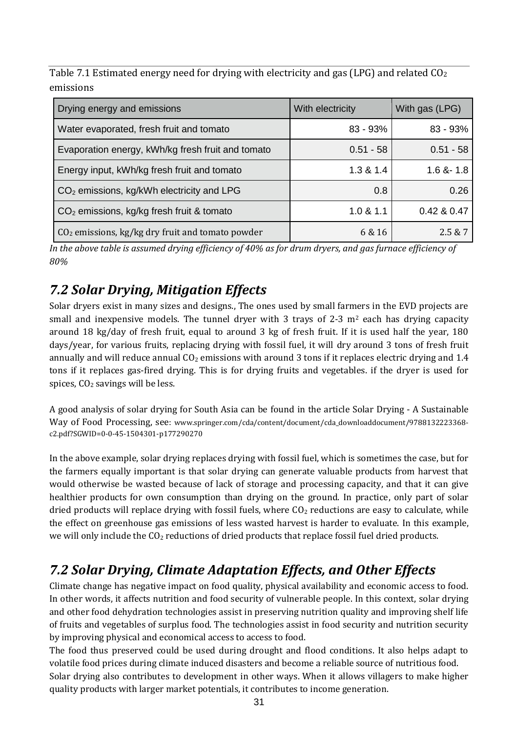Table 7.1 Estimated energy need for drying with electricity and gas (LPG) and related $CO_2$ emissions

| Drying energy and emissions | With electricity | With gas (LPG) |
|---|---|---|
| Water evaporated, fresh fruit and tomato | 83 - 93% | 83 - 93% |
| Evaporation energy, kWh/kg fresh fruit and tomato | 0.51 - 58 | 0.51 - 58 |
| Energy input, kWh/kg fresh fruit and tomato | 1.3 & 1.4 | 1.6 &- 1.8 |
| $CO_2$ emissions, kg/kWh electricity and LPG | 0.8 | 0.26 |
| $CO_2$ emissions, kg/kg fresh fruit & tomato | 1.0 & 1.1 | 0.42 & 0.47 |
| $CO_2$ emissions, kg/kg dry fruit and tomato powder | 6 & 16 | 2.5 & 7 |

*In the above table is assumed drying efficiency of 40% as for drum dryers, and gas furnace efficiency of 80%*

## *7.2 Solar Drying, Mitigation Effects*

Solar dryers exist in many sizes and designs., The ones used by small farmers in the EVD projects are small and inexpensive models. The tunnel dryer with 3 trays of 2-3 $m^2$ each has drying capacity around 18 kg/day of fresh fruit, equal to around 3 kg of fresh fruit. If it is used half the year, 180 days/year, for various fruits, replacing drying with fossil fuel, it will dry around 3 tons of fresh fruit annually and will reduce annual $CO_2$ emissions with around 3 tons if it replaces electric drying and 1.4 tons if it replaces gas-fired drying. This is for drying fruits and vegetables. if the dryer is used for spices, $CO_2$ savings will be less.

A good analysis of solar drying for South Asia can be found in the article Solar Drying - A Sustainable Way of Food Processing, see: www.springer.com/cda/content/document/cda_downloaddocument/9788132223368-c2.pdf?SGWID=0-0-45-1504301-p177290270

In the above example, solar drying replaces drying with fossil fuel, which is sometimes the case, but for the farmers equally important is that solar drying can generate valuable products from harvest that would otherwise be wasted because of lack of storage and processing capacity, and that it can give healthier products for own consumption than drying on the ground. In practice, only part of solar dried products will replace drying with fossil fuels, where $CO_2$ reductions are easy to calculate, while the effect on greenhouse gas emissions of less wasted harvest is harder to evaluate. In this example, we will only include the $CO_2$ reductions of dried products that replace fossil fuel dried products.

## *7.2 Solar Drying, Climate Adaptation Effects, and Other Effects*

Climate change has negative impact on food quality, physical availability and economic access to food. In other words, it affects nutrition and food security of vulnerable people. In this context, solar drying and other food dehydration technologies assist in preserving nutrition quality and improving shelf life of fruits and vegetables of surplus food. The technologies assist in food security and nutrition security by improving physical and economical access to access to food.

The food thus preserved could be used during drought and flood conditions. It also helps adapt to volatile food prices during climate induced disasters and become a reliable source of nutritious food.

Solar drying also contributes to development in other ways. When it allows villagers to make higher quality products with larger market potentials, it contributes to income generation.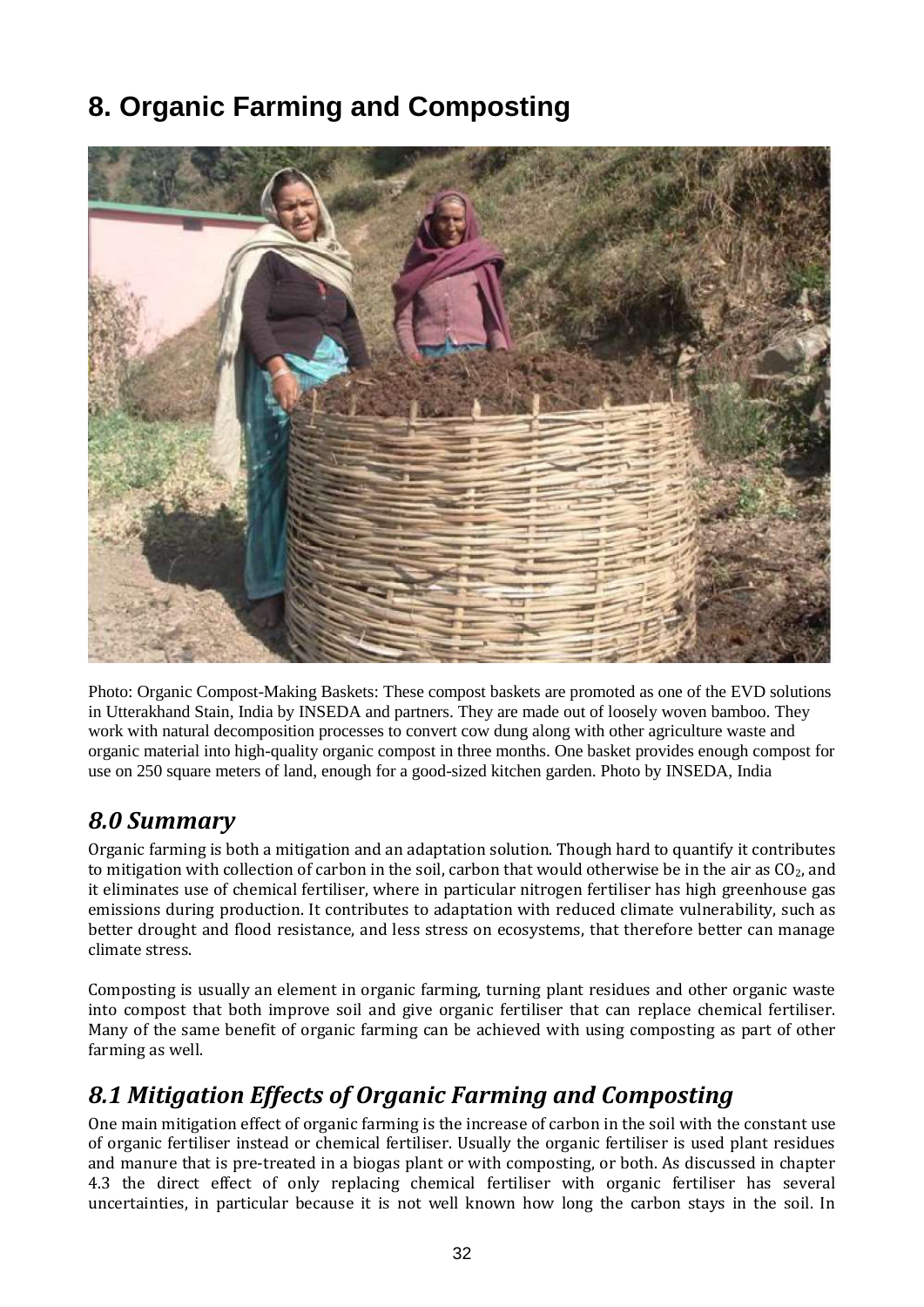# 8. Organic Farming and Composting

Photo: Organic Compost-Making Baskets: These compost baskets are promoted as one of the EVD solutions in Utterakhand Stain, India by INSEDA and partners. They are made out of loosely woven bamboo. They work with natural decomposition processes to convert cow dung along with other agriculture waste and organic material into high-quality organic compost in three months. One basket provides enough compost for use on 250 square meters of land, enough for a good-sized kitchen garden. Photo by INSEDA, India

## *8.0 Summary*

Organic farming is both a mitigation and an adaptation solution. Though hard to quantify it contributes to mitigation with collection of carbon in the soil, carbon that would otherwise be in the air as $CO_2$, and it eliminates use of chemical fertiliser, where in particular nitrogen fertiliser has high greenhouse gas emissions during production. It contributes to adaptation with reduced climate vulnerability, such as better drought and flood resistance, and less stress on ecosystems, that therefore better can manage climate stress.

Composting is usually an element in organic farming, turning plant residues and other organic waste into compost that both improve soil and give organic fertiliser that can replace chemical fertiliser. Many of the same benefit of organic farming can be achieved with using composting as part of other farming as well.

## *8.1 Mitigation Effects of Organic Farming and Composting*

One main mitigation effect of organic farming is the increase of carbon in the soil with the constant use of organic fertiliser instead or chemical fertiliser. Usually the organic fertiliser is used plant residues and manure that is pre-treated in a biogas plant or with composting, or both. As discussed in chapter 4.3 the direct effect of only replacing chemical fertiliser with organic fertiliser has several uncertainties, in particular because it is not well known how long the carbon stays in the soil. In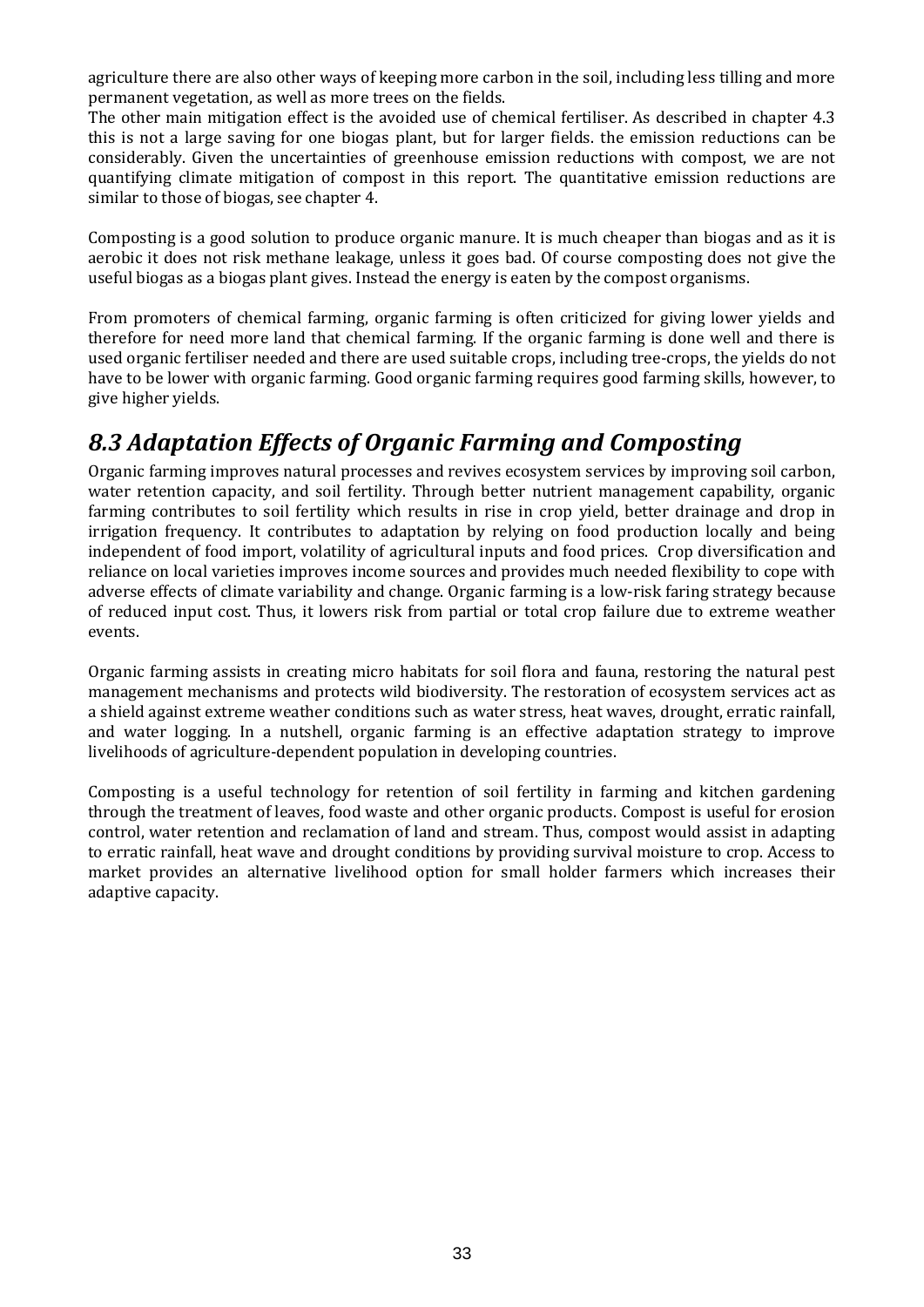agriculture there are also other ways of keeping more carbon in the soil, including less tilling and more permanent vegetation, as well as more trees on the fields.
The other main mitigation effect is the avoided use of chemical fertiliser. As described in chapter 4.3 this is not a large saving for one biogas plant, but for larger fields. the emission reductions can be considerably. Given the uncertainties of greenhouse emission reductions with compost, we are not quantifying climate mitigation of compost in this report. The quantitative emission reductions are similar to those of biogas, see chapter 4.

Composting is a good solution to produce organic manure. It is much cheaper than biogas and as it is aerobic it does not risk methane leakage, unless it goes bad. Of course composting does not give the useful biogas as a biogas plant gives. Instead the energy is eaten by the compost organisms.

From promoters of chemical farming, organic farming is often criticized for giving lower yields and therefore for need more land that chemical farming. If the organic farming is done well and there is used organic fertiliser needed and there are used suitable crops, including tree-crops, the yields do not have to be lower with organic farming. Good organic farming requires good farming skills, however, to give higher yields.

## *8.3 Adaptation Effects of Organic Farming and Composting*

Organic farming improves natural processes and revives ecosystem services by improving soil carbon, water retention capacity, and soil fertility. Through better nutrient management capability, organic farming contributes to soil fertility which results in rise in crop yield, better drainage and drop in irrigation frequency. It contributes to adaptation by relying on food production locally and being independent of food import, volatility of agricultural inputs and food prices. Crop diversification and reliance on local varieties improves income sources and provides much needed flexibility to cope with adverse effects of climate variability and change. Organic farming is a low-risk faring strategy because of reduced input cost. Thus, it lowers risk from partial or total crop failure due to extreme weather events.

Organic farming assists in creating micro habitats for soil flora and fauna, restoring the natural pest management mechanisms and protects wild biodiversity. The restoration of ecosystem services act as a shield against extreme weather conditions such as water stress, heat waves, drought, erratic rainfall, and water logging. In a nutshell, organic farming is an effective adaptation strategy to improve livelihoods of agriculture-dependent population in developing countries.

Composting is a useful technology for retention of soil fertility in farming and kitchen gardening through the treatment of leaves, food waste and other organic products. Compost is useful for erosion control, water retention and reclamation of land and stream. Thus, compost would assist in adapting to erratic rainfall, heat wave and drought conditions by providing survival moisture to crop. Access to market provides an alternative livelihood option for small holder farmers which increases their adaptive capacity.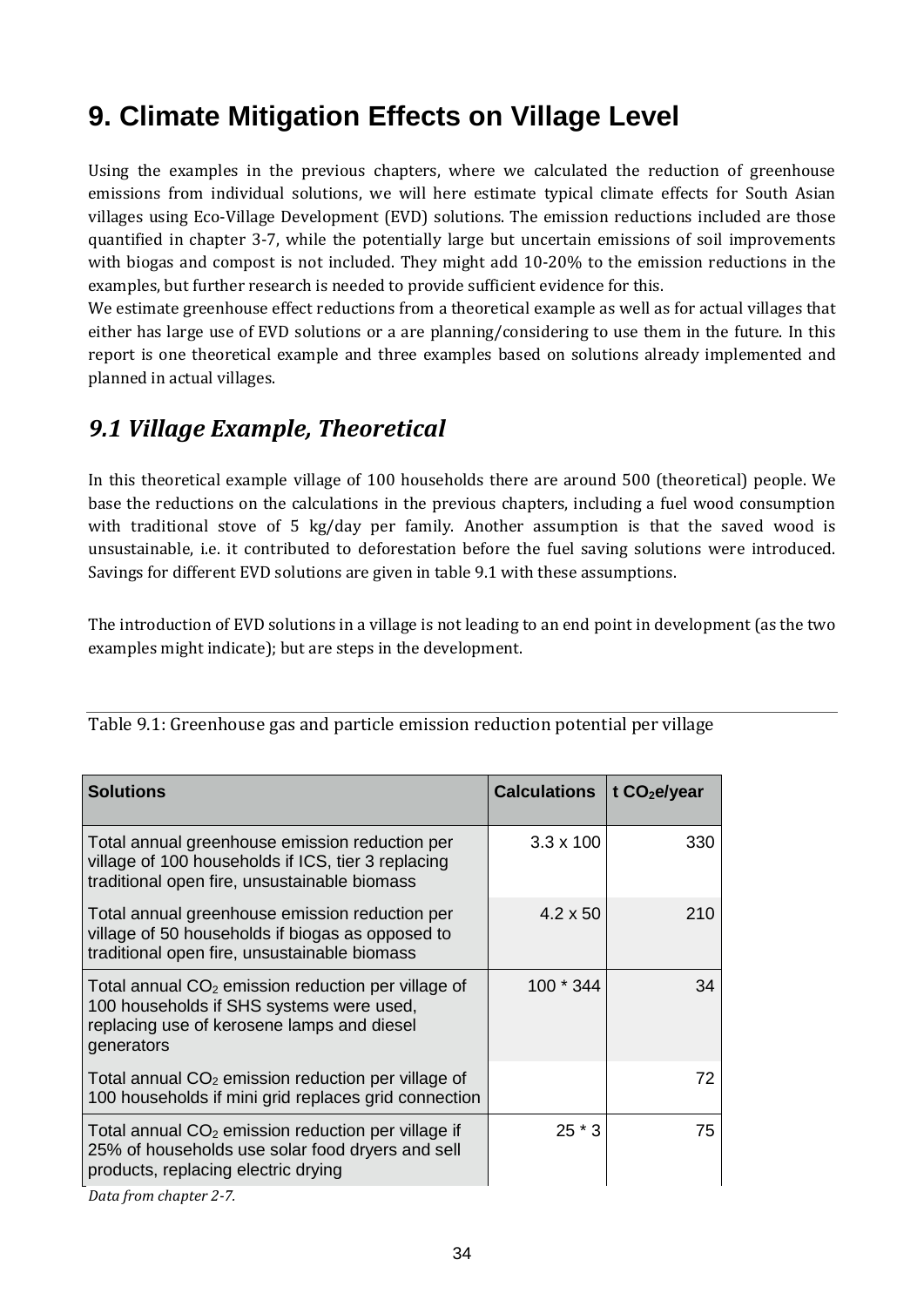# 9. Climate Mitigation Effects on Village Level

Using the examples in the previous chapters, where we calculated the reduction of greenhouse emissions from individual solutions, we will here estimate typical climate effects for South Asian villages using Eco-Village Development (EVD) solutions. The emission reductions included are those quantified in chapter 3-7, while the potentially large but uncertain emissions of soil improvements with biogas and compost is not included. They might add 10-20% to the emission reductions in the examples, but further research is needed to provide sufficient evidence for this.

We estimate greenhouse effect reductions from a theoretical example as well as for actual villages that either has large use of EVD solutions or a are planning/considering to use them in the future. In this report is one theoretical example and three examples based on solutions already implemented and planned in actual villages.

## *9.1 Village Example, Theoretical*

In this theoretical example village of 100 households there are around 500 (theoretical) people. We base the reductions on the calculations in the previous chapters, including a fuel wood consumption with traditional stove of 5 kg/day per family. Another assumption is that the saved wood is unsustainable, i.e. it contributed to deforestation before the fuel saving solutions were introduced. Savings for different EVD solutions are given in table 9.1 with these assumptions.

The introduction of EVD solutions in a village is not leading to an end point in development (as the two examples might indicate); but are steps in the development.

Table 9.1: Greenhouse gas and particle emission reduction potential per village

| Solutions | Calculations | t $CO_2$e/year |
|---|---|---|
| Total annual greenhouse emission reduction per village of 100 households if ICS, tier 3 replacing traditional open fire, unsustainable biomass | 3.3 x 100 | 330 |
| Total annual greenhouse emission reduction per village of 50 households if biogas as opposed to traditional open fire, unsustainable biomass | 4.2 x 50 | 210 |
| Total annual $CO_2$ emission reduction per village of 100 households if SHS systems were used, replacing use of kerosene lamps and diesel generators | 100 * 344 | 34 |
| Total annual $CO_2$ emission reduction per village of 100 households if mini grid replaces grid connection | | 72 |
| Total annual $CO_2$ emission reduction per village if 25% of households use solar food dryers and sell products, replacing electric drying | 25 * 3 | 75 |

*Data from chapter 2-7.*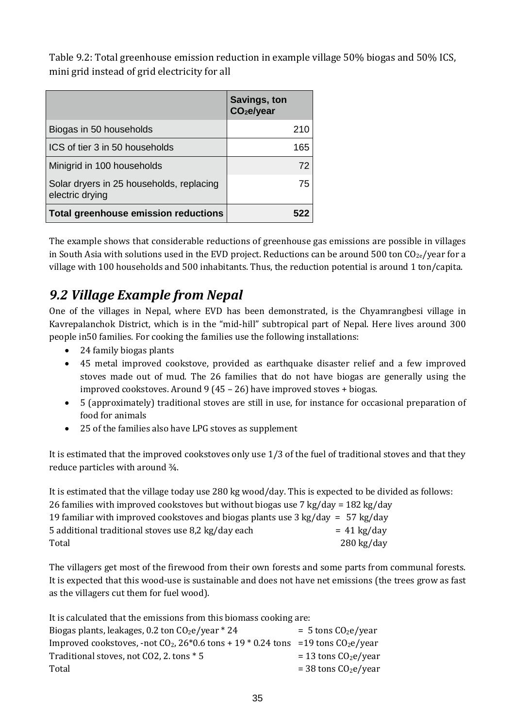Table 9.2: Total greenhouse emission reduction in example village 50% biogas and 50% ICS, mini grid instead of grid electricity for all

| | Savings, ton $CO_2$e/year |
|---|---|
| Biogas in 50 households | 210 |
| ICS of tier 3 in 50 households | 165 |
| Minigrid in 100 households | 72 |
| Solar dryers in 25 households, replacing electric drying | 75 |
| **Total greenhouse emission reductions** | **522** |

The example shows that considerable reductions of greenhouse gas emissions are possible in villages in South Asia with solutions used in the EVD project. Reductions can be around 500 ton $CO_{2e}$/year for a village with 100 households and 500 inhabitants. Thus, the reduction potential is around 1 ton/capita.

## *9.2 Village Example from Nepal*

One of the villages in Nepal, where EVD has been demonstrated, is the Chyamrangbesi village in Kavrepalanchok District, which is in the "mid-hill" subtropical part of Nepal. Here lives around 300 people in50 families. For cooking the families use the following installations:

- 24 family biogas plants
- 45 metal improved cookstove, provided as earthquake disaster relief and a few improved stoves made out of mud. The 26 families that do not have biogas are generally using the improved cookstoves. Around 9 (45 – 26) have improved stoves + biogas.
- 5 (approximately) traditional stoves are still in use, for instance for occasional preparation of food for animals
- 25 of the families also have LPG stoves as supplement

It is estimated that the improved cookstoves only use 1/3 of the fuel of traditional stoves and that they reduce particles with around ¾.

It is estimated that the village today use 280 kg wood/day. This is expected to be divided as follows:
26 families with improved cookstoves but without biogas use 7 kg/day = 182 kg/day
19 familiar with improved cookstoves and biogas plants use 3 kg/day = 57 kg/day
5 additional traditional stoves use 8,2 kg/day each = 41 kg/day
Total 280 kg/day

The villagers get most of the firewood from their own forests and some parts from communal forests. It is expected that this wood-use is sustainable and does not have net emissions (the trees grow as fast as the villagers cut them for fuel wood).

It is calculated that the emissions from this biomass cooking are:
Biogas plants, leakages, 0.2 ton $CO_2$e/year * 24 = 5 tons $CO_2$e/year
Improved cookstoves, -not $CO_2$, 26*0.6 tons + 19 * 0.24 tons =19 tons $CO_2$e/year
Traditional stoves, not CO2, 2. tons * 5 = 13 tons $CO_2$e/year
Total = 38 tons $CO_2$e/year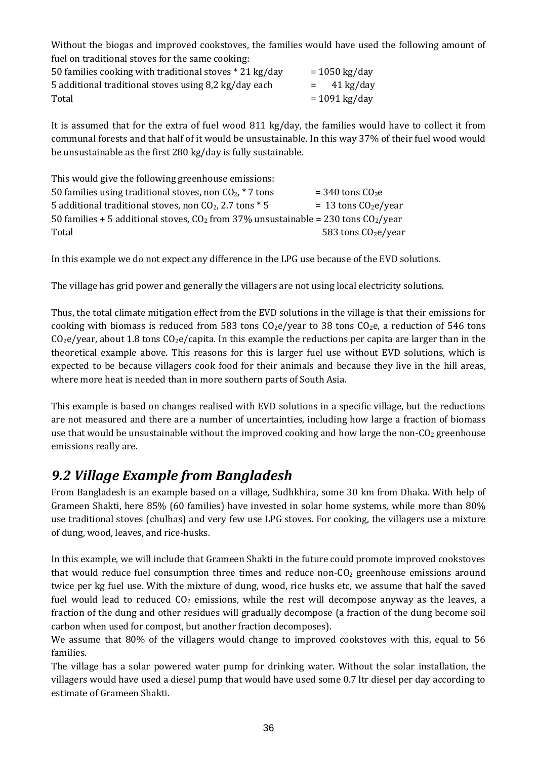Without the biogas and improved cookstoves, the families would have used the following amount of fuel on traditional stoves for the same cooking:

| | |
|---|---|
| 50 families cooking with traditional stoves * 21 kg/day | = 1050 kg/day |
| 5 additional traditional stoves using 8,2 kg/day each | = 41 kg/day |
| Total | = 1091 kg/day |

It is assumed that for the extra of fuel wood 811 kg/day, the families would have to collect it from communal forests and that half of it would be unsustainable. In this way 37% of their fuel wood would be unsustainable as the first 280 kg/day is fully sustainable.

This would give the following greenhouse emissions:

| | |
|---|---|
| 50 families using traditional stoves, non $CO_2$, * 7 tons | = 340 tons $CO_2e$ |
| 5 additional traditional stoves, non $CO_2$, 2.7 tons * 5 | = 13 tons $CO_2e$/year |
| 50 families + 5 additional stoves, $CO_2$ from 37% unsustainable | = 230 tons $CO_2$/year |
| Total | 583 tons $CO_2e$/year |

In this example we do not expect any difference in the LPG use because of the EVD solutions.

The village has grid power and generally the villagers are not using local electricity solutions.

Thus, the total climate mitigation effect from the EVD solutions in the village is that their emissions for cooking with biomass is reduced from 583 tons $CO_2e$/year to 38 tons $CO_2e$, a reduction of 546 tons $CO_2e$/year, about 1.8 tons $CO_2e$/capita. In this example the reductions per capita are larger than in the theoretical example above. This reasons for this is larger fuel use without EVD solutions, which is expected to be because villagers cook food for their animals and because they live in the hill areas, where more heat is needed than in more southern parts of South Asia.

This example is based on changes realised with EVD solutions in a specific village, but the reductions are not measured and there are a number of uncertainties, including how large a fraction of biomass use that would be unsustainable without the improved cooking and how large the non-$CO_2$ greenhouse emissions really are.

## *9.2 Village Example from Bangladesh*

From Bangladesh is an example based on a village, Sudhkhira, some 30 km from Dhaka. With help of Grameen Shakti, here 85% (60 families) have invested in solar home systems, while more than 80% use traditional stoves (chulhas) and very few use LPG stoves. For cooking, the villagers use a mixture of dung, wood, leaves, and rice-husks.

In this example, we will include that Grameen Shakti in the future could promote improved cookstoves that would reduce fuel consumption three times and reduce non-$CO_2$ greenhouse emissions around twice per kg fuel use. With the mixture of dung, wood, rice husks etc, we assume that half the saved fuel would lead to reduced $CO_2$ emissions, while the rest will decompose anyway as the leaves, a fraction of the dung and other residues will gradually decompose (a fraction of the dung become soil carbon when used for compost, but another fraction decomposes).

We assume that 80% of the villagers would change to improved cookstoves with this, equal to 56 families.

The village has a solar powered water pump for drinking water. Without the solar installation, the villagers would have used a diesel pump that would have used some 0.7 ltr diesel per day according to estimate of Grameen Shakti.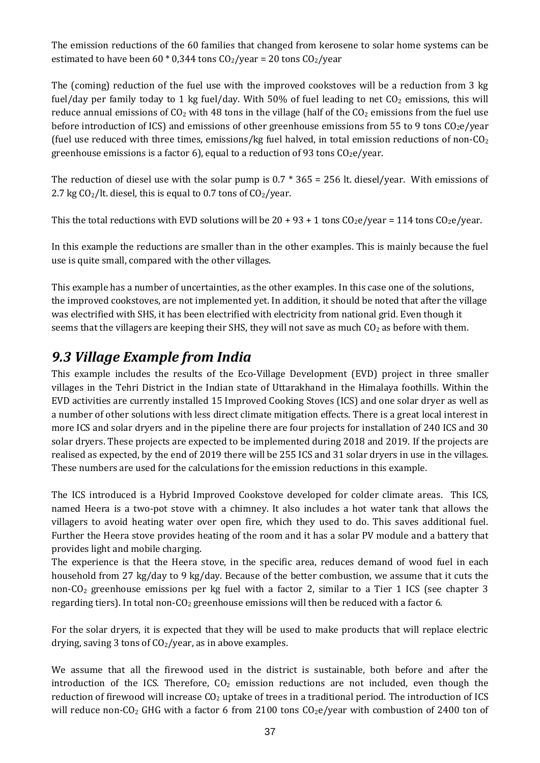The emission reductions of the 60 families that changed from kerosene to solar home systems can be estimated to have been 60 * 0,344 tons $CO_2$/year = 20 tons $CO_2$/year

The (coming) reduction of the fuel use with the improved cookstoves will be a reduction from 3 kg fuel/day per family today to 1 kg fuel/day. With 50% of fuel leading to net $CO_2$ emissions, this will reduce annual emissions of $CO_2$ with 48 tons in the village (half of the $CO_2$ emissions from the fuel use before introduction of ICS) and emissions of other greenhouse emissions from 55 to 9 tons $CO_2$e/year (fuel use reduced with three times, emissions/kg fuel halved, in total emission reductions of non-$CO_2$ greenhouse emissions is a factor 6), equal to a reduction of 93 tons $CO_2$e/year.

The reduction of diesel use with the solar pump is 0.7 * 365 = 256 lt. diesel/year. With emissions of 2.7 kg $CO_2$/lt. diesel, this is equal to 0.7 tons of $CO_2$/year.

This the total reductions with EVD solutions will be 20 + 93 + 1 tons $CO_2$e/year = 114 tons $CO_2$e/year.

In this example the reductions are smaller than in the other examples. This is mainly because the fuel use is quite small, compared with the other villages.

This example has a number of uncertainties, as the other examples. In this case one of the solutions, the improved cookstoves, are not implemented yet. In addition, it should be noted that after the village was electrified with SHS, it has been electrified with electricity from national grid. Even though it seems that the villagers are keeping their SHS, they will not save as much $CO_2$ as before with them.

## *9.3 Village Example from India*

This example includes the results of the Eco-Village Development (EVD) project in three smaller villages in the Tehri District in the Indian state of Uttarakhand in the Himalaya foothills. Within the EVD activities are currently installed 15 Improved Cooking Stoves (ICS) and one solar dryer as well as a number of other solutions with less direct climate mitigation effects. There is a great local interest in more ICS and solar dryers and in the pipeline there are four projects for installation of 240 ICS and 30 solar dryers. These projects are expected to be implemented during 2018 and 2019. If the projects are realised as expected, by the end of 2019 there will be 255 ICS and 31 solar dryers in use in the villages. These numbers are used for the calculations for the emission reductions in this example.

The ICS introduced is a Hybrid Improved Cookstove developed for colder climate areas. This ICS, named Heera is a two-pot stove with a chimney. It also includes a hot water tank that allows the villagers to avoid heating water over open fire, which they used to do. This saves additional fuel. Further the Heera stove provides heating of the room and it has a solar PV module and a battery that provides light and mobile charging.

The experience is that the Heera stove, in the specific area, reduces demand of wood fuel in each household from 27 kg/day to 9 kg/day. Because of the better combustion, we assume that it cuts the non-$CO_2$ greenhouse emissions per kg fuel with a factor 2, similar to a Tier 1 ICS (see chapter 3 regarding tiers). In total non-$CO_2$ greenhouse emissions will then be reduced with a factor 6.

For the solar dryers, it is expected that they will be used to make products that will replace electric drying, saving 3 tons of $CO_2$/year, as in above examples.

We assume that all the firewood used in the district is sustainable, both before and after the introduction of the ICS. Therefore, $CO_2$ emission reductions are not included, even though the reduction of firewood will increase $CO_2$ uptake of trees in a traditional period. The introduction of ICS will reduce non-$CO_2$ GHG with a factor 6 from 2100 tons $CO_2$e/year with combustion of 2400 ton of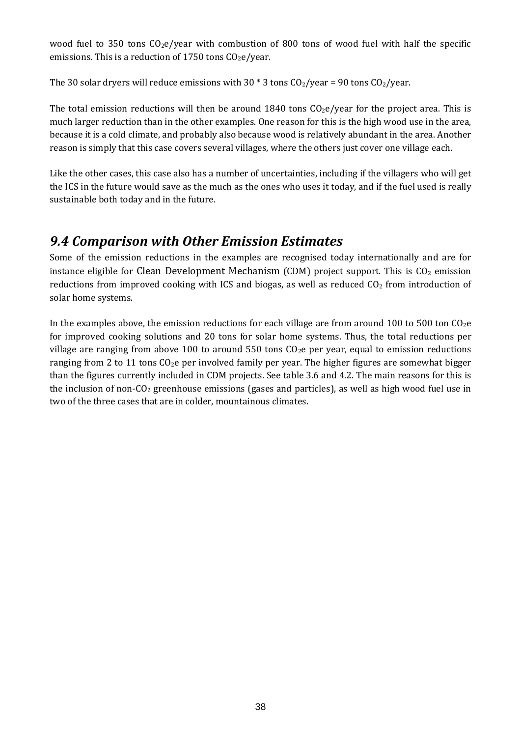wood fuel to 350 tons $CO_2e$/year with combustion of 800 tons of wood fuel with half the specific emissions. This is a reduction of 1750 tons $CO_2e$/year.

The 30 solar dryers will reduce emissions with 30 * 3 tons $CO_2$/year = 90 tons $CO_2$/year.

The total emission reductions will then be around 1840 tons $CO_2e$/year for the project area. This is much larger reduction than in the other examples. One reason for this is the high wood use in the area, because it is a cold climate, and probably also because wood is relatively abundant in the area. Another reason is simply that this case covers several villages, where the others just cover one village each.

Like the other cases, this case also has a number of uncertainties, including if the villagers who will get the ICS in the future would save as the much as the ones who uses it today, and if the fuel used is really sustainable both today and in the future.

## *9.4 Comparison with Other Emission Estimates*

Some of the emission reductions in the examples are recognised today internationally and are for instance eligible for Clean Development Mechanism (CDM) project support. This is $CO_2$ emission reductions from improved cooking with ICS and biogas, as well as reduced $CO_2$ from introduction of solar home systems.

In the examples above, the emission reductions for each village are from around 100 to 500 ton $CO_2e$ for improved cooking solutions and 20 tons for solar home systems. Thus, the total reductions per village are ranging from above 100 to around 550 tons $CO_2e$ per year, equal to emission reductions ranging from 2 to 11 tons $CO_2e$ per involved family per year. The higher figures are somewhat bigger than the figures currently included in CDM projects. See table 3.6 and 4.2. The main reasons for this is the inclusion of non-$CO_2$ greenhouse emissions (gases and particles), as well as high wood fuel use in two of the three cases that are in colder, mountainous climates.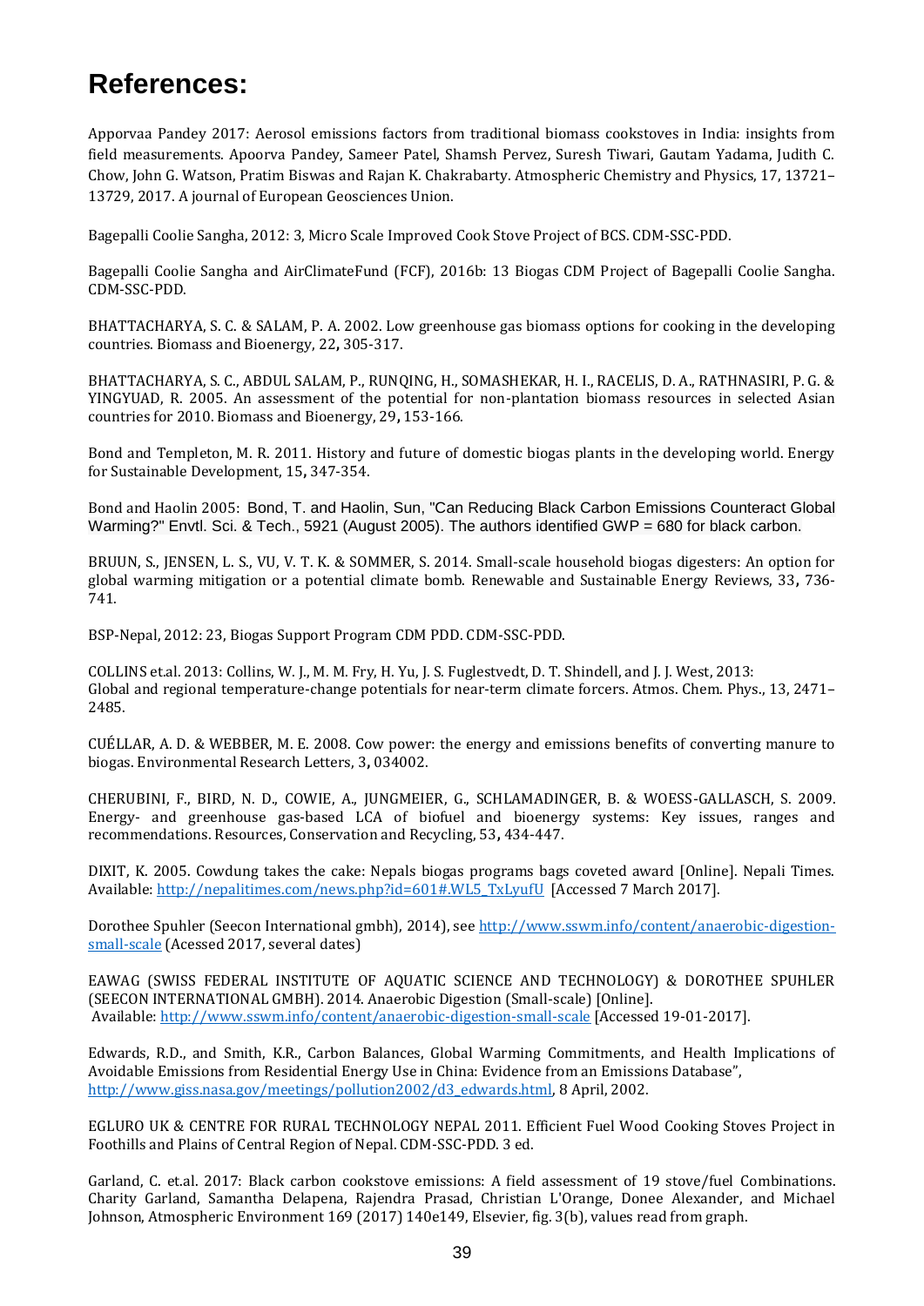# References:

Apporvaa Pandey 2017: Aerosol emissions factors from traditional biomass cookstoves in India: insights from field measurements. Apoorva Pandey, Sameer Patel, Shamsh Pervez, Suresh Tiwari, Gautam Yadama, Judith C. Chow, John G. Watson, Pratim Biswas and Rajan K. Chakrabarty. Atmospheric Chemistry and Physics, 17, 13721–13729, 2017. A journal of European Geosciences Union.

Bagepalli Coolie Sangha, 2012: 3, Micro Scale Improved Cook Stove Project of BCS. CDM-SSC-PDD.

Bagepalli Coolie Sangha and AirClimateFund (FCF), 2016b: 13 Biogas CDM Project of Bagepalli Coolie Sangha. CDM-SSC-PDD.

BHATTACHARYA, S. C. & SALAM, P. A. 2002. Low greenhouse gas biomass options for cooking in the developing countries. Biomass and Bioenergy, 22**,** 305-317.

BHATTACHARYA, S. C., ABDUL SALAM, P., RUNQING, H., SOMASHEKAR, H. I., RACELIS, D. A., RATHNASIRI, P. G. & YINGYUAD, R. 2005. An assessment of the potential for non-plantation biomass resources in selected Asian countries for 2010. Biomass and Bioenergy, 29**,** 153-166.

Bond and Templeton, M. R. 2011. History and future of domestic biogas plants in the developing world. Energy for Sustainable Development, 15**,** 347-354.

Bond and Haolin 2005: Bond, T. and Haolin, Sun, "Can Reducing Black Carbon Emissions Counteract Global Warming?" Envtl. Sci. & Tech., 5921 (August 2005). The authors identified GWP = 680 for black carbon.

BRUUN, S., JENSEN, L. S., VU, V. T. K. & SOMMER, S. 2014. Small-scale household biogas digesters: An option for global warming mitigation or a potential climate bomb. Renewable and Sustainable Energy Reviews, 33**,** 736-741.

BSP-Nepal, 2012: 23, Biogas Support Program CDM PDD. CDM-SSC-PDD.

COLLINS et.al. 2013: Collins, W. J., M. M. Fry, H. Yu, J. S. Fuglestvedt, D. T. Shindell, and J. J. West, 2013: Global and regional temperature-change potentials for near-term climate forcers. Atmos. Chem. Phys., 13, 2471–2485.

CUÉLLAR, A. D. & WEBBER, M. E. 2008. Cow power: the energy and emissions benefits of converting manure to biogas. Environmental Research Letters, 3**,** 034002.

CHERUBINI, F., BIRD, N. D., COWIE, A., JUNGMEIER, G., SCHLAMADINGER, B. & WOESS-GALLASCH, S. 2009. Energy- and greenhouse gas-based LCA of biofuel and bioenergy systems: Key issues, ranges and recommendations. Resources, Conservation and Recycling, 53**,** 434-447.

DIXIT, K. 2005. Cowdung takes the cake: Nepals biogas programs bags coveted award [Online]. Nepali Times. Available: http://nepalitimes.com/news.php?id=601#.WL5_TxLyufU [Accessed 7 March 2017].

Dorothee Spuhler (Seecon International gmbh), 2014), see http://www.sswm.info/content/anaerobic-digestion-small-scale (Acessed 2017, several dates)

EAWAG (SWISS FEDERAL INSTITUTE OF AQUATIC SCIENCE AND TECHNOLOGY) & DOROTHEE SPUHLER (SEECON INTERNATIONAL GMBH). 2014. Anaerobic Digestion (Small-scale) [Online]. Available: http://www.sswm.info/content/anaerobic-digestion-small-scale [Accessed 19-01-2017].

Edwards, R.D., and Smith, K.R., Carbon Balances, Global Warming Commitments, and Health Implications of Avoidable Emissions from Residential Energy Use in China: Evidence from an Emissions Database", http://www.giss.nasa.gov/meetings/pollution2002/d3_edwards.html, 8 April, 2002.

EGLURO UK & CENTRE FOR RURAL TECHNOLOGY NEPAL 2011. Efficient Fuel Wood Cooking Stoves Project in Foothills and Plains of Central Region of Nepal. CDM-SSC-PDD. 3 ed.

Garland, C. et.al. 2017: Black carbon cookstove emissions: A field assessment of 19 stove/fuel Combinations. Charity Garland, Samantha Delapena, Rajendra Prasad, Christian L'Orange, Donee Alexander, and Michael Johnson, Atmospheric Environment 169 (2017) 140e149, Elsevier, fig. 3(b), values read from graph.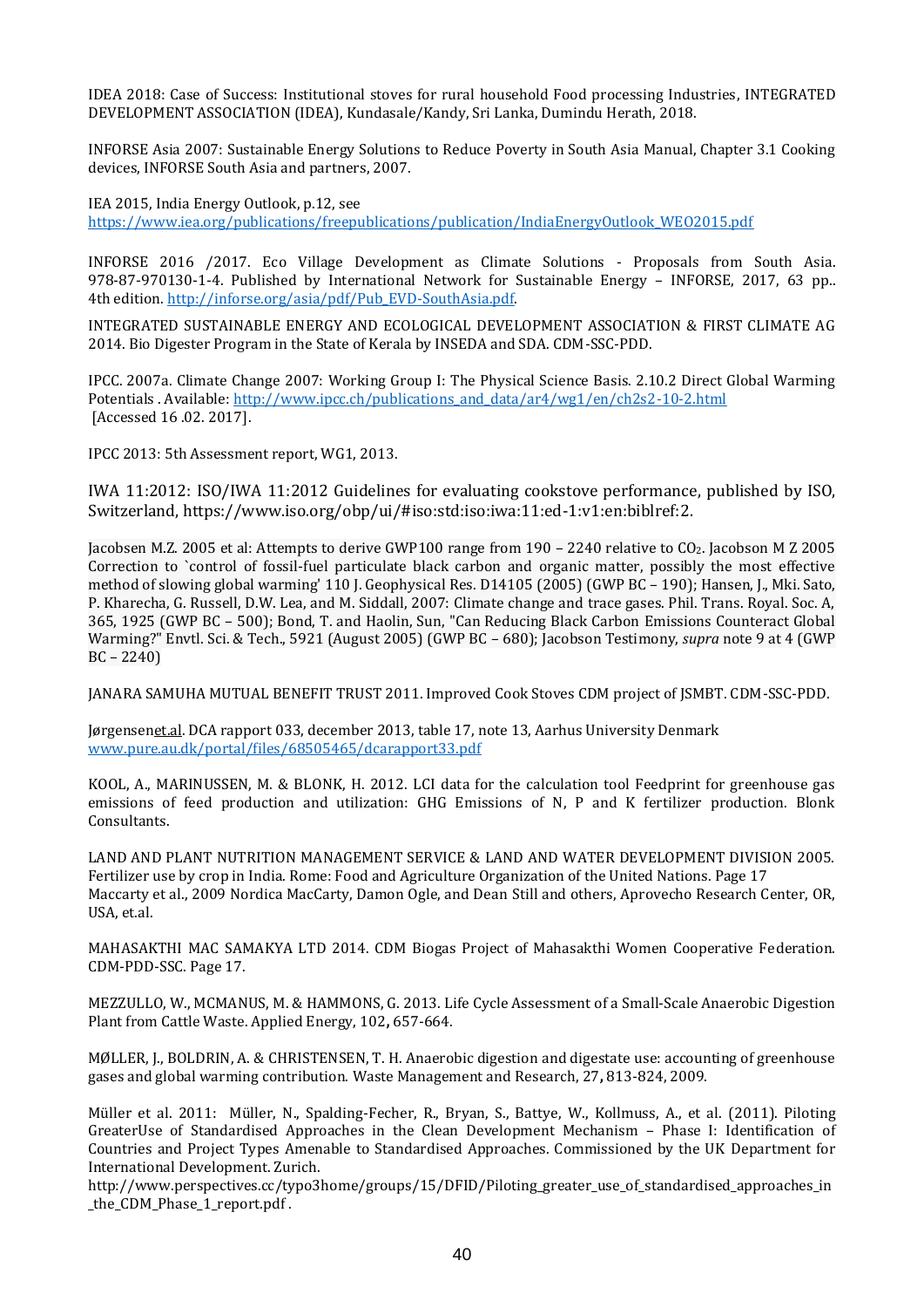IDEA 2018: Case of Success: Institutional stoves for rural household Food processing Industries, INTEGRATED DEVELOPMENT ASSOCIATION (IDEA), Kundasale/Kandy, Sri Lanka, Dumindu Herath, 2018.

INFORSE Asia 2007: Sustainable Energy Solutions to Reduce Poverty in South Asia Manual, Chapter 3.1 Cooking devices, INFORSE South Asia and partners, 2007.

IEA 2015, India Energy Outlook, p.12, see https://www.iea.org/publications/freepublications/publication/IndiaEnergyOutlook_WEO2015.pdf

INFORSE 2016 /2017. Eco Village Development as Climate Solutions - Proposals from South Asia. 978-87-970130-1-4. Published by International Network for Sustainable Energy – INFORSE, 2017, 63 pp.. 4th edition. http://inforse.org/asia/pdf/Pub_EVD-SouthAsia.pdf.

INTEGRATED SUSTAINABLE ENERGY AND ECOLOGICAL DEVELOPMENT ASSOCIATION & FIRST CLIMATE AG 2014. Bio Digester Program in the State of Kerala by INSEDA and SDA. CDM-SSC-PDD.

IPCC. 2007a. Climate Change 2007: Working Group I: The Physical Science Basis. 2.10.2 Direct Global Warming Potentials . Available: http://www.ipcc.ch/publications_and_data/ar4/wg1/en/ch2s2-10-2.html [Accessed 16 .02. 2017].

IPCC 2013: 5th Assessment report, WG1, 2013.

IWA 11:2012: ISO/IWA 11:2012 Guidelines for evaluating cookstove performance, published by ISO, Switzerland, https://www.iso.org/obp/ui/#iso:std:iso:iwa:11:ed-1:v1:en:biblref:2.

Jacobsen M.Z. 2005 et al: Attempts to derive GWP100 range from 190 – 2240 relative to $CO_2$. Jacobson M Z 2005 Correction to `control of fossil-fuel particulate black carbon and organic matter, possibly the most effective method of slowing global warming' 110 J. Geophysical Res. D14105 (2005) (GWP BC – 190); Hansen, J., Mki. Sato, P. Kharecha, G. Russell, D.W. Lea, and M. Siddall, 2007: Climate change and trace gases. Phil. Trans. Royal. Soc. A, 365, 1925 (GWP BC – 500); Bond, T. and Haolin, Sun, "Can Reducing Black Carbon Emissions Counteract Global Warming?" Envtl. Sci. & Tech., 5921 (August 2005) (GWP BC – 680); Jacobson Testimony, *supra* note 9 at 4 (GWP BC – 2240)

JANARA SAMUHA MUTUAL BENEFIT TRUST 2011. Improved Cook Stoves CDM project of JSMBT. CDM-SSC-PDD.

Jørgensenet.al. DCA rapport 033, december 2013, table 17, note 13, Aarhus University Denmark www.pure.au.dk/portal/files/68505465/dcarapport33.pdf

KOOL, A., MARINUSSEN, M. & BLONK, H. 2012. LCI data for the calculation tool Feedprint for greenhouse gas emissions of feed production and utilization: GHG Emissions of N, P and K fertilizer production. Blonk Consultants.

LAND AND PLANT NUTRITION MANAGEMENT SERVICE & LAND AND WATER DEVELOPMENT DIVISION 2005. Fertilizer use by crop in India. Rome: Food and Agriculture Organization of the United Nations. Page 17
Maccarty et al., 2009 Nordica MacCarty, Damon Ogle, and Dean Still and others, Aprovecho Research Center, OR, USA, et.al.

MAHASAKTHI MAC SAMAKYA LTD 2014. CDM Biogas Project of Mahasakthi Women Cooperative Federation. CDM-PDD-SSC. Page 17.

MEZZULLO, W., MCMANUS, M. & HAMMONS, G. 2013. Life Cycle Assessment of a Small-Scale Anaerobic Digestion Plant from Cattle Waste. Applied Energy, 102**,** 657-664.

MØLLER, J., BOLDRIN, A. & CHRISTENSEN, T. H. Anaerobic digestion and digestate use: accounting of greenhouse gases and global warming contribution. Waste Management and Research, 27**,** 813-824, 2009.

Müller et al. 2011: Müller, N., Spalding-Fecher, R., Bryan, S., Battye, W., Kollmuss, A., et al. (2011). Piloting GreaterUse of Standardised Approaches in the Clean Development Mechanism – Phase I: Identification of Countries and Project Types Amenable to Standardised Approaches. Commissioned by the UK Department for International Development. Zurich.
http://www.perspectives.cc/typo3home/groups/15/DFID/Piloting_greater_use_of_standardised_approaches_in_the_CDM_Phase_1_report.pdf .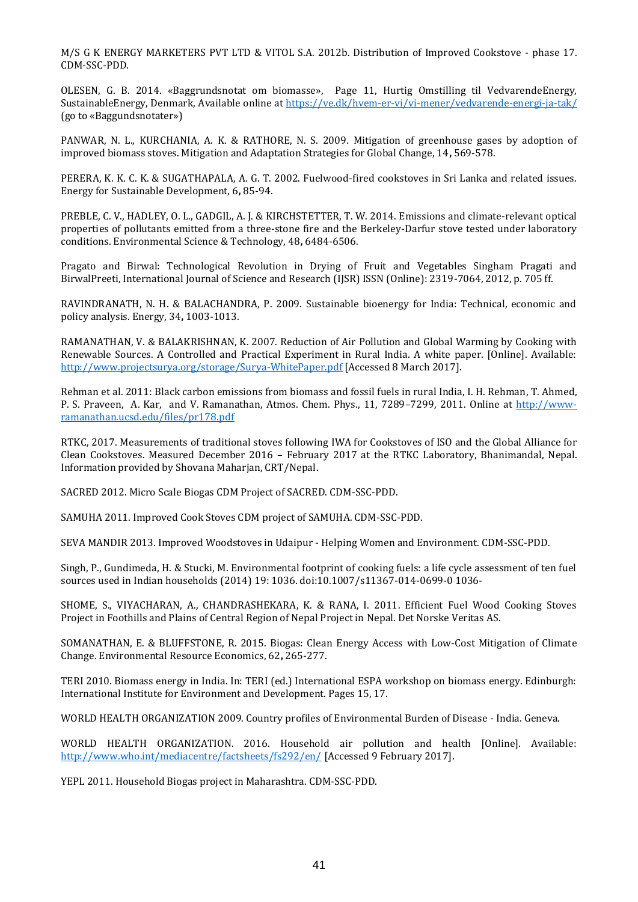M/S G K ENERGY MARKETERS PVT LTD & VITOL S.A. 2012b. Distribution of Improved Cookstove - phase 17. CDM-SSC-PDD.

OLESEN, G. B. 2014. «Baggrundsnotat om biomasse», Page 11, Hurtig Omstilling til VedvarendeEnergy, SustainableEnergy, Denmark, Available online at https://ve.dk/hvem-er-vi/vi-mener/vedvarende-energi-ja-tak/ (go to «Baggundsnotater»)

PANWAR, N. L., KURCHANIA, A. K. & RATHORE, N. S. 2009. Mitigation of greenhouse gases by adoption of improved biomass stoves. Mitigation and Adaptation Strategies for Global Change, 14**,** 569-578.

PERERA, K. K. C. K. & SUGATHAPALA, A. G. T. 2002. Fuelwood-fired cookstoves in Sri Lanka and related issues. Energy for Sustainable Development, 6**,** 85-94.

PREBLE, C. V., HADLEY, O. L., GADGIL, A. J. & KIRCHSTETTER, T. W. 2014. Emissions and climate-relevant optical properties of pollutants emitted from a three-stone fire and the Berkeley-Darfur stove tested under laboratory conditions. Environmental Science & Technology, 48**,** 6484-6506.

Pragato and Birwal: Technological Revolution in Drying of Fruit and Vegetables Singham Pragati and BirwalPreeti, International Journal of Science and Research (IJSR) ISSN (Online): 2319-7064, 2012, p. 705 ff.

RAVINDRANATH, N. H. & BALACHANDRA, P. 2009. Sustainable bioenergy for India: Technical, economic and policy analysis. Energy, 34**,** 1003-1013.

RAMANATHAN, V. & BALAKRISHNAN, K. 2007. Reduction of Air Pollution and Global Warming by Cooking with Renewable Sources. A Controlled and Practical Experiment in Rural India. A white paper. [Online]. Available: http://www.projectsurya.org/storage/Surya-WhitePaper.pdf [Accessed 8 March 2017].

Rehman et al. 2011: Black carbon emissions from biomass and fossil fuels in rural India, I. H. Rehman, T. Ahmed, P. S. Praveen, A. Kar, and V. Ramanathan, Atmos. Chem. Phys., 11, 7289–7299, 2011. Online at http://www-ramanathan.ucsd.edu/files/pr178.pdf

RTKC, 2017. Measurements of traditional stoves following IWA for Cookstoves of ISO and the Global Alliance for Clean Cookstoves. Measured December 2016 – February 2017 at the RTKC Laboratory, Bhanimandal, Nepal. Information provided by Shovana Maharjan, CRT/Nepal.

SACRED 2012. Micro Scale Biogas CDM Project of SACRED. CDM-SSC-PDD.

SAMUHA 2011. Improved Cook Stoves CDM project of SAMUHA. CDM-SSC-PDD.

SEVA MANDIR 2013. Improved Woodstoves in Udaipur - Helping Women and Environment. CDM-SSC-PDD.

Singh, P., Gundimeda, H. & Stucki, M. Environmental footprint of cooking fuels: a life cycle assessment of ten fuel sources used in Indian households (2014) 19: 1036. doi:10.1007/s11367-014-0699-0 1036-

SHOME, S., VIYACHARAN, A., CHANDRASHEKARA, K. & RANA, I. 2011. Efficient Fuel Wood Cooking Stoves Project in Foothills and Plains of Central Region of Nepal Project in Nepal. Det Norske Veritas AS.

SOMANATHAN, E. & BLUFFSTONE, R. 2015. Biogas: Clean Energy Access with Low-Cost Mitigation of Climate Change. Environmental Resource Economics, 62**,** 265-277.

TERI 2010. Biomass energy in India. In: TERI (ed.) International ESPA workshop on biomass energy. Edinburgh: International Institute for Environment and Development. Pages 15, 17.

WORLD HEALTH ORGANIZATION 2009. Country profiles of Environmental Burden of Disease - India. Geneva.

WORLD HEALTH ORGANIZATION. 2016. Household air pollution and health [Online]. Available: http://www.who.int/mediacentre/factsheets/fs292/en/ [Accessed 9 February 2017].

YEPL 2011. Household Biogas project in Maharashtra. CDM-SSC-PDD.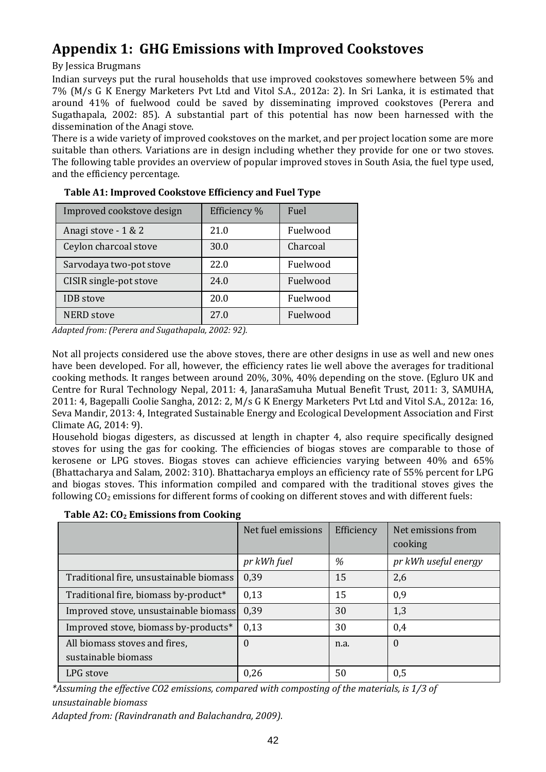# Appendix 1: GHG Emissions with Improved Cookstoves

By Jessica Brugmans

Indian surveys put the rural households that use improved cookstoves somewhere between 5% and 7% (M/s G K Energy Marketers Pvt Ltd and Vitol S.A., 2012a: 2). In Sri Lanka, it is estimated that around 41% of fuelwood could be saved by disseminating improved cookstoves (Perera and Sugathapala, 2002: 85). A substantial part of this potential has now been harnessed with the dissemination of the Anagi stove.

There is a wide variety of improved cookstoves on the market, and per project location some are more suitable than others. Variations are in design including whether they provide for one or two stoves. The following table provides an overview of popular improved stoves in South Asia, the fuel type used, and the efficiency percentage.

**Table A1: Improved Cookstove Efficiency and Fuel Type**

| Improved cookstove design | Efficiency % | Fuel |
|---|---|---|
| Anagi stove - 1 & 2 | 21.0 | Fuelwood |
| Ceylon charcoal stove | 30.0 | Charcoal |
| Sarvodaya two-pot stove | 22.0 | Fuelwood |
| CISIR single-pot stove | 24.0 | Fuelwood |
| IDB stove | 20.0 | Fuelwood |
| NERD stove | 27.0 | Fuelwood |

*Adapted from: (Perera and Sugathapala, 2002: 92).*

Not all projects considered use the above stoves, there are other designs in use as well and new ones have been developed. For all, however, the efficiency rates lie well above the averages for traditional cooking methods. It ranges between around 20%, 30%, 40% depending on the stove. (Egluro UK and Centre for Rural Technology Nepal, 2011: 4, JanaraSamuha Mutual Benefit Trust, 2011: 3, SAMUHA, 2011: 4, Bagepalli Coolie Sangha, 2012: 2, M/s G K Energy Marketers Pvt Ltd and Vitol S.A., 2012a: 16, Seva Mandir, 2013: 4, Integrated Sustainable Energy and Ecological Development Association and First Climate AG, 2014: 9).

Household biogas digesters, as discussed at length in chapter 4, also require specifically designed stoves for using the gas for cooking. The efficiencies of biogas stoves are comparable to those of kerosene or LPG stoves. Biogas stoves can achieve efficiencies varying between 40% and 65% (Bhattacharya and Salam, 2002: 310). Bhattacharya employs an efficiency rate of 55% percent for LPG and biogas stoves. This information compiled and compared with the traditional stoves gives the following $CO_2$ emissions for different forms of cooking on different stoves and with different fuels:

**Table A2: $CO_2$ Emissions from Cooking**

| | Net fuel emissions | Efficiency | Net emissions from cooking |
|---|---|---|---|
| | *pr kWh fuel* | *%* | *pr kWh useful energy* |
| Traditional fire, unsustainable biomass | 0,39 | 15 | 2,6 |
| Traditional fire, biomass by-product* | 0,13 | 15 | 0,9 |
| Improved stove, unsustainable biomass | 0,39 | 30 | 1,3 |
| Improved stove, biomass by-products* | 0,13 | 30 | 0,4 |
| All biomass stoves and fires, sustainable biomass | 0 | n.a. | 0 |
| LPG stove | 0,26 | 50 | 0,5 |

*\*Assuming the effective CO2 emissions, compared with composting of the materials, is 1/3 of unsustainable biomass*

*Adapted from: (Ravindranath and Balachandra, 2009).*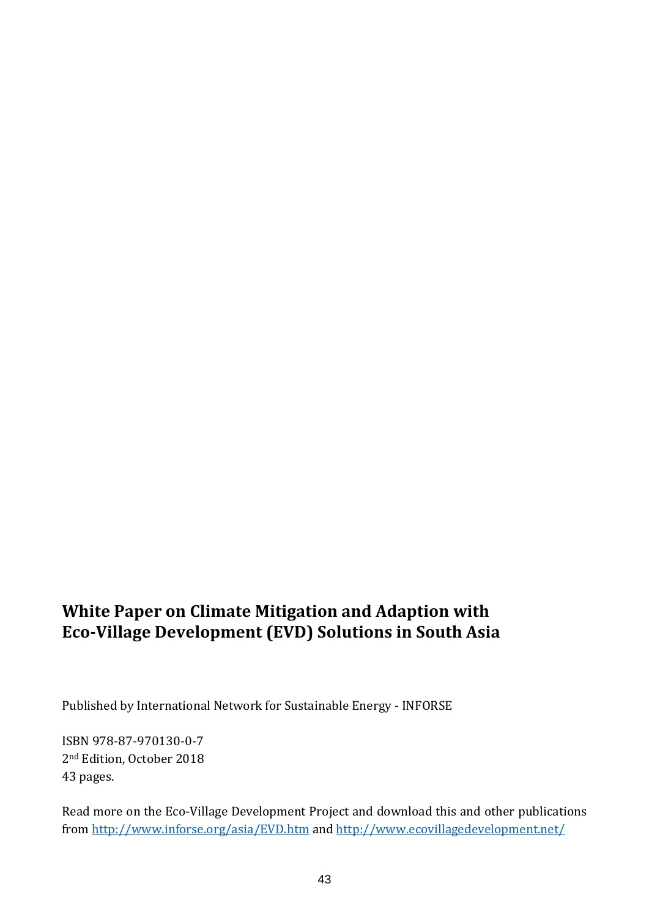**White Paper on Climate Mitigation and Adaption with Eco-Village Development (EVD) Solutions in South Asia**

Published by International Network for Sustainable Energy - INFORSE

ISBN 978-87-970130-0-7
2nd Edition, October 2018
43 pages.

Read more on the Eco-Village Development Project and download this and other publications from http://www.inforse.org/asia/EVD.htm and http://www.ecovillagedevelopment.net/